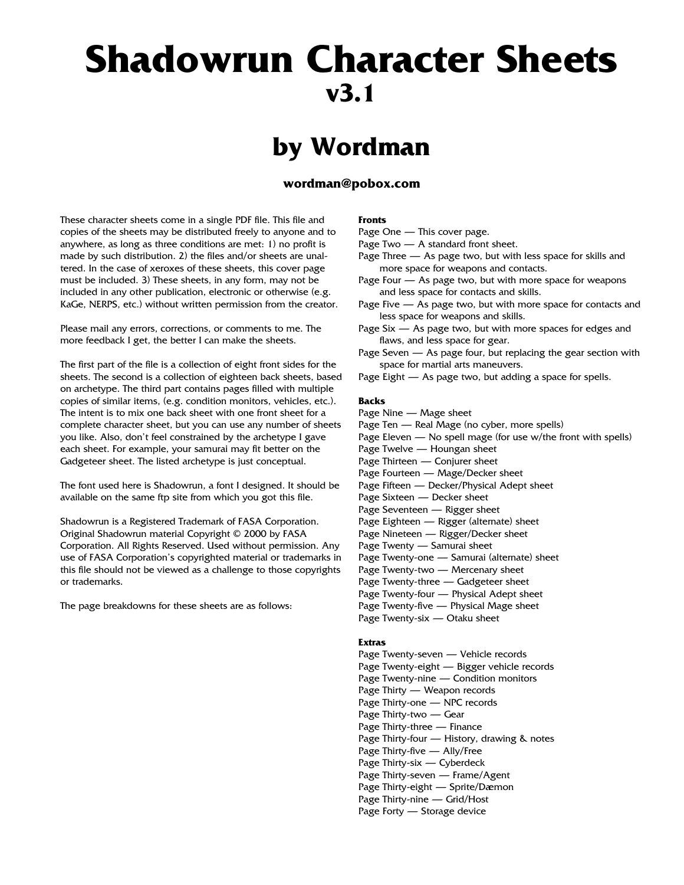# Shadowrun Character Sheets
## v3.1

## by Wordman

**wordman@pobox.com**

These character sheets come in a single PDF file. This file and copies of the sheets may be distributed freely to anyone and to anywhere, as long as three conditions are met: 1) no profit is made by such distribution. 2) the files and/or sheets are unaltered. In the case of xeroxes of these sheets, this cover page must be included. 3) These sheets, in any form, may not be included in any other publication, electronic or otherwise (e.g. KaGe, NERPS, etc.) without written permission from the creator.

Please mail any errors, corrections, or comments to me. The more feedback I get, the better I can make the sheets.

The first part of the file is a collection of eight front sides for the sheets. The second is a collection of eighteen back sheets, based on archetype. The third part contains pages filled with multiple copies of similar items, (e.g. condition monitors, vehicles, etc.). The intent is to mix one back sheet with one front sheet for a complete character sheet, but you can use any number of sheets you like. Also, don't feel constrained by the archetype I gave each sheet. For example, your samurai may fit better on the Gadgeteer sheet. The listed archetype is just conceptual.

The font used here is Shadowrun, a font I designed. It should be available on the same ftp site from which you got this file.

Shadowrun is a Registered Trademark of FASA Corporation. Original Shadowrun material Copyright © 2000 by FASA Corporation. All Rights Reserved. Used without permission. Any use of FASA Corporation's copyrighted material or trademarks in this file should not be viewed as a challenge to those copyrights or trademarks.

The page breakdowns for these sheets are as follows:

**Fronts**

Page One — This cover page.
Page Two — A standard front sheet.
Page Three — As page two, but with less space for skills and more space for weapons and contacts.
Page Four — As page two, but with more space for weapons and less space for contacts and skills.
Page Five — As page two, but with more space for contacts and less space for weapons and skills.
Page Six — As page two, but with more spaces for edges and flaws, and less space for gear.
Page Seven — As page four, but replacing the gear section with space for martial arts maneuvers.
Page Eight — As page two, but adding a space for spells.

**Backs**

Page Nine — Mage sheet
Page Ten — Real Mage (no cyber, more spells)
Page Eleven — No spell mage (for use w/the front with spells)
Page Twelve — Houngan sheet
Page Thirteen — Conjurer sheet
Page Fourteen — Mage/Decker sheet
Page Fifteen — Decker/Physical Adept sheet
Page Sixteen — Decker sheet
Page Seventeen — Rigger sheet
Page Eighteen — Rigger (alternate) sheet
Page Nineteen — Rigger/Decker sheet
Page Twenty — Samurai sheet
Page Twenty-one — Samurai (alternate) sheet
Page Twenty-two — Mercenary sheet
Page Twenty-three — Gadgeteer sheet
Page Twenty-four — Physical Adept sheet
Page Twenty-five — Physical Mage sheet
Page Twenty-six — Otaku sheet

**Extras**

Page Twenty-seven — Vehicle records
Page Twenty-eight — Bigger vehicle records
Page Twenty-nine — Condition monitors
Page Thirty — Weapon records
Page Thirty-one — NPC records
Page Thirty-two — Gear
Page Thirty-three — Finance
Page Thirty-four — History, drawing & notes
Page Thirty-five — Ally/Free
Page Thirty-six — Cyberdeck
Page Thirty-seven — Frame/Agent
Page Thirty-eight — Sprite/Dæmon
Page Thirty-nine — Grid/Host
Page Forty — Storage device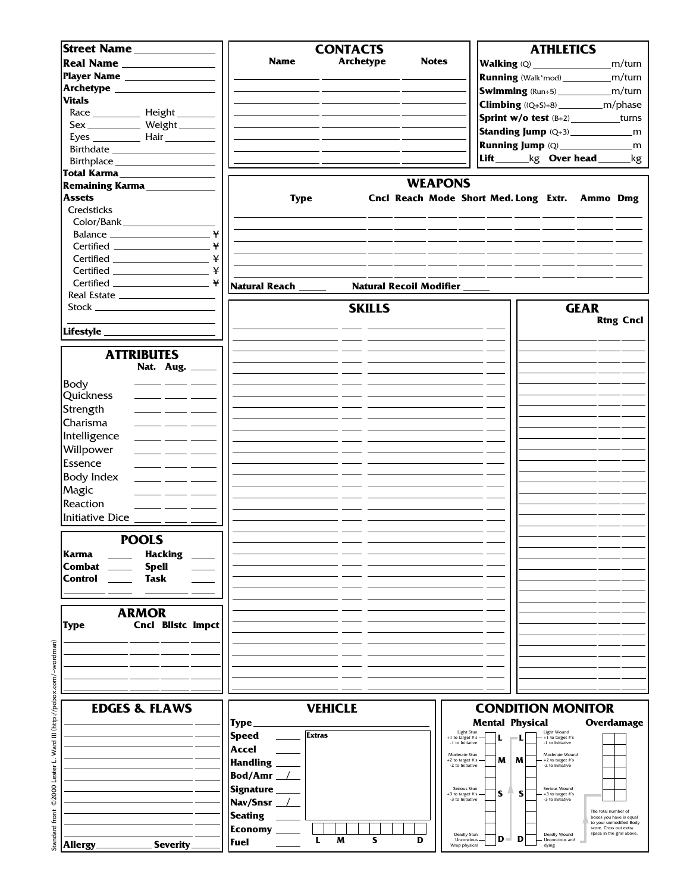**Street Name** ____________

**Real Name** ____________

**Player Name** ____________

**Archetype** ____________

**Vitals**

Race ________ Height ________

Sex ________ Weight ________

Eyes ________ Hair ________

Birthdate ____________

Birthplace ____________

**Total Karma** ____________

**Remaining Karma** ____________

**Assets**

Credsticks

Color/Bank ____________

Balance ____________ ¥

Certified ____________ ¥

Certified ____________ ¥

Certified ____________ ¥

Certified ____________ ¥

Real Estate ____________

Stock ____________

**Lifestyle** ____________

## CONTACTS

| Name | Archetype | Notes |
|---|---|---|
| | | |
| | | |
| | | |
| | | |
| | | |
| | | |
| | | |

## ATHLETICS

**Walking** (Q) ____________ m/turn

**Running** (Walk*mod) ____________ m/turn

**Swimming** (Run÷5) ____________ m/turn

**Climbing** ((Q+S)÷8) ____________ m/phase

**Sprint w/o test** (B÷2) ____________ turns

**Standing Jump** (Q÷3) ____________ m

**Running Jump** (Q) ____________ m

**Lift** ______ kg **Over head** ______ kg

## WEAPONS

| Type | Cncl | Reach | Mode | Short | Med. | Long | Extr. | Ammo | Dmg |
|---|---|---|---|---|---|---|---|---|---|
| | | | | | | | | | |
| | | | | | | | | | |
| | | | | | | | | | |
| | | | | | | | | | |
| | | | | | | | | | |

**Natural Reach** ______ **Natural Recoil Modifier** ______

## ATTRIBUTES

| | Nat. | Aug. | |
|---|---|---|---|
| Body | | | |
| Quickness | | | |
| Strength | | | |
| Charisma | | | |
| Intelligence | | | |
| Willpower | | | |
| Essence | | | |
| Body Index | | | |
| Magic | | | |
| Reaction | | | |
| Initiative Dice | | | |

## SKILLS

| | | | |
|---|---|---|---|
| | | | |

## GEAR

| | Rtng | Cncl |
|---|---|---|
| | | |

## POOLS

**Karma** ______ **Hacking** ______

**Combat** ______ **Spell** ______

**Control** ______ **Task** ______

## ARMOR

| Type | Cncl | Bllstc | Impct |
|---|---|---|---|
| | | | |
| | | | |
| | | | |
| | | | |

## EDGES & FLAWS

| | |
|---|---|
| | |

**Allergy** ____________ **Severity** ______

## VEHICLE

**Type** ____________

**Speed** ______

**Accel** ______

**Handling** ______

**Bod/Amr** ___/___

**Signature** ______

**Nav/Snsr** ___/___

**Seating** ______

**Economy** ______

**Fuel** ______

**Extras**

L M S D

## CONDITION MONITOR

**Mental** **Physical** **Overdamage**

Light Stun +1 to target #'s -1 to Initiative — L | L — Light Wound +1 to target #'s -1 to Initiative

Moderate Stun +2 to target #'s -2 to Initiative — M | M — Moderate Wound +2 to target #'s -2 to Initiative

Serious Stun +3 to target #'s -3 to Initiative — S | S — Serious Wound +3 to target #'s -3 to Initiative

Deadly Stun Unconcious Wrap physical — D | D — Deadly Wound Unconcious and dying

The total number of boxes you have is equal to your unmodified Body score. Cross out extra space in the grid above.

Standard front ©2000 Lester L. Ward III (http://pobox.com/~wordman)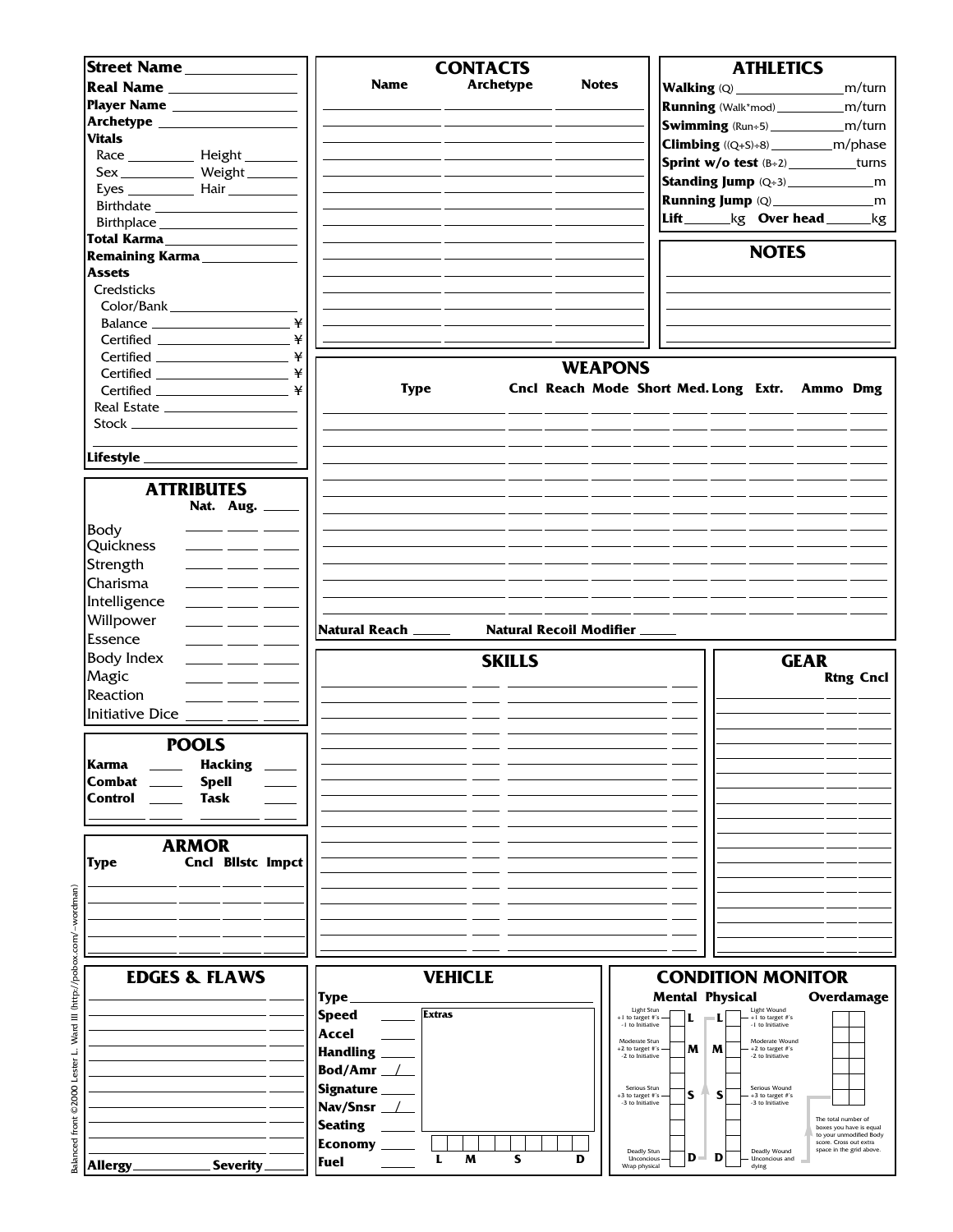**Street Name** \_\_\_\_\_\_\_\_\_\_\_\_
**Real Name** \_\_\_\_\_\_\_\_\_\_\_\_
**Player Name** \_\_\_\_\_\_\_\_\_\_\_\_
**Archetype** \_\_\_\_\_\_\_\_\_\_\_\_
**Vitals**
Race \_\_\_\_\_\_ Height \_\_\_\_\_\_
Sex \_\_\_\_\_\_ Weight \_\_\_\_\_\_
Eyes \_\_\_\_\_\_ Hair \_\_\_\_\_\_
Birthdate \_\_\_\_\_\_\_\_\_\_\_\_
Birthplace \_\_\_\_\_\_\_\_\_\_\_\_
**Total Karma** \_\_\_\_\_\_\_\_\_\_\_\_
**Remaining Karma** \_\_\_\_\_\_\_\_\_\_\_\_
**Assets**
Credsticks
Color/Bank \_\_\_\_\_\_\_\_\_\_\_\_
Balance \_\_\_\_\_\_\_\_\_\_\_\_ ¥
Certified \_\_\_\_\_\_\_\_\_\_\_\_ ¥
Certified \_\_\_\_\_\_\_\_\_\_\_\_ ¥
Certified \_\_\_\_\_\_\_\_\_\_\_\_ ¥
Certified \_\_\_\_\_\_\_\_\_\_\_\_ ¥
Real Estate \_\_\_\_\_\_\_\_\_\_\_\_
Stock \_\_\_\_\_\_\_\_\_\_\_\_
**Lifestyle** \_\_\_\_\_\_\_\_\_\_\_\_

## CONTACTS

| Name | Archetype | Notes |
|---|---|---|
| | | |
| | | |
| | | |
| | | |
| | | |
| | | |
| | | |
| | | |
| | | |
| | | |
| | | |
| | | |
| | | |
| | | |
| | | |

## ATHLETICS

**Walking** (Q) \_\_\_\_\_\_\_\_ m/turn
**Running** (Walk*mod) \_\_\_\_\_\_\_\_ m/turn
**Swimming** (Run÷5) \_\_\_\_\_\_\_\_ m/turn
**Climbing** ((Q+S)÷8) \_\_\_\_\_\_\_\_ m/phase
**Sprint w/o test** (B÷2) \_\_\_\_\_\_\_\_ turns
**Standing Jump** (Q÷3) \_\_\_\_\_\_\_\_ m
**Running Jump** (Q) \_\_\_\_\_\_\_\_ m
**Lift** \_\_\_\_\_\_ kg **Over head** \_\_\_\_\_\_ kg

## NOTES

## ATTRIBUTES

| | Nat. | Aug. | |
|---|---|---|---|
| Body | | | |
| Quickness | | | |
| Strength | | | |
| Charisma | | | |
| Intelligence | | | |
| Willpower | | | |
| Essence | | | |
| Body Index | | | |
| Magic | | | |
| Reaction | | | |
| Initiative Dice | | | |

## WEAPONS

| Type | Cncl | Reach | Mode | Short | Med. | Long | Extr. | Ammo | Dmg |
|---|---|---|---|---|---|---|---|---|---|
| | | | | | | | | | |
| | | | | | | | | | |
| | | | | | | | | | |
| | | | | | | | | | |
| | | | | | | | | | |
| | | | | | | | | | |
| | | | | | | | | | |
| | | | | | | | | | |
| | | | | | | | | | |
| | | | | | | | | | |
| | | | | | | | | | |
| | | | | | | | | | |

**Natural Reach** \_\_\_\_\_ **Natural Recoil Modifier** \_\_\_\_\_

## POOLS

| | | | |
|---|---|---|---|
| **Karma** | | **Hacking** | |
| **Combat** | | **Spell** | |
| **Control** | | **Task** | |
| | | | |

## ARMOR

| Type | Cncl | Blstc | Impct |
|---|---|---|---|
| | | | |
| | | | |
| | | | |
| | | | |

## SKILLS

| | | | |
|---|---|---|---|
| | | | |
| | | | |
| | | | |
| | | | |
| | | | |
| | | | |
| | | | |
| | | | |
| | | | |
| | | | |
| | | | |
| | | | |
| | | | |
| | | | |
| | | | |
| | | | |

## GEAR

| | Rtng | Cncl |
|---|---|---|
| | | |
| | | |
| | | |
| | | |
| | | |
| | | |
| | | |
| | | |
| | | |
| | | |
| | | |
| | | |
| | | |
| | | |
| | | |

## EDGES & FLAWS

| | |
|---|---|
| | |
| | |
| | |
| | |
| | |
| | |
| | |
| | |
| | |
| | |

**Allergy** \_\_\_\_\_\_\_\_ **Severity** \_\_\_\_\_\_

## VEHICLE

**Type** \_\_\_\_\_\_\_\_\_\_\_\_
**Speed** \_\_\_\_\_
**Accel** \_\_\_\_\_
**Handling** \_\_\_\_\_
**Bod/Amr** \_\_/\_\_
**Signature** \_\_\_\_\_
**Nav/Snsr** \_\_/\_\_
**Seating** \_\_\_\_\_
**Economy** \_\_\_\_\_
**Fuel** \_\_\_\_\_

**Extras**

L M S D

## CONDITION MONITOR

**Mental** **Physical** **Overdamage**

Light Stun: +1 to target #'s, -1 to Initiative — **L** | **L** — Light Wound: +1 to target #'s, -1 to Initiative

Moderate Stun: +2 to target #'s, -2 to Initiative — **M** | **M** — Moderate Wound: +2 to target #'s, -2 to Initiative

Serious Stun: +3 to target #'s, -3 to Initiative — **S** | **S** — Serious Wound: +3 to target #'s, -3 to Initiative

Deadly Stun: Unconcious, Wrap physical — **D** | **D** — Deadly Wound: Unconcious and dying

The total number of boxes you have is equal to your unmodified Body score. Cross out extra space in the grid above.

Balanced front ©2000 Lester L. Ward III (http://pobox.com/~wordman)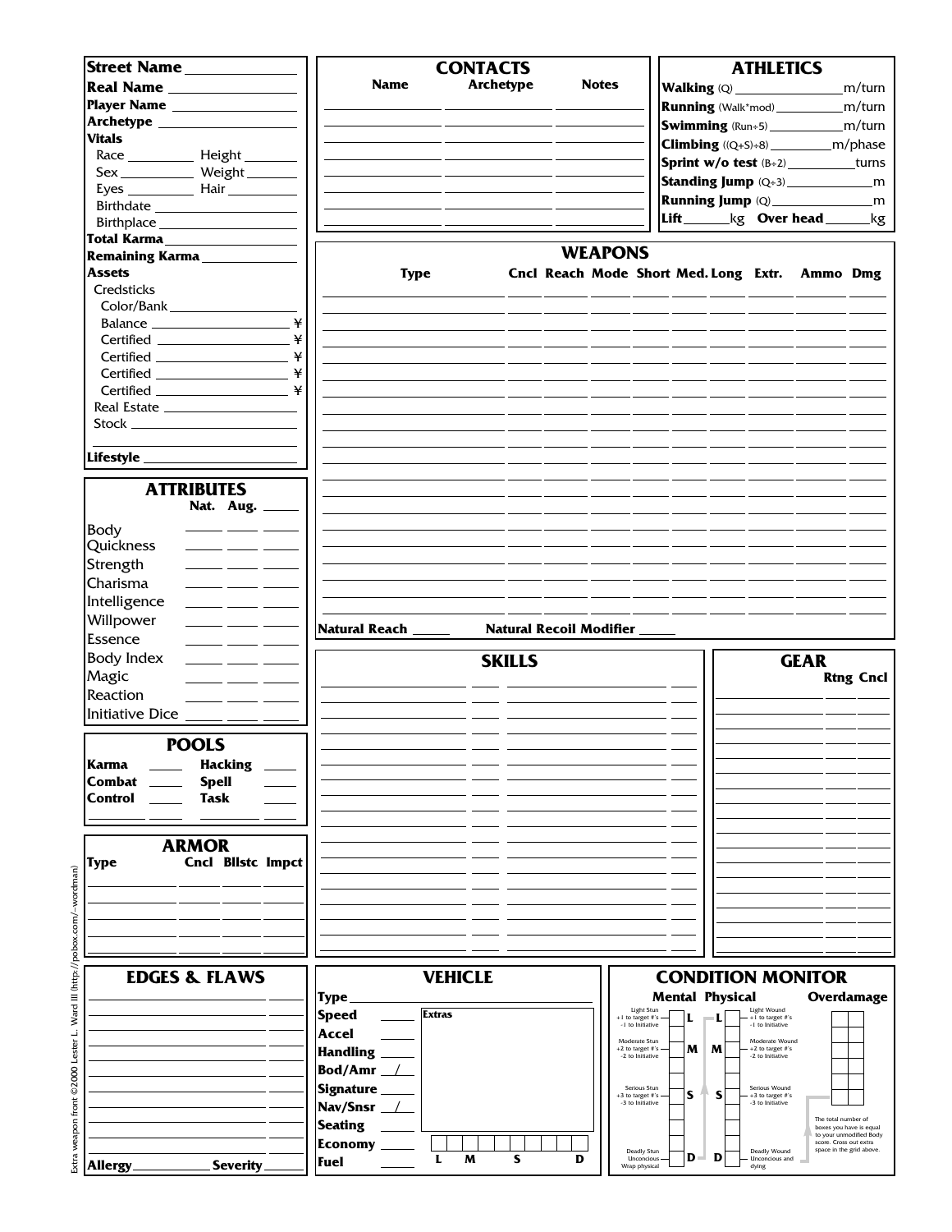**Street Name** ______________

**Real Name** ______________

**Player Name** ______________

**Archetype** ______________

**Vitals**

Race ________ Height ________

Sex ________ Weight ________

Eyes ________ Hair ________

Birthdate ______________

Birthplace ______________

**Total Karma** ______________

**Remaining Karma** ______________

**Assets**

Credsticks

Color/Bank ______________

Balance ______________ ¥

Certified ______________ ¥

Certified ______________ ¥

Certified ______________ ¥

Certified ______________ ¥

Real Estate ______________

Stock ______________

**Lifestyle** ______________

## CONTACTS

| Name | Archetype | Notes |
|---|---|---|
| | | |
| | | |
| | | |
| | | |
| | | |
| | | |

## ATHLETICS

**Walking** (Q) ______________ m/turn

**Running** (Walk*mod) ______________ m/turn

**Swimming** (Run÷5) ______________ m/turn

**Climbing** ((Q+S)÷8) ______________ m/phase

**Sprint w/o test** (B÷2) ______________ turns

**Standing Jump** (Q÷3) ______________ m

**Running Jump** (Q) ______________ m

**Lift** ______ kg **Over head** ______ kg

## WEAPONS

| Type | Cncl | Reach | Mode | Short | Med. | Long | Extr. | Ammo | Dmg |
|---|---|---|---|---|---|---|---|---|---|
| | | | | | | | | | |
| | | | | | | | | | |
| | | | | | | | | | |
| | | | | | | | | | |
| | | | | | | | | | |
| | | | | | | | | | |
| | | | | | | | | | |
| | | | | | | | | | |
| | | | | | | | | | |
| | | | | | | | | | |
| | | | | | | | | | |
| | | | | | | | | | |
| | | | | | | | | | |
| | | | | | | | | | |
| | | | | | | | | | |
| | | | | | | | | | |
| | | | | | | | | | |
| | | | | | | | | | |
| | | | | | | | | | |

**Natural Reach** ______ **Natural Recoil Modifier** ______

## ATTRIBUTES

| | Nat. | Aug. | |
|---|---|---|---|
| Body | | | |
| Quickness | | | |
| Strength | | | |
| Charisma | | | |
| Intelligence | | | |
| Willpower | | | |
| Essence | | | |
| Body Index | | | |
| Magic | | | |
| Reaction | | | |
| Initiative Dice | | | |

## POOLS

| | | | |
|---|---|---|---|
| **Karma** | ____ | **Hacking** | ____ |
| **Combat** | ____ | **Spell** | ____ |
| **Control** | ____ | **Task** | ____ |
| ______ | ____ | ______ | ____ |

## ARMOR

| Type | Cncl | Bllstc | Impct |
|---|---|---|---|
| | | | |
| | | | |
| | | | |
| | | | |

## SKILLS

| | | | |
|---|---|---|---|
| | | | |
| | | | |
| | | | |
| | | | |
| | | | |
| | | | |
| | | | |
| | | | |
| | | | |
| | | | |
| | | | |
| | | | |
| | | | |
| | | | |
| | | | |
| | | | |

## GEAR

| | Rtng | Cncl |
|---|---|---|
| | | |
| | | |
| | | |
| | | |
| | | |
| | | |
| | | |
| | | |
| | | |
| | | |
| | | |
| | | |
| | | |
| | | |

## EDGES & FLAWS

| | |
|---|---|
| | |
| | |
| | |
| | |
| | |
| | |
| | |
| | |
| | |

**Allergy** ____________ **Severity** ______

## VEHICLE

**Type** ______________

**Speed** ______

**Accel** ______

**Handling** ______

**Bod/Amr** ___/___

**Signature** ______

**Nav/Snsr** ___/___

**Seating** ______

**Economy** ______

**Fuel** ______

**Extras**

L M S D

## CONDITION MONITOR

**Mental** **Physical** **Overdamage**

Light Stun: +1 to target #'s, -1 to Initiative — **L** | **L** — Light Wound: +1 to target #'s, -1 to Initiative

Moderate Stun: +2 to target #'s, -2 to Initiative — **M** | **M** — Moderate Wound: +2 to target #'s, -2 to Initiative

Serious Stun: +3 to target #'s, -3 to Initiative — **S** | **S** — Serious Wound: +3 to target #'s, -3 to Initiative

Deadly Stun: Unconcious, Wrap physical — **D** | **D** — Deadly Wound: Unconcious and dying

The total number of boxes you have is equal to your unmodified Body score. Cross out extra space in the grid above.

Extra weapon front ©2000 Lester L. Ward III (http://pobox.com/~wordman)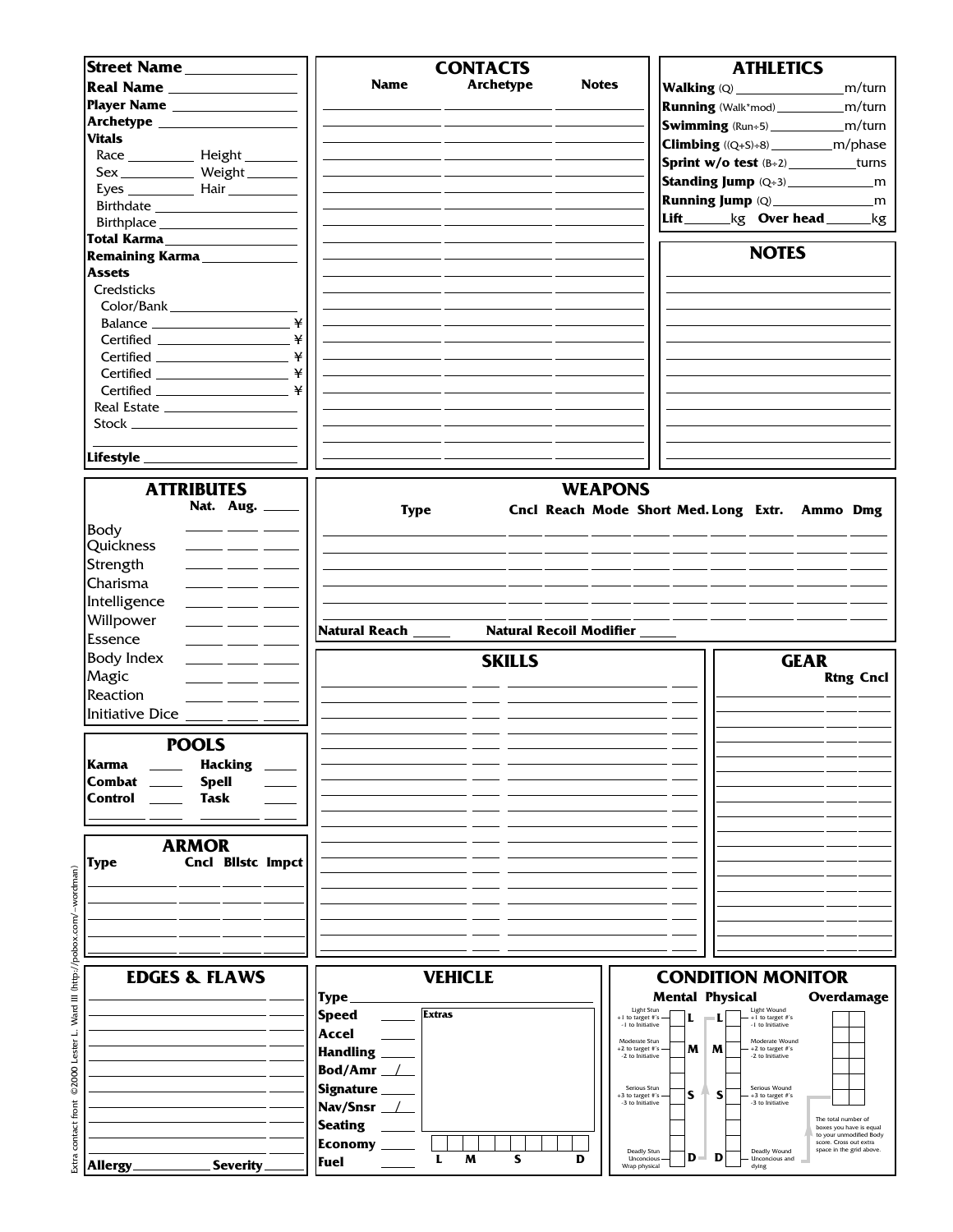**Street Name** ____________
**Real Name** ____________
**Player Name** ____________
**Archetype** ____________
**Vitals**
Race ________ Height ________
Sex ________ Weight ________
Eyes ________ Hair ________
Birthdate ____________
Birthplace ____________
**Total Karma** ____________
**Remaining Karma** ____________
**Assets**
Credsticks
Color/Bank ____________
Balance ____________ ¥
Certified ____________ ¥
Certified ____________ ¥
Certified ____________ ¥
Certified ____________ ¥
Real Estate ____________
Stock ____________

**Lifestyle** ____________

## CONTACTS

| Name | Archetype | Notes |
|---|---|---|
| | | |
| | | |
| | | |
| | | |
| | | |
| | | |
| | | |
| | | |
| | | |
| | | |
| | | |
| | | |
| | | |
| | | |
| | | |
| | | |
| | | |
| | | |
| | | |
| | | |
| | | |
| | | |

## ATHLETICS

**Walking** (Q) ____________ m/turn
**Running** (Walk*mod) ____________ m/turn
**Swimming** (Run÷5) ____________ m/turn
**Climbing** ((Q+S)÷8) ____________ m/phase
**Sprint w/o test** (B÷2) ____________ turns
**Standing Jump** (Q÷3) ____________ m
**Running Jump** (Q) ____________ m
**Lift** ______ kg **Over head** ______ kg

## NOTES

## ATTRIBUTES

| | Nat. | Aug. | |
|---|---|---|---|
| Body | | | |
| Quickness | | | |
| Strength | | | |
| Charisma | | | |
| Intelligence | | | |
| Willpower | | | |
| Essence | | | |
| Body Index | | | |
| Magic | | | |
| Reaction | | | |
| Initiative Dice | | | |

## POOLS

| | | | |
|---|---|---|---|
| **Karma** | | **Hacking** | |
| **Combat** | | **Spell** | |
| **Control** | | **Task** | |
| | | | |

## ARMOR

| Type | Cncl | Bllstc | Impct |
|---|---|---|---|
| | | | |
| | | | |
| | | | |
| | | | |

## WEAPONS

| Type | Cncl | Reach | Mode | Short | Med. | Long | Extr. | Ammo | Dmg |
|---|---|---|---|---|---|---|---|---|---|
| | | | | | | | | | |
| | | | | | | | | | |
| | | | | | | | | | |
| | | | | | | | | | |
| | | | | | | | | | |

**Natural Reach** ______ **Natural Recoil Modifier** ______

## SKILLS

| | | | |
|---|---|---|---|
| | | | |
| | | | |
| | | | |
| | | | |
| | | | |
| | | | |
| | | | |
| | | | |
| | | | |
| | | | |
| | | | |
| | | | |
| | | | |
| | | | |
| | | | |
| | | | |
| | | | |

## GEAR

| | Rtng | Cncl |
|---|---|---|
| | | |
| | | |
| | | |
| | | |
| | | |
| | | |
| | | |
| | | |
| | | |
| | | |
| | | |
| | | |
| | | |
| | | |
| | | |
| | | |

## EDGES & FLAWS

| | |
|---|---|
| | |
| | |
| | |
| | |
| | |
| | |
| | |
| | |
| | |
| | |

**Allergy** ____________ **Severity** ______

## VEHICLE

**Type** ____________
**Speed** ______
**Accel** ______
**Handling** ______
**Bod/Amr** ___/___
**Signature** ______
**Nav/Snsr** ___/___
**Seating** ______
**Economy** ______
**Fuel** ______

**Extras**

L M S D

## CONDITION MONITOR

**Mental** **Physical** **Overdamage**

Light Stun: +1 to target #'s, -1 to Initiative — L | L — Light Wound: +1 to target #'s, -1 to Initiative

Moderate Stun: +2 to target #'s, -2 to Initiative — M | M — Moderate Wound: +2 to target #'s, -2 to Initiative

Serious Stun: +3 to target #'s, -3 to Initiative — S | S — Serious Wound: +3 to target #'s, -3 to Initiative

Deadly Stun: Unconcious, Wrap physical — D | D — Deadly Wound: Unconcious and dying

The total number of boxes you have is equal to your unmodified Body score. Cross out extra space in the grid above.

Extra contact front ©2000 Lester L. Ward III (http://pobox.com/~wordman)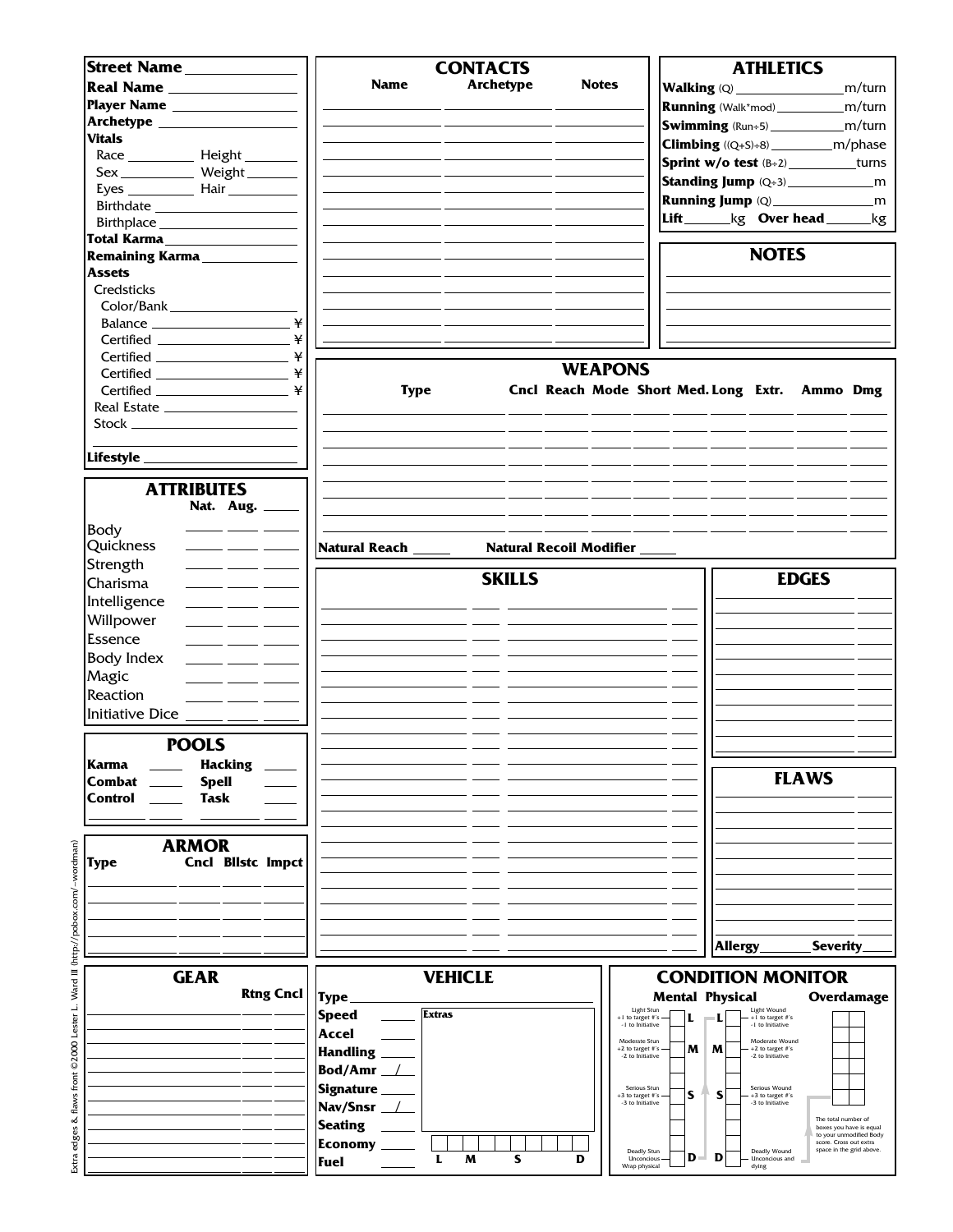**Street Name** ______________
**Real Name** ______________
**Player Name** ______________
**Archetype** ______________
**Vitals**
Race ________ Height ________
Sex ________ Weight ________
Eyes ________ Hair ________
Birthdate ______________
Birthplace ______________
**Total Karma** ______________
**Remaining Karma** ______________
**Assets**
Credsticks
Color/Bank ______________
Balance ______________ ¥
Certified ______________ ¥
Certified ______________ ¥
Certified ______________ ¥
Certified ______________ ¥
Real Estate ______________
Stock ______________

**Lifestyle** ______________

## CONTACTS

| Name | Archetype | Notes |
|---|---|---|
| | | |
| | | |
| | | |
| | | |
| | | |
| | | |
| | | |
| | | |
| | | |
| | | |
| | | |
| | | |
| | | |
| | | |
| | | |

## ATHLETICS

**Walking** (Q) ______________ m/turn
**Running** (Walk*mod) ______________ m/turn
**Swimming** (Run÷5) ______________ m/turn
**Climbing** ((Q+S)÷8) ______________ m/phase
**Sprint w/o test** (B÷2) ______________ turns
**Standing Jump** (Q÷3) ______________ m
**Running Jump** (Q) ______________ m
**Lift** ______ kg **Over head** ______ kg

## NOTES

## WEAPONS

| Type | Cncl | Reach | Mode | Short | Med. | Long | Extr. | Ammo | Dmg |
|---|---|---|---|---|---|---|---|---|---|
| | | | | | | | | | |
| | | | | | | | | | |
| | | | | | | | | | |
| | | | | | | | | | |
| | | | | | | | | | |
| | | | | | | | | | |
| | | | | | | | | | |

**Natural Reach** ______ **Natural Recoil Modifier** ______

## ATTRIBUTES

| | Nat. | Aug. | |
|---|---|---|---|
| Body | | | |
| Quickness | | | |
| Strength | | | |
| Charisma | | | |
| Intelligence | | | |
| Willpower | | | |
| Essence | | | |
| Body Index | | | |
| Magic | | | |
| Reaction | | | |
| Initiative Dice | | | |

## POOLS

| | | | |
|---|---|---|---|
| **Karma** | | **Hacking** | |
| **Combat** | | **Spell** | |
| **Control** | | **Task** | |
| | | | |

## ARMOR

| Type | Cncl | Bllstc | Impct |
|---|---|---|---|
| | | | |
| | | | |
| | | | |
| | | | |
| | | | |

## SKILLS

| | | | |
|---|---|---|---|
| | | | |
| | | | |
| | | | |
| | | | |
| | | | |
| | | | |
| | | | |
| | | | |
| | | | |
| | | | |
| | | | |
| | | | |
| | | | |
| | | | |
| | | | |
| | | | |
| | | | |
| | | | |
| | | | |
| | | | |
| | | | |
| | | | |

## EDGES

| | |
|---|---|
| | |
| | |
| | |
| | |
| | |
| | |
| | |
| | |
| | |
| | |

## FLAWS

| | |
|---|---|
| | |
| | |
| | |
| | |
| | |
| | |
| | |
| | |
| | |

**Allergy** ________ **Severity** ________

## GEAR

| | Rtng | Cncl |
|---|---|---|
| | | |
| | | |
| | | |
| | | |
| | | |
| | | |
| | | |
| | | |
| | | |
| | | |
| | | |

## VEHICLE

**Type** ______________
**Speed** ______
**Accel** ______
**Handling** ______
**Bod/Amr** ___/___
**Signature** ______
**Nav/Snsr** ___/___
**Seating** ______
**Economy** ______
**Fuel** ______

Extras

L M S D

## CONDITION MONITOR

**Mental** **Physical** **Overdamage**

| Mental | | Physical | |
|---|---|---|---|
| Light Stun: +1 to target #'s, -1 to Initiative | L | L | Light Wound: +1 to target #'s, -1 to Initiative |
| Moderate Stun: +2 to target #'s, -2 to Initiative | M | M | Moderate Wound: +2 to target #'s, -2 to Initiative |
| Serious Stun: +3 to target #'s, -3 to Initiative | S | S | Serious Wound: +3 to target #'s, -3 to Initiative |
| Deadly Stun: Unconcious, Wrap physical | D | D | Deadly Wound: Unconcious and dying |

The total number of boxes you have is equal to your unmodified Body score. Cross out extra space in the grid above.

Extra edges & flaws front ©2000 Lester L. Ward III (http://pobox.com/~wordman)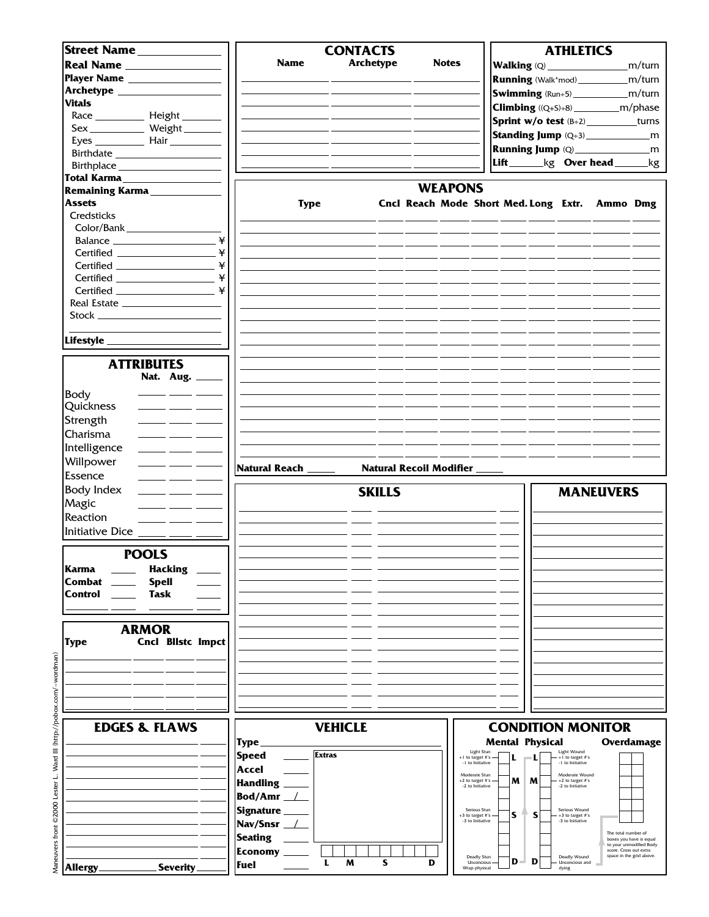**Street Name** ______________

**Real Name** ______________

**Player Name** ______________

**Archetype** ______________

**Vitals**

Race ________ Height ________

Sex ________ Weight ________

Eyes ________ Hair ________

Birthdate ______________

Birthplace ______________

**Total Karma** ______________

**Remaining Karma** ______________

**Assets**

Credsticks

Color/Bank ______________

Balance ______________ ¥

Certified ______________ ¥

Certified ______________ ¥

Certified ______________ ¥

Certified ______________ ¥

Real Estate ______________

Stock ______________

**Lifestyle** ______________

## CONTACTS

| Name | Archetype | Notes |
|---|---|---|
| | | |
| | | |
| | | |
| | | |
| | | |
| | | |
| | | |

## ATHLETICS

**Walking** (Q) ______________ m/turn

**Running** (Walk*mod) ______________ m/turn

**Swimming** (Run÷5) ______________ m/turn

**Climbing** ((Q+S)÷8) ______________ m/phase

**Sprint w/o test** (B÷2) ______________ turns

**Standing Jump** (Q÷3) ______________ m

**Running Jump** (Q) ______________ m

**Lift** ______ kg **Over head** ______ kg

## WEAPONS

| Type | Cncl | Reach | Mode | Short | Med. | Long | Extr. | Ammo | Dmg |
|---|---|---|---|---|---|---|---|---|---|
| | | | | | | | | | |
| | | | | | | | | | |
| | | | | | | | | | |
| | | | | | | | | | |
| | | | | | | | | | |
| | | | | | | | | | |
| | | | | | | | | | |
| | | | | | | | | | |
| | | | | | | | | | |
| | | | | | | | | | |
| | | | | | | | | | |
| | | | | | | | | | |
| | | | | | | | | | |
| | | | | | | | | | |
| | | | | | | | | | |
| | | | | | | | | | |
| | | | | | | | | | |
| | | | | | | | | | |
| | | | | | | | | | |

**Natural Reach** ______ **Natural Recoil Modifier** ______

## ATTRIBUTES

| | Nat. | Aug. | |
|---|---|---|---|
| Body | | | |
| Quickness | | | |
| Strength | | | |
| Charisma | | | |
| Intelligence | | | |
| Willpower | | | |
| Essence | | | |
| Body Index | | | |
| Magic | | | |
| Reaction | | | |
| Initiative Dice | | | |

## POOLS

| | | | |
|---|---|---|---|
| **Karma** | | **Hacking** | |
| **Combat** | | **Spell** | |
| **Control** | | **Task** | |
| | | | |

## ARMOR

| Type | Cncl | Bllstc | Impct |
|---|---|---|---|
| | | | |
| | | | |
| | | | |
| | | | |
| | | | |

## SKILLS

| | | | |
|---|---|---|---|
| | | | |
| | | | |
| | | | |
| | | | |
| | | | |
| | | | |
| | | | |
| | | | |
| | | | |
| | | | |
| | | | |
| | | | |

## MANEUVERS

| |
|---|
| |
| |
| |
| |
| |
| |
| |
| |
| |
| |
| |
| |

## EDGES & FLAWS

| | |
|---|---|
| | |
| | |
| | |
| | |
| | |
| | |
| | |
| | |
| | |

**Allergy** ______________ **Severity** ______

## VEHICLE

**Type** ______________

**Speed** ______

**Accel** ______

**Handling** ______

**Bod/Amr** __/__

**Signature** ______

**Nav/Snsr** __/__

**Seating** ______

**Economy** ______

**Fuel** ______

**Extras**

L M S D

## CONDITION MONITOR

**Mental** **Physical** **Overdamage**

Light Stun: +1 to target #'s, -1 to Initiative — L | L — Light Wound: +1 to target #'s, -1 to Initiative

Moderate Stun: +2 to target #'s, -2 to Initiative — M | M — Moderate Wound: +2 to target #'s, -2 to Initiative

Serious Stun: +3 to target #'s, -3 to Initiative — S | S — Serious Wound: +3 to target #'s, -3 to Initiative

Deadly Stun: Unconcious, Wrap physical — D | D — Deadly Wound: Unconcious and dying

The total number of boxes you have is equal to your unmodified Body score. Cross out extra space in the grid above.

Maneuvers front ©2000 Lester L. Ward III (http://pobox.com/~wordman)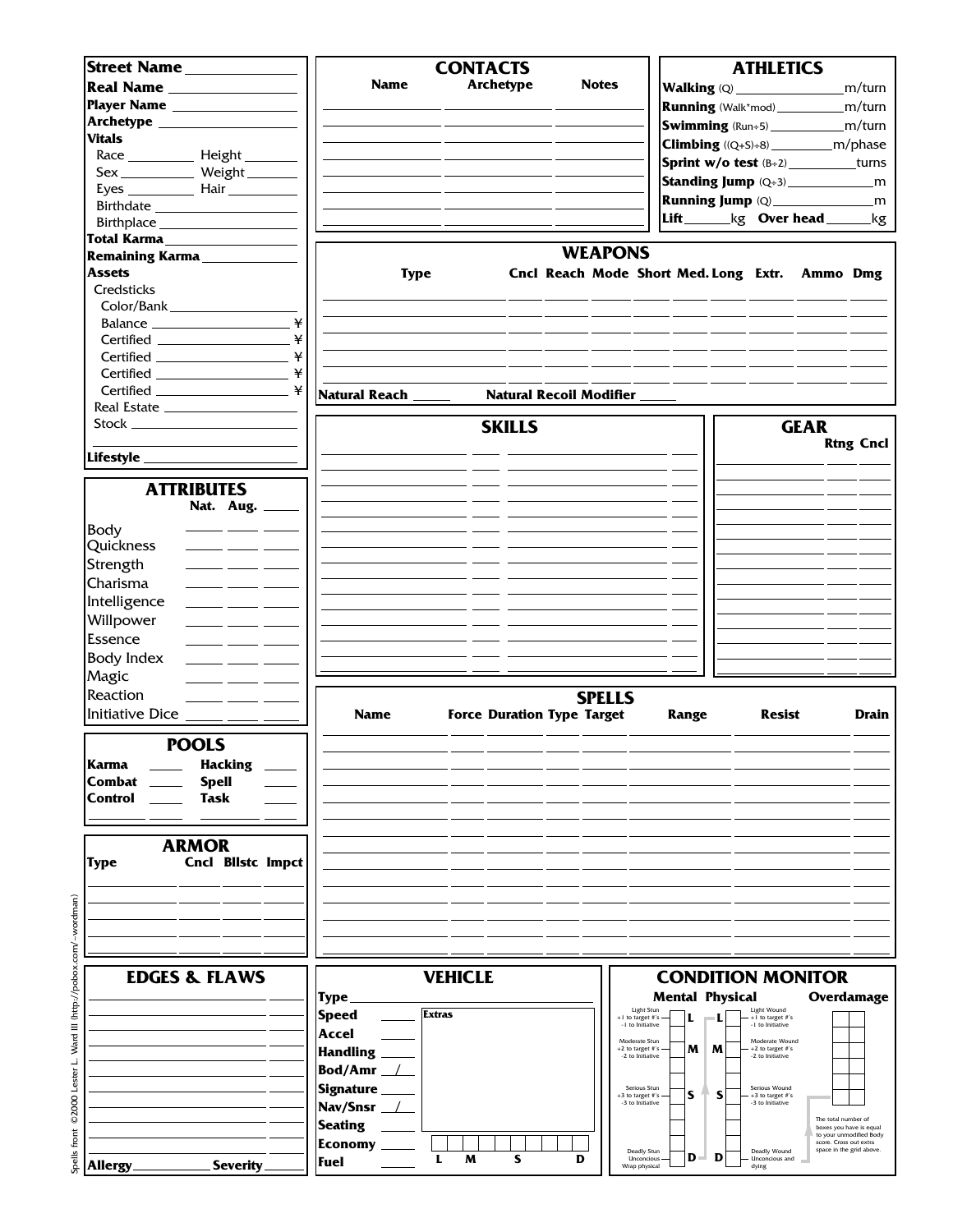**Street Name** ______________

**Real Name** ______________

**Player Name** ______________

**Archetype** ______________

**Vitals**

Race ________ Height ________

Sex ________ Weight ________

Eyes ________ Hair ________

Birthdate ______________

Birthplace ______________

**Total Karma** ______________

**Remaining Karma** ______________

**Assets**

Credsticks

Color/Bank ______________

Balance ______________ ¥

Certified ______________ ¥

Certified ______________ ¥

Certified ______________ ¥

Certified ______________ ¥

Real Estate ______________

Stock ______________

**Lifestyle** ______________

## CONTACTS

| Name | Archetype | Notes |
|---|---|---|
| | | |
| | | |
| | | |
| | | |
| | | |
| | | |
| | | |

## ATHLETICS

**Walking** (Q) ______________ m/turn

**Running** (Walk*mod) ______________ m/turn

**Swimming** (Run÷5) ______________ m/turn

**Climbing** ((Q+S)÷8) ______________ m/phase

**Sprint w/o test** (B÷2) ______________ turns

**Standing Jump** (Q÷3) ______________ m

**Running Jump** (Q) ______________ m

**Lift** ______ kg **Over head** ______ kg

## WEAPONS

| Type | Cncl | Reach | Mode | Short | Med. | Long | Extr. | Ammo | Dmg |
|---|---|---|---|---|---|---|---|---|---|
| | | | | | | | | | |
| | | | | | | | | | |
| | | | | | | | | | |
| | | | | | | | | | |
| | | | | | | | | | |
| | | | | | | | | | |

**Natural Reach** ______ **Natural Recoil Modifier** ______

## ATTRIBUTES

| | Nat. | Aug. | |
|---|---|---|---|
| Body | | | |
| Quickness | | | |
| Strength | | | |
| Charisma | | | |
| Intelligence | | | |
| Willpower | | | |
| Essence | | | |
| Body Index | | | |
| Magic | | | |
| Reaction | | | |
| Initiative Dice | | | |

## SKILLS

| | | | |
|---|---|---|---|
| | | | |
| | | | |
| | | | |
| | | | |
| | | | |
| | | | |
| | | | |
| | | | |
| | | | |
| | | | |
| | | | |
| | | | |
| | | | |

## GEAR

| | Rtng | Cncl |
|---|---|---|
| | | |
| | | |
| | | |
| | | |
| | | |
| | | |
| | | |
| | | |
| | | |
| | | |
| | | |
| | | |
| | | |

## POOLS

**Karma** ______ **Hacking** ______

**Combat** ______ **Spell** ______

**Control** ______ **Task** ______

______ ______ ______ ______

## ARMOR

| Type | Cncl | Bllstc | Impct |
|---|---|---|---|
| | | | |
| | | | |
| | | | |
| | | | |
| | | | |

## SPELLS

| Name | Force | Duration | Type | Target | Range | Resist | Drain |
|---|---|---|---|---|---|---|---|
| | | | | | | | |
| | | | | | | | |
| | | | | | | | |
| | | | | | | | |
| | | | | | | | |
| | | | | | | | |
| | | | | | | | |
| | | | | | | | |
| | | | | | | | |
| | | | | | | | |
| | | | | | | | |
| | | | | | | | |

## EDGES & FLAWS

| | |
|---|---|
| | |
| | |
| | |
| | |
| | |
| | |
| | |
| | |
| | |

**Allergy** ______________ **Severity** ______

## VEHICLE

**Type** ______________

**Speed** ______

**Accel** ______

**Handling** ______

**Bod/Amr** ___/___

**Signature** ______

**Nav/Snsr** ___/___

**Seating** ______

**Economy** ______

**Fuel** ______

**Extras**

L M S D

## CONDITION MONITOR

**Mental** **Physical** **Overdamage**

| Mental | | Physical | |
|---|---|---|---|
| Light Stun +1 to target #'s -1 to Initiative | L | L | Light Wound +1 to target #'s -1 to Initiative |
| Moderate Stun +2 to target #'s -2 to Initiative | M | M | Moderate Wound +2 to target #'s -2 to Initiative |
| Serious Stun +3 to target #'s -3 to Initiative | S | S | Serious Wound +3 to target #'s -3 to Initiative |
| Deadly Stun Unconcious Wrap physical | D | D | Deadly Wound Unconcious and dying |

The total number of boxes you have is equal to your unmodified Body score. Cross out extra space in the grid above.

Spells front ©2000 Lester L. Ward III (http://pobox.com/~wordman)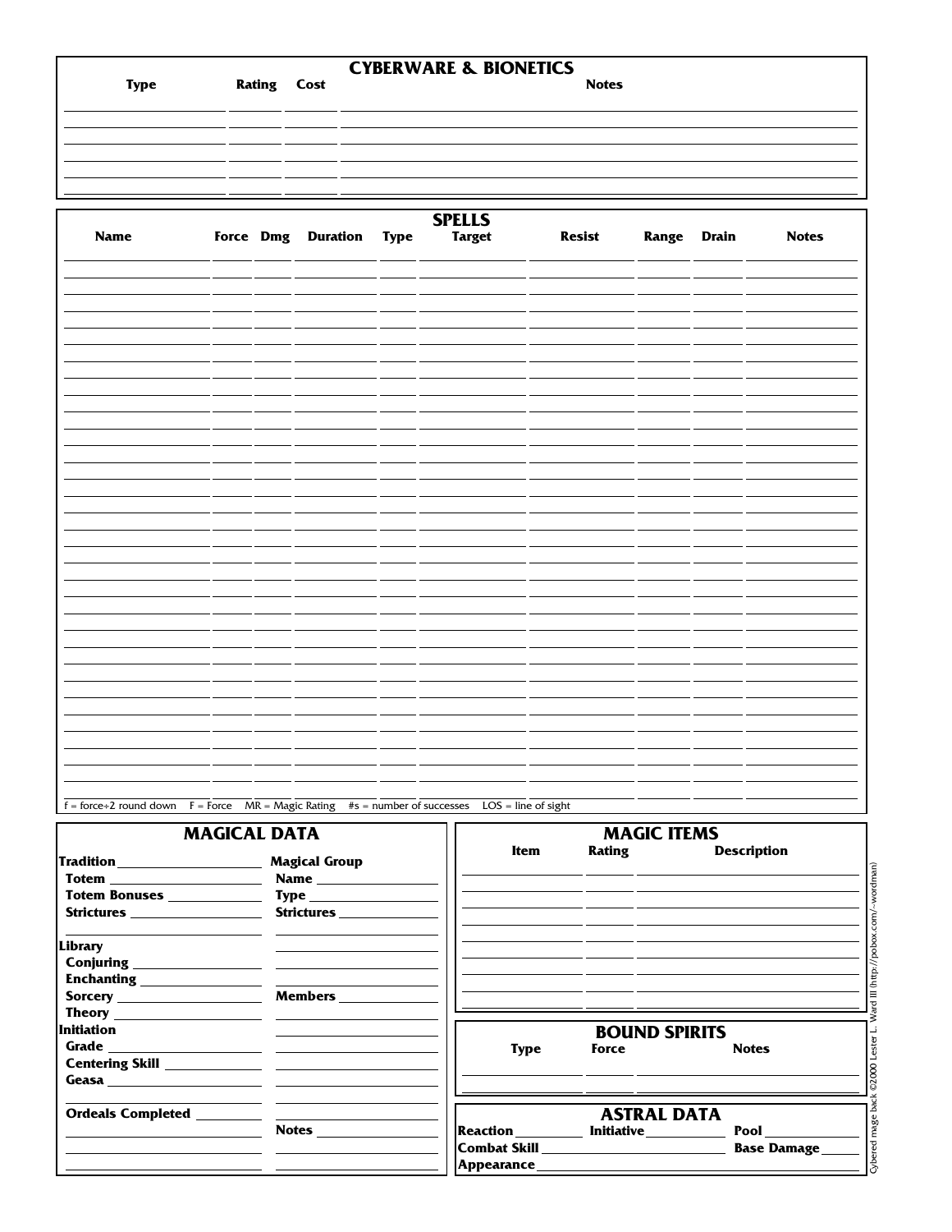## CYBERWARE & BIONETICS

| Type | Rating | Cost | Notes |
|---|---|---|---|
| | | | |
| | | | |
| | | | |
| | | | |
| | | | |
| | | | |

## SPELLS

| Name | Force | Dmg | Duration | Type | Target | Resist | Range | Drain | Notes |
|---|---|---|---|---|---|---|---|---|---|
| | | | | | | | | | |
| | | | | | | | | | |
| | | | | | | | | | |
| | | | | | | | | | |
| | | | | | | | | | |
| | | | | | | | | | |
| | | | | | | | | | |
| | | | | | | | | | |
| | | | | | | | | | |
| | | | | | | | | | |
| | | | | | | | | | |
| | | | | | | | | | |
| | | | | | | | | | |
| | | | | | | | | | |
| | | | | | | | | | |
| | | | | | | | | | |
| | | | | | | | | | |
| | | | | | | | | | |
| | | | | | | | | | |
| | | | | | | | | | |
| | | | | | | | | | |
| | | | | | | | | | |
| | | | | | | | | | |
| | | | | | | | | | |
| | | | | | | | | | |
| | | | | | | | | | |
| | | | | | | | | | |
| | | | | | | | | | |
| | | | | | | | | | |
| | | | | | | | | | |
| | | | | | | | | | |
| | | | | | | | | | |

f = force÷2 round down   F = Force   MR = Magic Rating   #s = number of successes   LOS = line of sight

## MAGICAL DATA

**Tradition** ____________________

**Totem** ____________________

**Totem Bonuses** ____________________

**Strictures** ____________________

____________________

**Library**

**Conjuring** ____________________

**Enchanting** ____________________

**Sorcery** ____________________

**Theory** ____________________

**Initiation**

**Grade** ____________________

**Centering Skill** ____________________

**Geasa** ____________________

____________________

**Ordeals Completed** ____________________

____________________

____________________

**Magical Group**

**Name** ____________________

**Type** ____________________

**Strictures** ____________________

____________________

____________________

____________________

**Members** ____________________

____________________

____________________

____________________

____________________

____________________

**Notes** ____________________

____________________

## MAGIC ITEMS

| Item | Rating | Description |
|---|---|---|
| | | |
| | | |
| | | |
| | | |
| | | |
| | | |
| | | |
| | | |

## BOUND SPIRITS

| Type | Force | Notes |
|---|---|---|
| | | |
| | | |

## ASTRAL DATA

**Reaction** __________ **Initiative** __________ **Pool** __________

**Combat Skill** ____________________ **Base Damage** __________

**Appearance** ____________________

Cybered mage back ©2000 Lester L. Ward III (http://pobox.com/~wordman)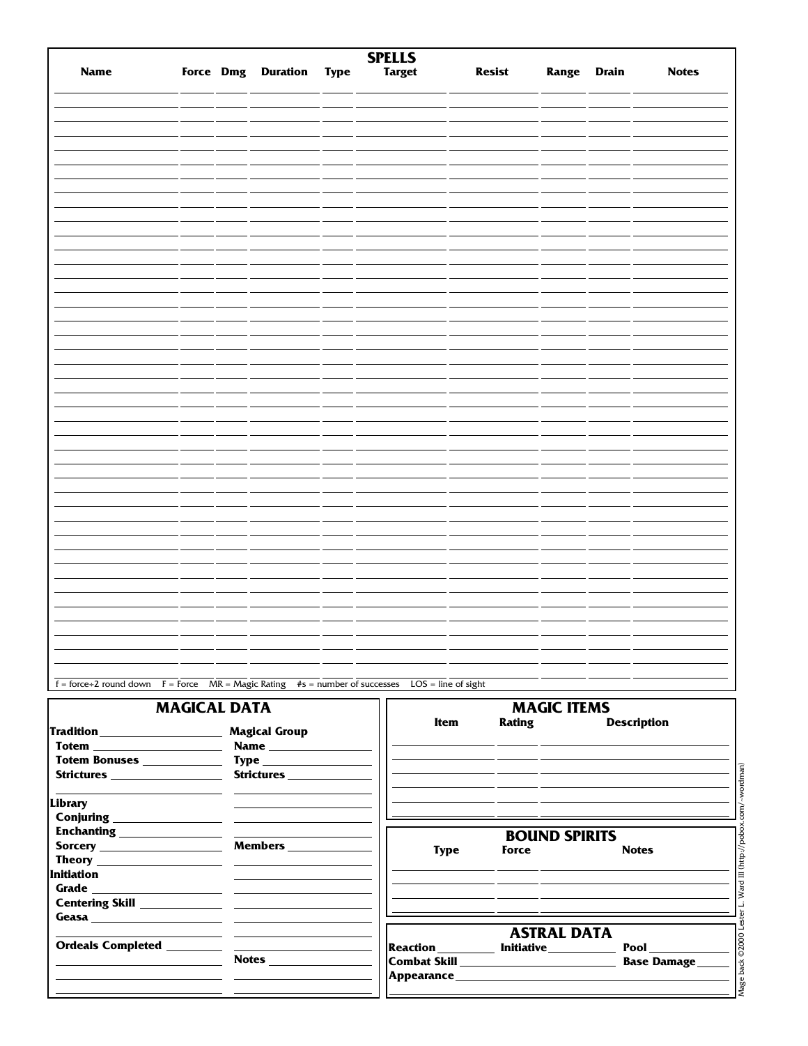# SPELLS

| Name | Force | Dmg | Duration | Type | Target | Resist | Range | Drain | Notes |
|---|---|---|---|---|---|---|---|---|---|
| | | | | | | | | | |
| | | | | | | | | | |
| | | | | | | | | | |
| | | | | | | | | | |
| | | | | | | | | | |
| | | | | | | | | | |
| | | | | | | | | | |
| | | | | | | | | | |
| | | | | | | | | | |
| | | | | | | | | | |
| | | | | | | | | | |
| | | | | | | | | | |
| | | | | | | | | | |
| | | | | | | | | | |
| | | | | | | | | | |
| | | | | | | | | | |
| | | | | | | | | | |
| | | | | | | | | | |
| | | | | | | | | | |
| | | | | | | | | | |
| | | | | | | | | | |
| | | | | | | | | | |
| | | | | | | | | | |
| | | | | | | | | | |
| | | | | | | | | | |
| | | | | | | | | | |
| | | | | | | | | | |
| | | | | | | | | | |
| | | | | | | | | | |
| | | | | | | | | | |
| | | | | | | | | | |
| | | | | | | | | | |
| | | | | | | | | | |
| | | | | | | | | | |
| | | | | | | | | | |
| | | | | | | | | | |
| | | | | | | | | | |
| | | | | | | | | | |
| | | | | | | | | | |
| | | | | | | | | | |
| | | | | | | | | | |

f = force÷2 round down F = Force MR = Magic Rating #s = number of successes LOS = line of sight

## MAGICAL DATA

**Tradition** ____________________

- **Totem** ____________________
- **Totem Bonuses** ____________________
- **Strictures** ____________________

**Library**

- **Conjuring** ____________________
- **Enchanting** ____________________
- **Sorcery** ____________________
- **Theory** ____________________

**Initiation**

- **Grade** ____________________
- **Centering Skill** ____________________
- **Geasa** ____________________
- **Ordeals Completed** ____________________

**Magical Group**

- **Name** ____________________
- **Type** ____________________
- **Strictures** ____________________

**Members** ____________________

**Notes** ____________________

## MAGIC ITEMS

| Item | Rating | Description |
|---|---|---|
| | | |
| | | |
| | | |
| | | |
| | | |

## BOUND SPIRITS

| Type | Force | Notes |
|---|---|---|
| | | |
| | | |
| | | |

## ASTRAL DATA

**Reaction** __________ **Initiative** __________ **Pool** __________

**Combat Skill** ____________________ **Base Damage** __________

**Appearance** ____________________

Mage back ©2000 Lester L. Ward III (http://pobox.com/~wordman)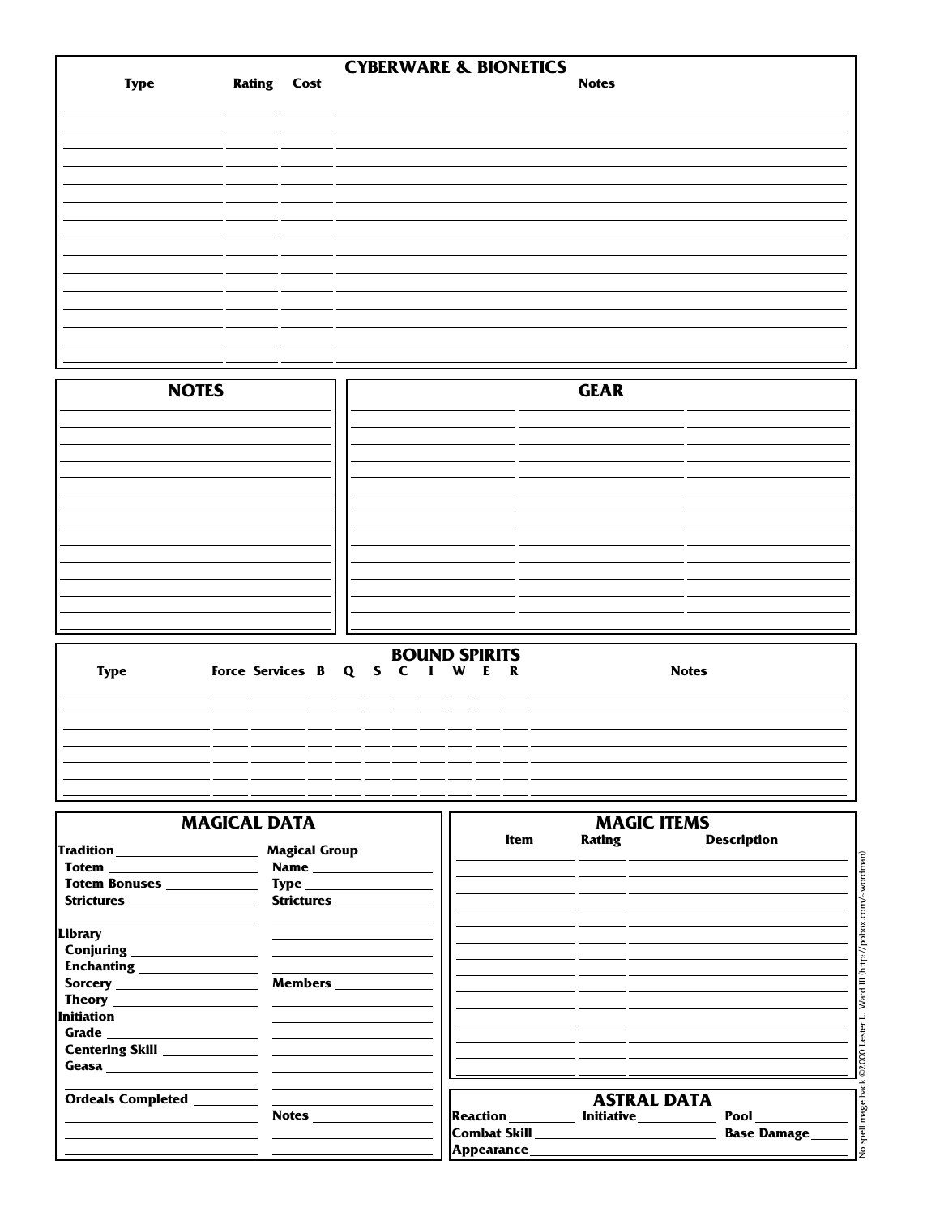## CYBERWARE & BIONETICS

| Type | Rating | Cost | Notes |
|---|---|---|---|
| | | | |
| | | | |
| | | | |
| | | | |
| | | | |
| | | | |
| | | | |
| | | | |
| | | | |
| | | | |
| | | | |
| | | | |
| | | | |
| | | | |
| | | | |

## NOTES

## GEAR

## BOUND SPIRITS

| Type | Force | Services | B | Q | S | C | I | W | E | R | Notes |
|---|---|---|---|---|---|---|---|---|---|---|---|
| | | | | | | | | | | | |
| | | | | | | | | | | | |
| | | | | | | | | | | | |
| | | | | | | | | | | | |
| | | | | | | | | | | | |
| | | | | | | | | | | | |

## MAGICAL DATA

**Tradition** ____________________

**Totem** ____________________

**Totem Bonuses** ____________________

**Strictures** ____________________

**Library**

**Conjuring** ____________________

**Enchanting** ____________________

**Sorcery** ____________________

**Theory** ____________________

**Initiation**

**Grade** ____________________

**Centering Skill** ____________________

**Geasa** ____________________

**Ordeals Completed** ____________________

**Magical Group**

**Name** ____________________

**Type** ____________________

**Strictures** ____________________

**Members** ____________________

**Notes** ____________________

## MAGIC ITEMS

| Item | Rating | Description |
|---|---|---|
| | | |
| | | |
| | | |
| | | |
| | | |
| | | |
| | | |
| | | |
| | | |
| | | |
| | | |
| | | |
| | | |

## ASTRAL DATA

**Reaction** __________ **Initiative** __________ **Pool** __________

**Combat Skill** ____________________ **Base Damage** __________

**Appearance** ____________________

No spell mage back ©2000 Lester L. Ward III (http://pobox.com/~wordman)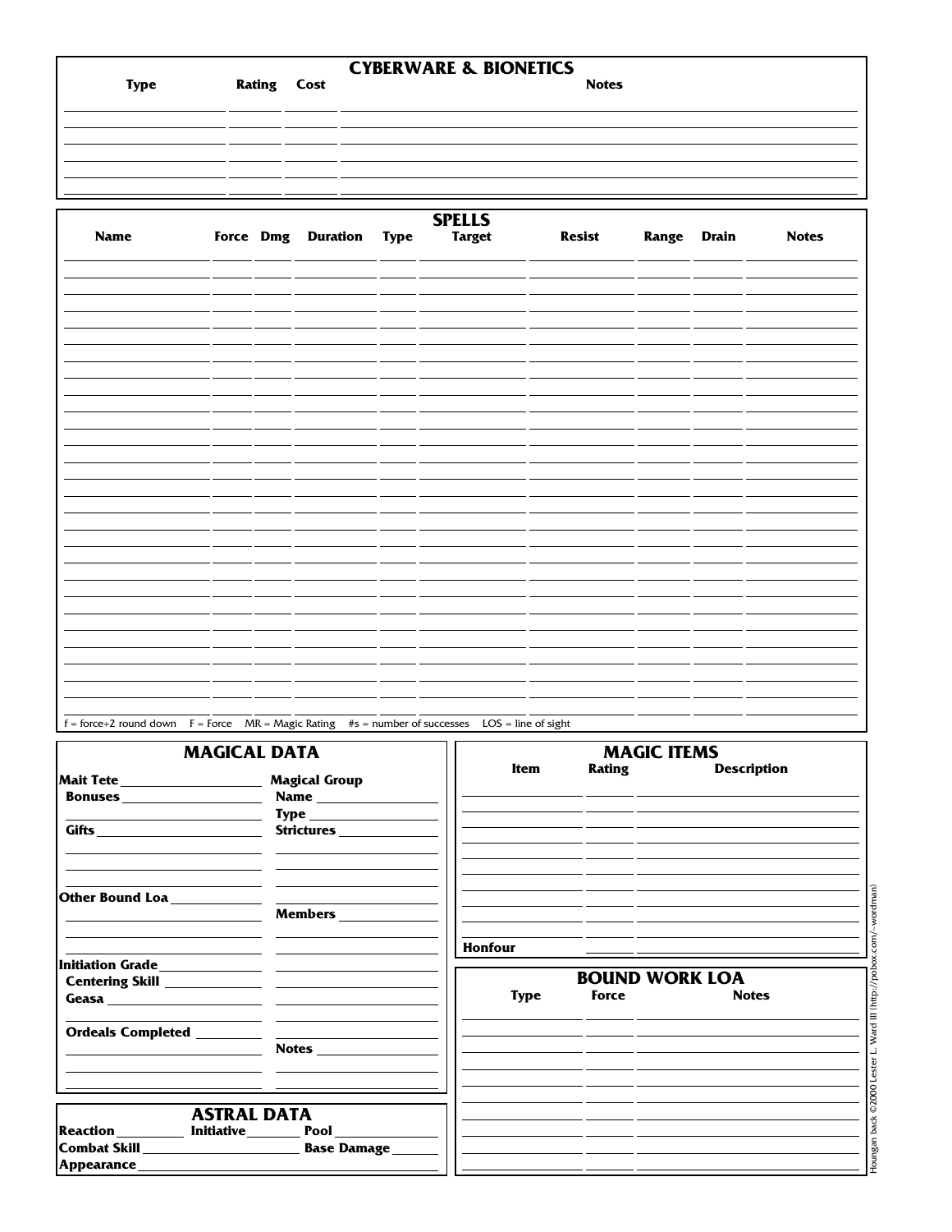## CYBERWARE & BIONETICS

| Type | Rating | Cost | Notes |
|---|---|---|---|
| | | | |
| | | | |
| | | | |
| | | | |
| | | | |

## SPELLS

| Name | Force | Dmg | Duration | Type | Target | Resist | Range | Drain | Notes |
|---|---|---|---|---|---|---|---|---|---|
| | | | | | | | | | |
| | | | | | | | | | |
| | | | | | | | | | |
| | | | | | | | | | |
| | | | | | | | | | |
| | | | | | | | | | |
| | | | | | | | | | |
| | | | | | | | | | |
| | | | | | | | | | |
| | | | | | | | | | |
| | | | | | | | | | |
| | | | | | | | | | |
| | | | | | | | | | |
| | | | | | | | | | |
| | | | | | | | | | |
| | | | | | | | | | |
| | | | | | | | | | |
| | | | | | | | | | |
| | | | | | | | | | |
| | | | | | | | | | |
| | | | | | | | | | |
| | | | | | | | | | |
| | | | | | | | | | |
| | | | | | | | | | |
| | | | | | | | | | |
| | | | | | | | | | |
| | | | | | | | | | |
| | | | | | | | | | |

f = force÷2 round down   F = Force   MR = Magic Rating   #s = number of successes   LOS = line of sight

## MAGICAL DATA

**Mait Tete** ____________________

**Bonuses** ____________________

____________________

**Gifts** ____________________

____________________

____________________

**Other Bound Loa** ____________________

____________________

____________________

**Initiation Grade** ____________________

**Centering Skill** ____________________

**Geasa** ____________________

____________________

**Ordeals Completed** ____________________

____________________

____________________

**Magical Group**

**Name** ____________________

**Type** ____________________

**Strictures** ____________________

____________________

____________________

**Members** ____________________

____________________

____________________

____________________

**Notes** ____________________

____________________

## ASTRAL DATA

**Reaction** ________ **Initiative** ________ **Pool** ________

**Combat Skill** ____________________ **Base Damage** ________

**Appearance** ____________________

## MAGIC ITEMS

| Item | Rating | Description |
|---|---|---|
| | | |
| | | |
| | | |
| | | |
| | | |
| | | |
| | | |
| | | |
| **Honfour** | | |

## BOUND WORK LOA

| Type | Force | Notes |
|---|---|---|
| | | |
| | | |
| | | |
| | | |
| | | |
| | | |
| | | |
| | | |

Houngan back ©2000 Lester L. Ward III (http://pobox.com/~wordman)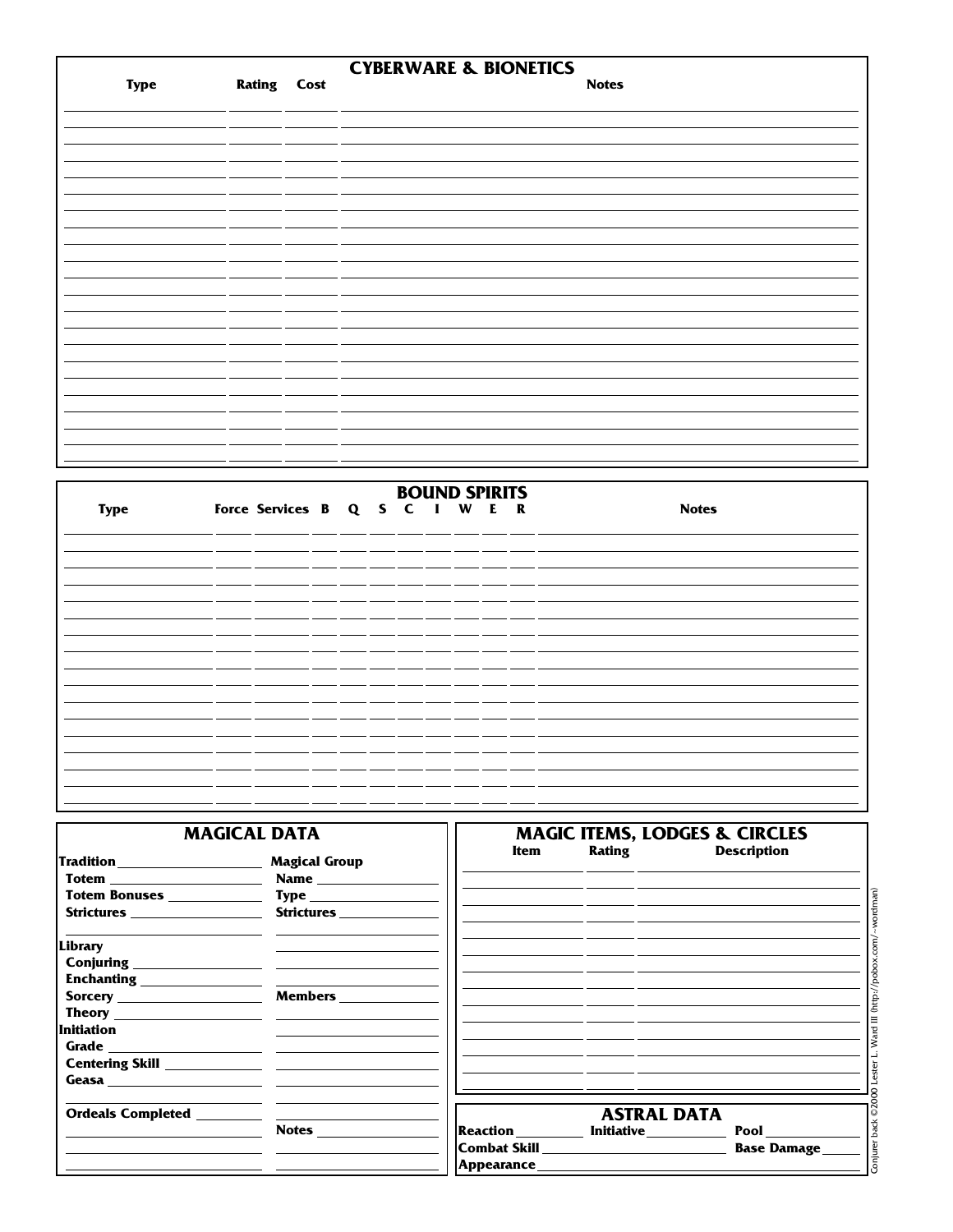## CYBERWARE & BIONETICS

| Type | Rating | Cost | Notes |
|---|---|---|---|
| | | | |
| | | | |
| | | | |
| | | | |
| | | | |
| | | | |
| | | | |
| | | | |
| | | | |
| | | | |
| | | | |
| | | | |
| | | | |
| | | | |
| | | | |
| | | | |
| | | | |
| | | | |
| | | | |
| | | | |
| | | | |
| | | | |

## BOUND SPIRITS

| Type | Force | Services | B | Q | S | C | I | W | E | R | Notes |
|---|---|---|---|---|---|---|---|---|---|---|---|
| | | | | | | | | | | | |
| | | | | | | | | | | | |
| | | | | | | | | | | | |
| | | | | | | | | | | | |
| | | | | | | | | | | | |
| | | | | | | | | | | | |
| | | | | | | | | | | | |
| | | | | | | | | | | | |
| | | | | | | | | | | | |
| | | | | | | | | | | | |
| | | | | | | | | | | | |
| | | | | | | | | | | | |
| | | | | | | | | | | | |
| | | | | | | | | | | | |
| | | | | | | | | | | | |
| | | | | | | | | | | | |

## MAGICAL DATA

**Tradition** ____________________

**Totem** ____________________

**Totem Bonuses** ____________________

**Strictures** ____________________

**Library**

**Conjuring** ____________________

**Enchanting** ____________________

**Sorcery** ____________________

**Theory** ____________________

**Initiation**

**Grade** ____________________

**Centering Skill** ____________________

**Geasa** ____________________

**Ordeals Completed** ____________________

**Magical Group**

**Name** ____________________

**Type** ____________________

**Strictures** ____________________

**Members** ____________________

**Notes** ____________________

## MAGIC ITEMS, LODGES & CIRCLES

| Item | Rating | Description |
|---|---|---|
| | | |
| | | |
| | | |
| | | |
| | | |
| | | |
| | | |
| | | |
| | | |
| | | |
| | | |
| | | |
| | | |
| | | |

## ASTRAL DATA

**Reaction** ________ **Initiative** ________ **Pool** ________

**Combat Skill** ____________________ **Base Damage** ________

**Appearance** ____________________

Conjurer back ©2000 Lester L. Ward III (http://pobox.com/~wordman)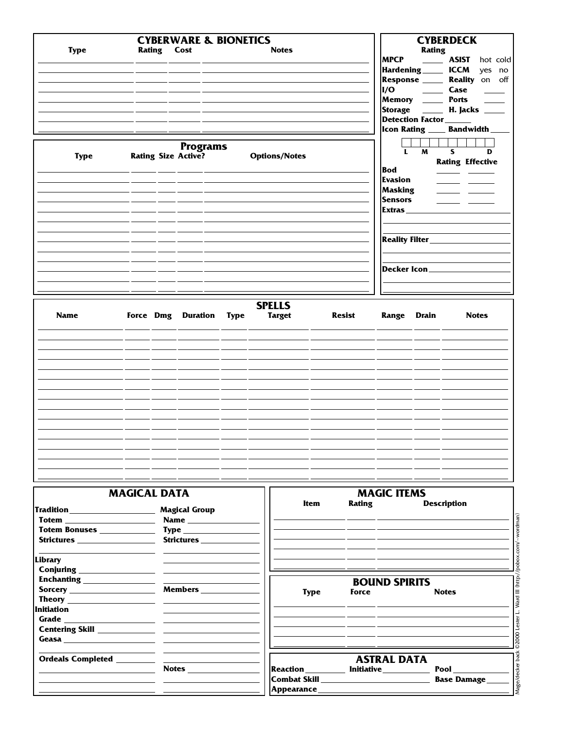## CYBERWARE & BIONETICS

| Type | Rating | Cost | Notes |
|---|---|---|---|
| | | | |
| | | | |
| | | | |
| | | | |
| | | | |
| | | | |
| | | | |
| | | | |

## CYBERDECK

Rating

**MPCP** _____ **ASIST** hot cold
**Hardening** _____ **ICCM** yes no
**Response** _____ **Reality** on off
**I/O** _____ **Case** _____
**Memory** _____ **Ports** _____
**Storage** _____ **H. Jacks** _____
**Detection Factor** _____
**Icon Rating** _____ **Bandwidth** _____

L M S D

| | Rating | Effective |
|---|---|---|
| **Bod** | | |
| **Evasion** | | |
| **Masking** | | |
| **Sensors** | | |

**Extras** _____

**Reality Filter** _____

**Decker Icon** _____

## Programs

| Type | Rating | Size | Active? | Options/Notes |
|---|---|---|---|---|
| | | | | |
| | | | | |
| | | | | |
| | | | | |
| | | | | |
| | | | | |
| | | | | |
| | | | | |
| | | | | |
| | | | | |
| | | | | |
| | | | | |
| | | | | |

## SPELLS

| Name | Force | Dmg | Duration | Type | Target | Resist | Range | Drain | Notes |
|---|---|---|---|---|---|---|---|---|---|
| | | | | | | | | | |
| | | | | | | | | | |
| | | | | | | | | | |
| | | | | | | | | | |
| | | | | | | | | | |
| | | | | | | | | | |
| | | | | | | | | | |
| | | | | | | | | | |
| | | | | | | | | | |
| | | | | | | | | | |
| | | | | | | | | | |
| | | | | | | | | | |
| | | | | | | | | | |
| | | | | | | | | | |
| | | | | | | | | | |

## MAGICAL DATA

**Tradition** _____
**Totem** _____
**Totem Bonuses** _____
**Strictures** _____

**Library**
**Conjuring** _____
**Enchanting** _____
**Sorcery** _____
**Theory** _____

**Initiation**
**Grade** _____
**Centering Skill** _____
**Geasa** _____

**Ordeals Completed** _____

**Magical Group**
**Name** _____
**Type** _____
**Strictures** _____

**Members** _____

**Notes** _____

## MAGIC ITEMS

| Item | Rating | Description |
|---|---|---|
| | | |
| | | |
| | | |
| | | |
| | | |

## BOUND SPIRITS

| Type | Force | Notes |
|---|---|---|
| | | |
| | | |
| | | |
| | | |

## ASTRAL DATA

**Reaction** _____ **Initiative** _____ **Pool** _____
**Combat Skill** _____ **Base Damage** _____
**Appearance** _____

Mage/decker back ©2000 Lester L. Ward III (http://pobox.com/~wordman)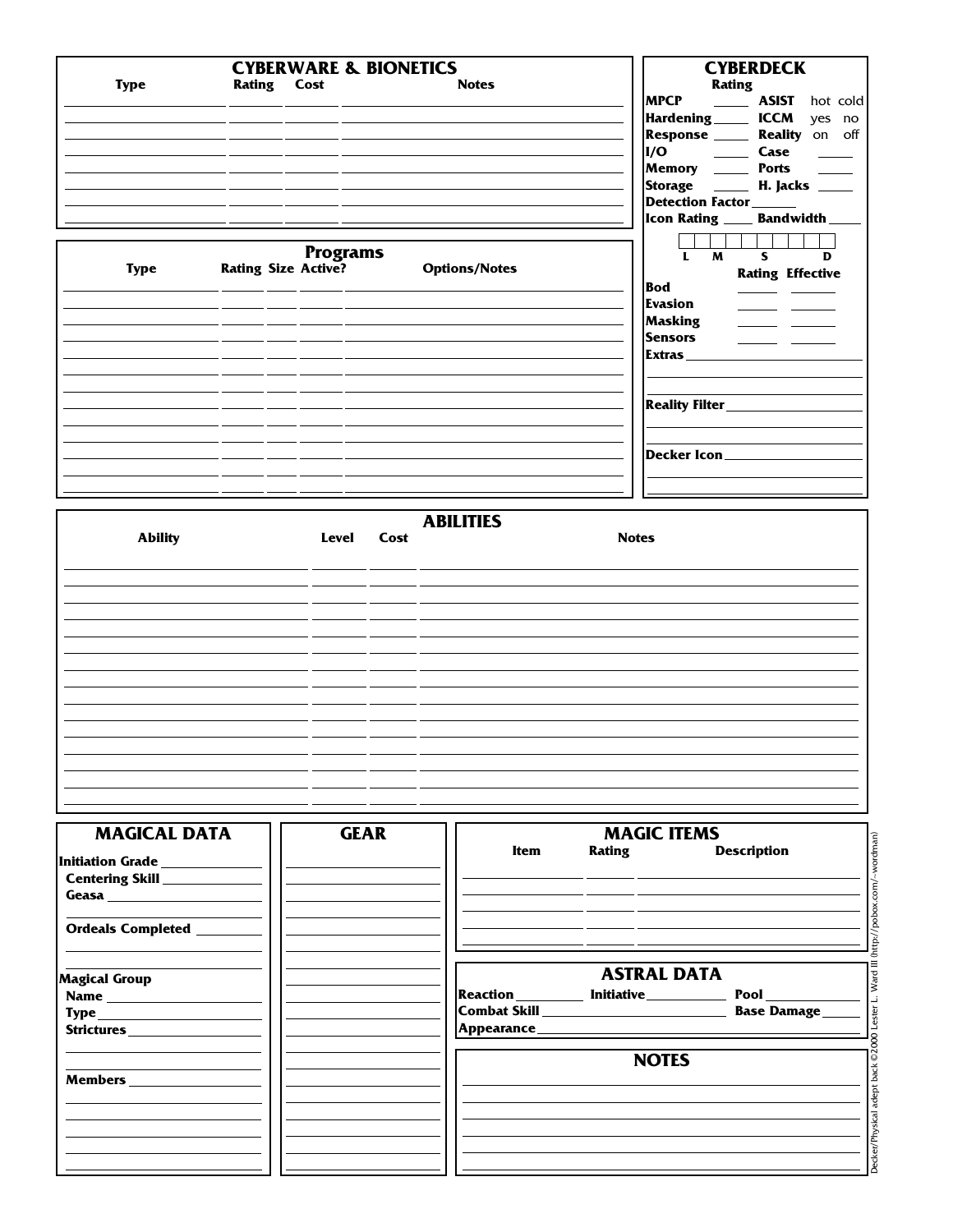## CYBERWARE & BIONETICS

| Type | Rating | Cost | Notes |
|---|---|---|---|
| | | | |
| | | | |
| | | | |
| | | | |
| | | | |
| | | | |
| | | | |
| | | | |

## CYBERDECK

**Rating**

**MPCP** _____ **ASIST** hot cold
**Hardening** _____ **ICCM** yes no
**Response** _____ **Reality** on off
**I/O** _____ **Case** _____
**Memory** _____ **Ports** _____
**Storage** _____ **H. Jacks** _____
**Detection Factor** _____
**Icon Rating** _____ **Bandwidth** _____

L M S D

| | Rating | Effective |
|---|---|---|
| **Bod** | | |
| **Evasion** | | |
| **Masking** | | |
| **Sensors** | | |

**Extras** _____________________

**Reality Filter** _____________________

**Decker Icon** _____________________

## Programs

| Type | Rating | Size | Active? | Options/Notes |
|---|---|---|---|---|
| | | | | |
| | | | | |
| | | | | |
| | | | | |
| | | | | |
| | | | | |
| | | | | |
| | | | | |
| | | | | |
| | | | | |
| | | | | |
| | | | | |
| | | | | |

## ABILITIES

| Ability | Level | Cost | Notes |
|---|---|---|---|
| | | | |
| | | | |
| | | | |
| | | | |
| | | | |
| | | | |
| | | | |
| | | | |
| | | | |
| | | | |
| | | | |
| | | | |
| | | | |
| | | | |
| | | | |

## MAGICAL DATA

**Initiation Grade** _____
**Centering Skill** _____
**Geasa** _____

**Ordeals Completed** _____

**Magical Group**
**Name** _____
**Type** _____
**Strictures** _____

**Members** _____

## GEAR

_____________________

## MAGIC ITEMS

| Item | Rating | Description |
|---|---|---|
| | | |
| | | |
| | | |
| | | |

## ASTRAL DATA

**Reaction** _____ **Initiative** _____ **Pool** _____
**Combat Skill** _____ **Base Damage** _____
**Appearance** _____

## NOTES

_____________________

Decker/Physical adept back ©2000 Lester L. Ward III (http://pobox.com/~wordman)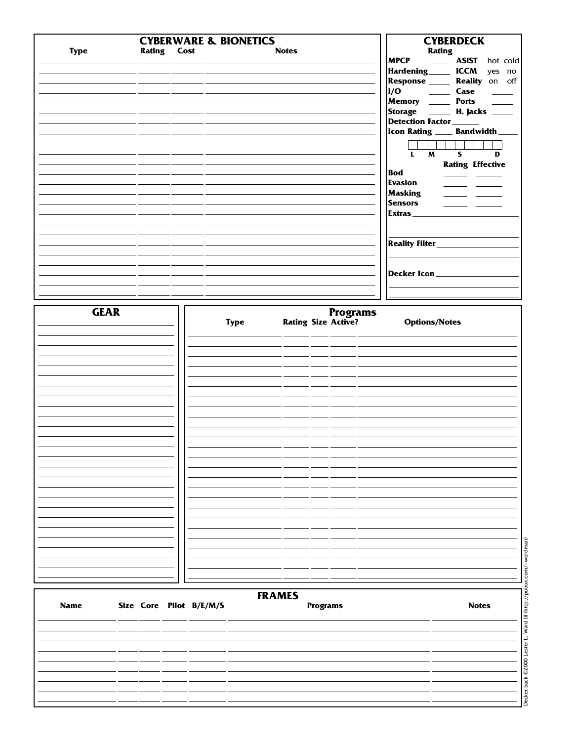## CYBERWARE & BIONETICS

| Type | Rating | Cost | Notes |
|---|---|---|---|
| | | | |
| | | | |
| | | | |
| | | | |
| | | | |
| | | | |
| | | | |
| | | | |
| | | | |
| | | | |
| | | | |
| | | | |
| | | | |
| | | | |
| | | | |
| | | | |
| | | | |
| | | | |
| | | | |
| | | | |
| | | | |
| | | | |
| | | | |
| | | | |

## CYBERDECK

| | Rating | | |
|---|---|---|---|
| MPCP | ____ | ASIST | hot cold |
| Hardening | ____ | ICCM | yes no |
| Response | ____ | Reality | on off |
| I/O | ____ | Case | ____ |
| Memory | ____ | Ports | ____ |
| Storage | ____ | H. Jacks | ____ |

Detection Factor ______

Icon Rating ____ Bandwidth ____

L M S D

| | Rating | Effective |
|---|---|---|
| Bod | | |
| Evasion | | |
| Masking | | |
| Sensors | | |

Extras ______________________

Reality Filter ______________________

Decker Icon ______________________

## GEAR

______________________

## Programs

| Type | Rating | Size | Active? | Options/Notes |
|---|---|---|---|---|
| | | | | |
| | | | | |
| | | | | |
| | | | | |
| | | | | |
| | | | | |
| | | | | |
| | | | | |
| | | | | |
| | | | | |
| | | | | |
| | | | | |
| | | | | |
| | | | | |
| | | | | |
| | | | | |
| | | | | |
| | | | | |
| | | | | |
| | | | | |
| | | | | |
| | | | | |
| | | | | |
| | | | | |
| | | | | |

## FRAMES

| Name | Size | Core | Pilot | B/E/M/S | Programs | Notes |
|---|---|---|---|---|---|---|
| | | | | | | |
| | | | | | | |
| | | | | | | |
| | | | | | | |
| | | | | | | |
| | | | | | | |
| | | | | | | |
| | | | | | | |

Decker back ©2000 Lester L. Ward III (http://pobox.com/~wordman)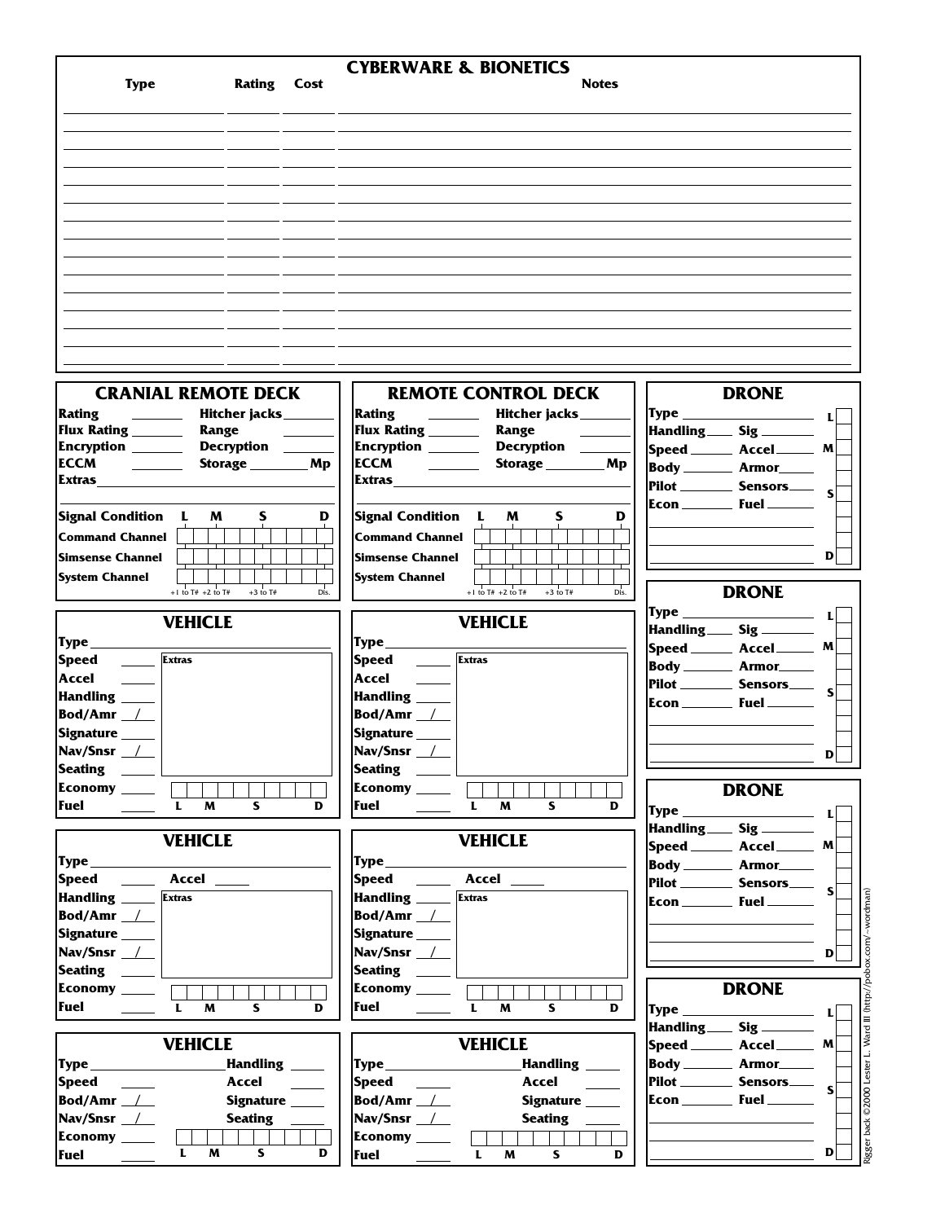# CYBERWARE & BIONETICS

| Type | Rating | Cost | Notes |
| --- | --- | --- | --- |
| | | | |
| | | | |
| | | | |
| | | | |
| | | | |
| | | | |
| | | | |
| | | | |
| | | | |
| | | | |
| | | | |
| | | | |
| | | | |
| | | | |
| | | | |

## CRANIAL REMOTE DECK

**Rating** ______ **Hitcher jacks** ______
**Flux Rating** ______ **Range** ______
**Encryption** ______ **Decryption** ______
**ECCM** ______ **Storage** ______ **Mp**
**Extras** ______

**Signal Condition** L M S D
**Command Channel**
**Simsense Channel**
**System Channel**

+1 to T# +2 to T# +3 to T# Dis.

## REMOTE CONTROL DECK

**Rating** ______ **Hitcher jacks** ______
**Flux Rating** ______ **Range** ______
**Encryption** ______ **Decryption** ______
**ECCM** ______ **Storage** ______ **Mp**
**Extras** ______

**Signal Condition** L M S D
**Command Channel**
**Simsense Channel**
**System Channel**

+1 to T# +2 to T# +3 to T# Dis.

## VEHICLE

**Type** ______
**Speed** ______ **Extras**
**Accel** ______
**Handling** ______
**Bod/Amr** ___/___
**Signature** ______
**Nav/Snsr** ___/___
**Seating** ______
**Economy** ______
**Fuel** ______ L M S D

## VEHICLE

**Type** ______
**Speed** ______ **Extras**
**Accel** ______
**Handling** ______
**Bod/Amr** ___/___
**Signature** ______
**Nav/Snsr** ___/___
**Seating** ______
**Economy** ______
**Fuel** ______ L M S D

## VEHICLE

**Type** ______
**Speed** ______ **Accel** ______
**Handling** ______ **Extras**
**Bod/Amr** ___/___
**Signature** ______
**Nav/Snsr** ___/___
**Seating** ______
**Economy** ______
**Fuel** ______ L M S D

## VEHICLE

**Type** ______
**Speed** ______ **Accel** ______
**Handling** ______ **Extras**
**Bod/Amr** ___/___
**Signature** ______
**Nav/Snsr** ___/___
**Seating** ______
**Economy** ______
**Fuel** ______ L M S D

## VEHICLE

**Type** ______ **Handling** ______
**Speed** ______ **Accel** ______
**Bod/Amr** ___/___ **Signature** ______
**Nav/Snsr** ___/___ **Seating** ______
**Economy** ______
**Fuel** ______ L M S D

## VEHICLE

**Type** ______ **Handling** ______
**Speed** ______ **Accel** ______
**Bod/Amr** ___/___ **Signature** ______
**Nav/Snsr** ___/___ **Seating** ______
**Economy** ______
**Fuel** ______ L M S D

## DRONE

**Type** ______ L
**Handling** ______ **Sig** ______
**Speed** ______ **Accel** ______ M
**Body** ______ **Armor** ______
**Pilot** ______ **Sensors** ______ S
**Econ** ______ **Fuel** ______
D

## DRONE

**Type** ______ L
**Handling** ______ **Sig** ______
**Speed** ______ **Accel** ______ M
**Body** ______ **Armor** ______
**Pilot** ______ **Sensors** ______ S
**Econ** ______ **Fuel** ______
D

## DRONE

**Type** ______ L
**Handling** ______ **Sig** ______
**Speed** ______ **Accel** ______ M
**Body** ______ **Armor** ______
**Pilot** ______ **Sensors** ______ S
**Econ** ______ **Fuel** ______
D

## DRONE

**Type** ______ L
**Handling** ______ **Sig** ______
**Speed** ______ **Accel** ______ M
**Body** ______ **Armor** ______
**Pilot** ______ **Sensors** ______ S
**Econ** ______ **Fuel** ______
D

Rigger back ©2000 Lester L. Ward III (http://pobox.com/~wordman)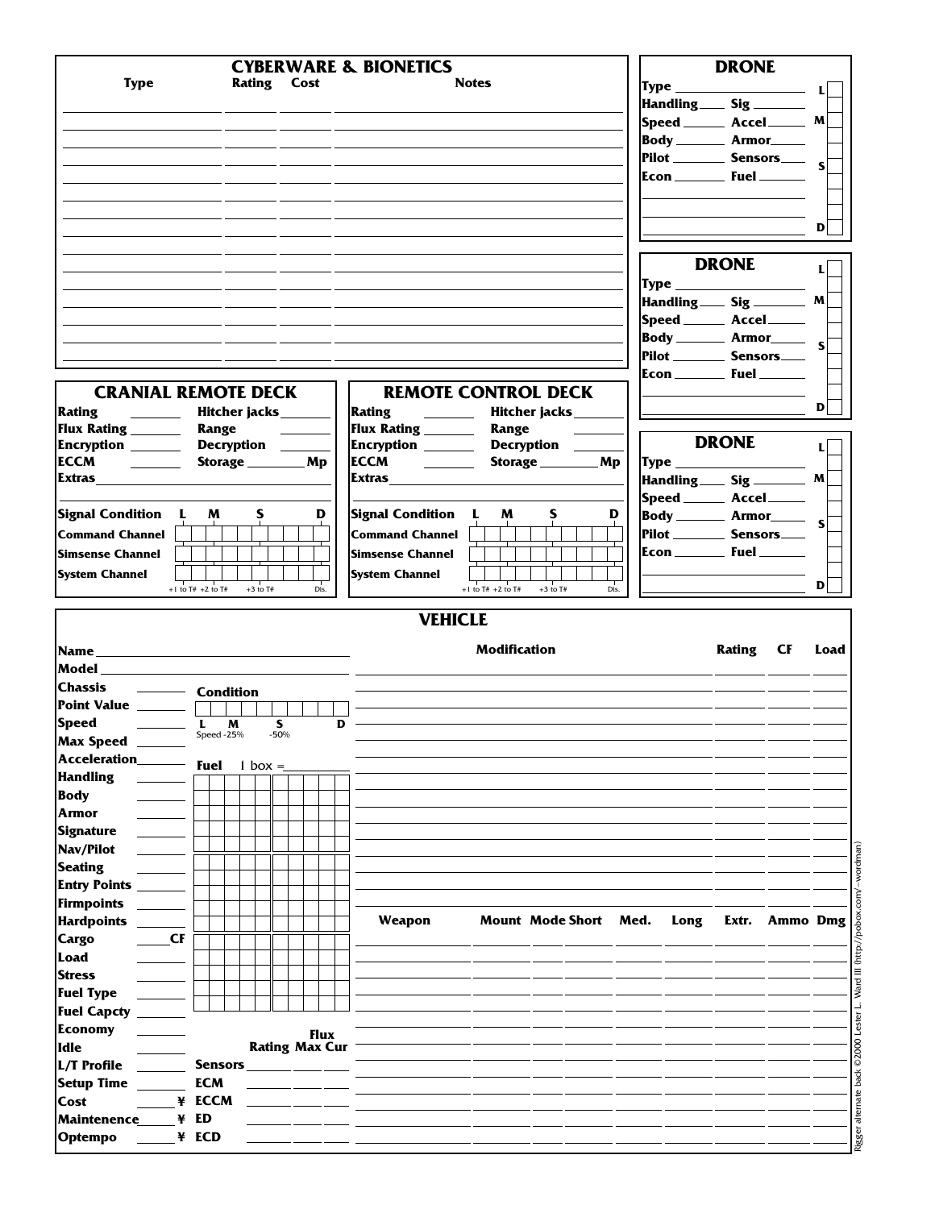## CYBERWARE & BIONETICS

| Type | Rating | Cost | Notes |
|---|---|---|---|
| | | | |
| | | | |
| | | | |
| | | | |
| | | | |
| | | | |
| | | | |
| | | | |
| | | | |
| | | | |
| | | | |
| | | | |
| | | | |
| | | | |
| | | | |

## DRONE

Type ______
Handling ____ Sig ______
Speed ______ Accel ______
Body ______ Armor ______
Pilot ______ Sensors ______
Econ ______ Fuel ______

L M S D

## DRONE

Type ______
Handling ____ Sig ______
Speed ______ Accel ______
Body ______ Armor ______
Pilot ______ Sensors ______
Econ ______ Fuel ______

L M S D

## DRONE

Type ______
Handling ____ Sig ______
Speed ______ Accel ______
Body ______ Armor ______
Pilot ______ Sensors ______
Econ ______ Fuel ______

L M S D

## CRANIAL REMOTE DECK

**Rating** ______ **Hitcher jacks** ______
**Flux Rating** ______ **Range** ______
**Encryption** ______ **Decryption** ______
**ECCM** ______ **Storage** ______ **Mp**
**Extras** ______

| Signal Condition | L | M | S | D |
|---|---|---|---|---|
| Command Channel | | | | |
| Simsense Channel | | | | |
| System Channel | | | | |
| | +1 to T# | +2 to T# | +3 to T# | Dis. |

## REMOTE CONTROL DECK

**Rating** ______ **Hitcher jacks** ______
**Flux Rating** ______ **Range** ______
**Encryption** ______ **Decryption** ______
**ECCM** ______ **Storage** ______ **Mp**
**Extras** ______

| Signal Condition | L | M | S | D |
|---|---|---|---|---|
| Command Channel | | | | |
| Simsense Channel | | | | |
| System Channel | | | | |
| | +1 to T# | +2 to T# | +3 to T# | Dis. |

## VEHICLE

**Name** ______
**Model** ______
**Chassis** ______
**Point Value** ______
**Speed** ______
**Max Speed** ______
**Acceleration** ______
**Handling** ______
**Body** ______
**Armor** ______
**Signature** ______
**Nav/Pilot** ______
**Seating** ______
**Entry Points** ______
**Firmpoints** ______
**Hardpoints** ______
**Cargo** ______ **CF**
**Load** ______
**Stress** ______
**Fuel Type** ______
**Fuel Capcty** ______
**Economy** ______
**Idle** ______
**L/T Profile** ______
**Setup Time** ______
**Cost** ______ **¥**
**Maintenence** ______ **¥**
**Optempo** ______ **¥**

**Condition**

L M S D
Speed -25% -50%

**Fuel** 1 box = ______

| | Rating | Flux Max | Cur |
|---|---|---|---|
| **Sensors** | | | |
| **ECM** | | | |
| **ECCM** | | | |
| **ED** | | | |
| **ECD** | | | |

| Modification | Rating | CF | Load |
|---|---|---|---|
| | | | |
| | | | |
| | | | |
| | | | |
| | | | |
| | | | |
| | | | |
| | | | |
| | | | |
| | | | |
| | | | |
| | | | |
| | | | |
| | | | |
| | | | |

| Weapon | Mount | Mode | Short | Med. | Long | Extr. | Ammo | Dmg |
|---|---|---|---|---|---|---|---|---|
| | | | | | | | | |
| | | | | | | | | |
| | | | | | | | | |
| | | | | | | | | |
| | | | | | | | | |
| | | | | | | | | |
| | | | | | | | | |
| | | | | | | | | |
| | | | | | | | | |
| | | | | | | | | |
| | | | | | | | | |
| | | | | | | | | |

Rigger alternate back ©2000 Lester L. Ward III (http://pobox.com/~wordman)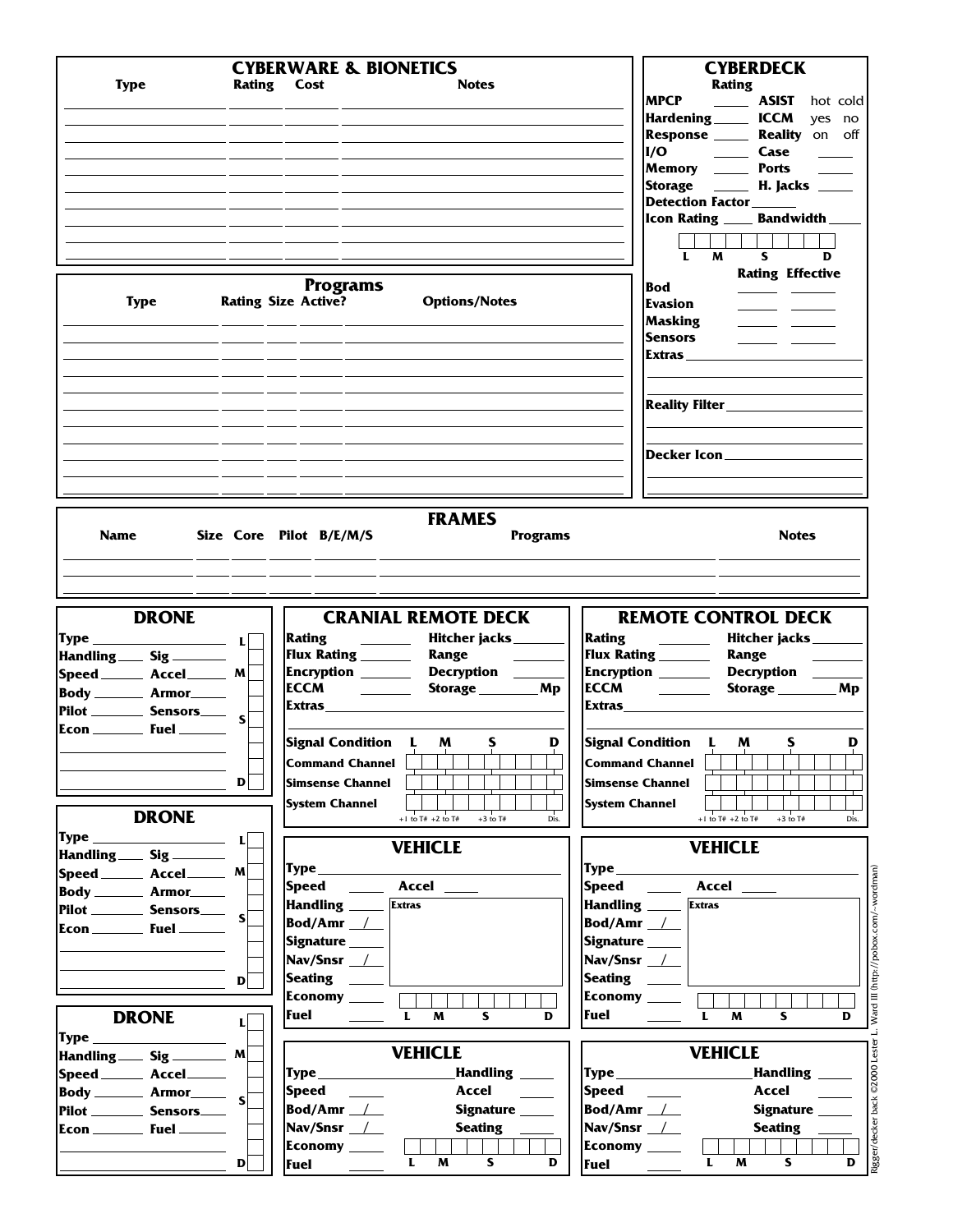## CYBERWARE & BIONETICS

| Type | Rating | Cost | Notes |
|---|---|---|---|
| | | | |
| | | | |
| | | | |
| | | | |
| | | | |
| | | | |
| | | | |
| | | | |
| | | | |

## CYBERDECK

Rating

- **MPCP** ____ **ASIST** hot cold
- **Hardening** ____ **ICCM** yes no
- **Response** ____ **Reality** on off
- **I/O** ____ **Case** ____
- **Memory** ____ **Ports** ____
- **Storage** ____ **H. Jacks** ____
- **Detection Factor** ____
- **Icon Rating** ____ **Bandwidth** ____

L M S D

| | Rating | Effective |
|---|---|---|
| **Bod** | | |
| **Evasion** | | |
| **Masking** | | |
| **Sensors** | | |

**Extras** ______

**Reality Filter** ______

**Decker Icon** ______

## Programs

| Type | Rating | Size | Active? | Options/Notes |
|---|---|---|---|---|
| | | | | |
| | | | | |
| | | | | |
| | | | | |
| | | | | |
| | | | | |
| | | | | |
| | | | | |
| | | | | |

## FRAMES

| Name | Size | Core | Pilot | B/E/M/S | Programs | Notes |
|---|---|---|---|---|---|---|
| | | | | | | |
| | | | | | | |

## DRONE

**Type** ____ 
**Handling** ____ **Sig** ____ 
**Speed** ____ **Accel** ____ 
**Body** ____ **Armor** ____ 
**Pilot** ____ **Sensors** ____ 
**Econ** ____ **Fuel** ____ 

L M S D

## DRONE

**Type** ____ 
**Handling** ____ **Sig** ____ 
**Speed** ____ **Accel** ____ 
**Body** ____ **Armor** ____ 
**Pilot** ____ **Sensors** ____ 
**Econ** ____ **Fuel** ____ 

L M S D

## DRONE

**Type** ____ 
**Handling** ____ **Sig** ____ 
**Speed** ____ **Accel** ____ 
**Body** ____ **Armor** ____ 
**Pilot** ____ **Sensors** ____ 
**Econ** ____ **Fuel** ____ 

L M S D

## CRANIAL REMOTE DECK

**Rating** ____ **Hitcher jacks** ____ 
**Flux Rating** ____ **Range** ____ 
**Encryption** ____ **Decryption** ____ 
**ECCM** ____ **Storage** ____ **Mp** 
**Extras** ____

**Signal Condition** L M S D 
**Command Channel** 
**Simsense Channel** 
**System Channel** 

+1 to T# +2 to T# +3 to T# Dis.

## REMOTE CONTROL DECK

**Rating** ____ **Hitcher jacks** ____ 
**Flux Rating** ____ **Range** ____ 
**Encryption** ____ **Decryption** ____ 
**ECCM** ____ **Storage** ____ **Mp** 
**Extras** ____

**Signal Condition** L M S D 
**Command Channel** 
**Simsense Channel** 
**System Channel** 

+1 to T# +2 to T# +3 to T# Dis.

## VEHICLE

**Type** ____ 
**Speed** ____ **Accel** ____ 
**Handling** ____ **Extras** 
**Bod/Amr** __/__ 
**Signature** ____ 
**Nav/Snsr** __/__ 
**Seating** ____ 
**Economy** ____ 
**Fuel** ____ L M S D

## VEHICLE

**Type** ____ 
**Speed** ____ **Accel** ____ 
**Handling** ____ **Extras** 
**Bod/Amr** __/__ 
**Signature** ____ 
**Nav/Snsr** __/__ 
**Seating** ____ 
**Economy** ____ 
**Fuel** ____ L M S D

## VEHICLE

**Type** ____ **Handling** ____ 
**Speed** ____ **Accel** ____ 
**Bod/Amr** __/__ **Signature** ____ 
**Nav/Snsr** __/__ **Seating** ____ 
**Economy** ____ 
**Fuel** ____ L M S D

## VEHICLE

**Type** ____ **Handling** ____ 
**Speed** ____ **Accel** ____ 
**Bod/Amr** __/__ **Signature** ____ 
**Nav/Snsr** __/__ **Seating** ____ 
**Economy** ____ 
**Fuel** ____ L M S D

Rigger/decker back ©2000 Lester L. Ward III (http://pobox.com/~wordman)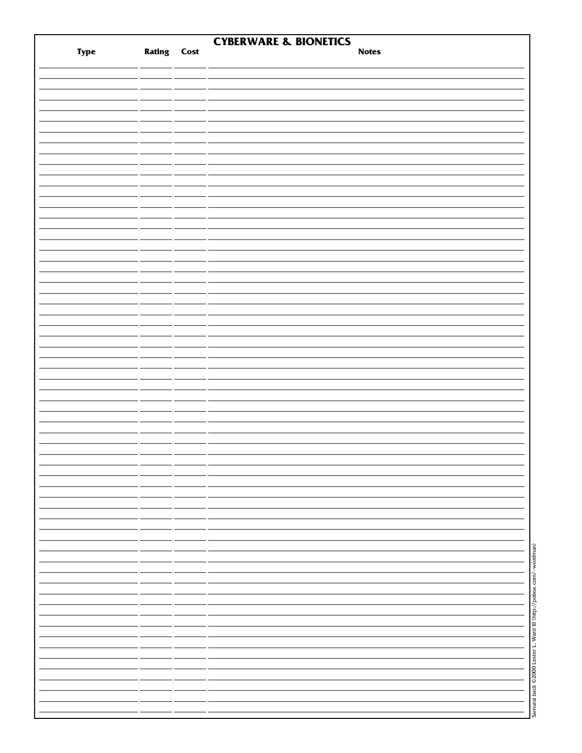## CYBERWARE & BIONETICS

| Type | Rating | Cost | Notes |
| --- | --- | --- | --- |
| | | | |
| | | | |
| | | | |
| | | | |
| | | | |
| | | | |
| | | | |
| | | | |
| | | | |
| | | | |
| | | | |
| | | | |
| | | | |
| | | | |
| | | | |
| | | | |
| | | | |
| | | | |
| | | | |
| | | | |
| | | | |
| | | | |
| | | | |
| | | | |
| | | | |
| | | | |
| | | | |
| | | | |
| | | | |
| | | | |
| | | | |
| | | | |
| | | | |
| | | | |
| | | | |
| | | | |
| | | | |
| | | | |
| | | | |
| | | | |
| | | | |
| | | | |
| | | | |
| | | | |
| | | | |
| | | | |
| | | | |
| | | | |
| | | | |
| | | | |
| | | | |
| | | | |
| | | | |
| | | | |
| | | | |
| | | | |
| | | | |
| | | | |
| | | | |
| | | | |
| | | | |
| | | | |
| | | | |

Samurai back ©2000 Lester L. Ward III (http://pobox.com/~wordman)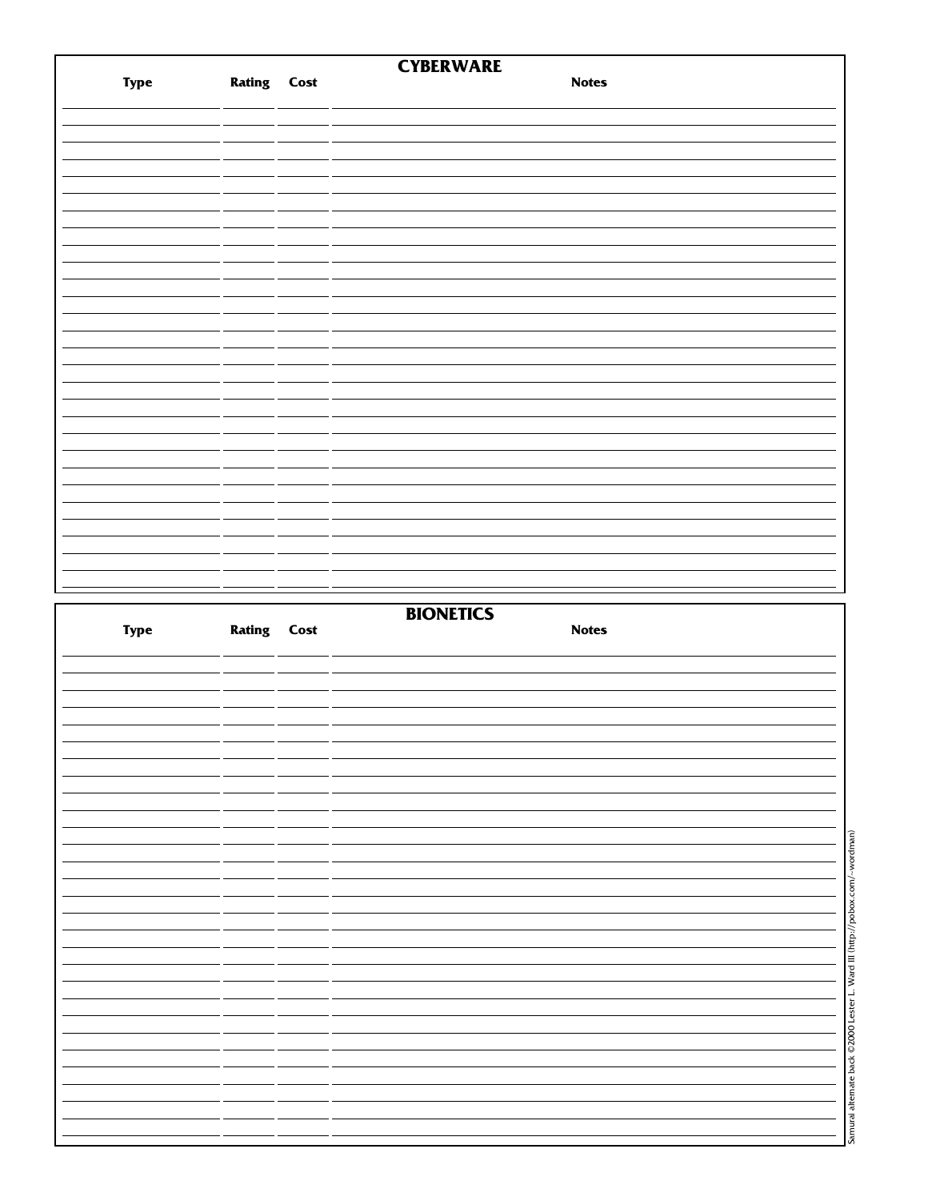## CYBERWARE

| Type | Rating | Cost | Notes |
| --- | --- | --- | --- |
| | | | |
| | | | |
| | | | |
| | | | |
| | | | |
| | | | |
| | | | |
| | | | |
| | | | |
| | | | |
| | | | |
| | | | |
| | | | |
| | | | |
| | | | |
| | | | |
| | | | |
| | | | |
| | | | |
| | | | |
| | | | |
| | | | |
| | | | |
| | | | |
| | | | |
| | | | |
| | | | |
| | | | |
| | | | |

## BIONETICS

| Type | Rating | Cost | Notes |
| --- | --- | --- | --- |
| | | | |
| | | | |
| | | | |
| | | | |
| | | | |
| | | | |
| | | | |
| | | | |
| | | | |
| | | | |
| | | | |
| | | | |
| | | | |
| | | | |
| | | | |
| | | | |
| | | | |
| | | | |
| | | | |
| | | | |
| | | | |
| | | | |
| | | | |
| | | | |
| | | | |
| | | | |
| | | | |
| | | | |
| | | | |

Samurai alternate back ©2000 Lester L. Ward III (http://pobox.com/~wordman)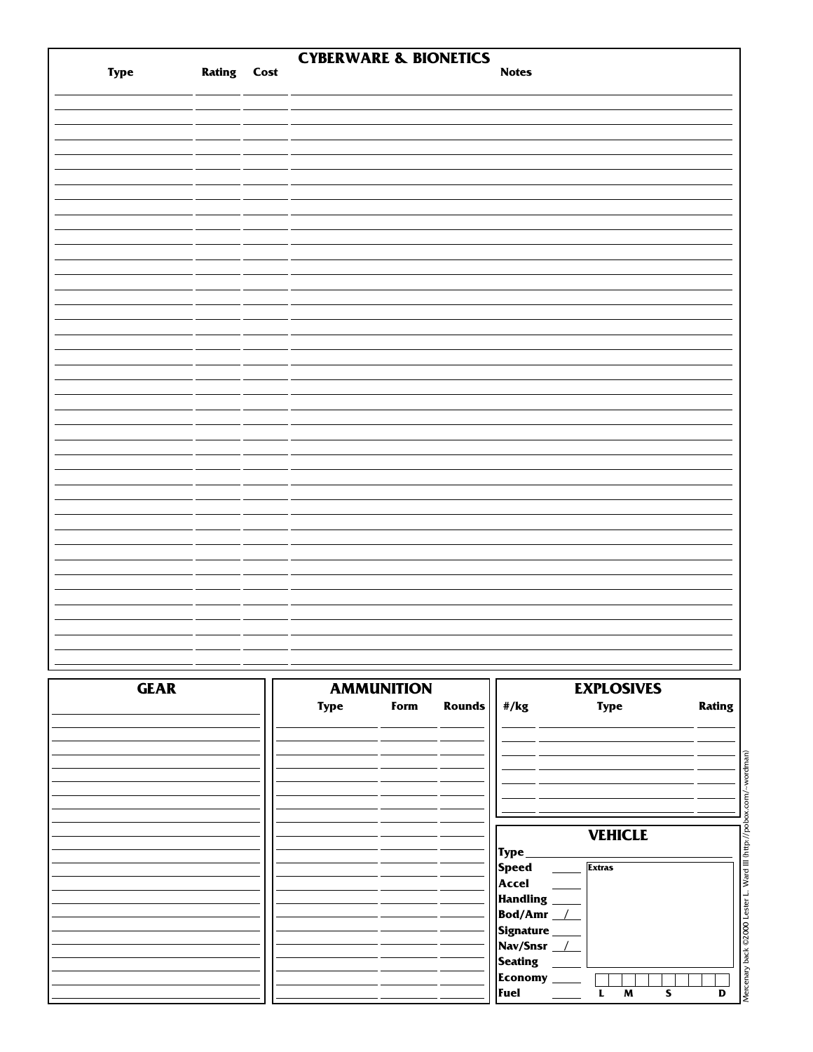## CYBERWARE & BIONETICS

| Type | Rating | Cost | Notes |
|---|---|---|---|
| | | | |
| | | | |
| | | | |
| | | | |
| | | | |
| | | | |
| | | | |
| | | | |
| | | | |
| | | | |
| | | | |
| | | | |
| | | | |
| | | | |
| | | | |
| | | | |
| | | | |
| | | | |
| | | | |
| | | | |
| | | | |
| | | | |
| | | | |
| | | | |
| | | | |
| | | | |
| | | | |
| | | | |
| | | | |
| | | | |
| | | | |
| | | | |
| | | | |
| | | | |
| | | | |
| | | | |
| | | | |
| | | | |
| | | | |
| | | | |
| | | | |
| | | | |
| | | | |
| | | | |
| | | | |
| | | | |
| | | | |
| | | | |
| | | | |
| | | | |
| | | | |
| | | | |
| | | | |
| | | | |
| | | | |
| | | | |
| | | | |
| | | | |
| | | | |
| | | | |
| | | | |
| | | | |
| | | | |
| | | | |
| | | | |
| | | | |
| | | | |
| | | | |
| | | | |
| | | | |
| | | | |
| | | | |
| | | | |
| | | | |
| | | | |
| | | | |
| | | | |
| | | | |
| | | | |
| | | | |
| | | | |
| | | | |
| | | | |
| | | | |
| | | | |
| | | | |
| | | | |
| | | | |
| | | | |
| | | | |
| | | | |
| | | | |
| | | | |
| | | | |
| | | | |
| | | | |
| | | | |

## GEAR

| |
|---|
| |
| |
| |
| |
| |
| |
| |
| |
| |
| |
| |
| |
| |
| |
| |
| |
| |
| |
| |
| |
| |
| |
| |

## AMMUNITION

| Type | Form | Rounds |
|---|---|---|
| | | |
| | | |
| | | |
| | | |
| | | |
| | | |
| | | |
| | | |
| | | |
| | | |
| | | |
| | | |
| | | |
| | | |
| | | |
| | | |
| | | |
| | | |
| | | |
| | | |
| | | |

## EXPLOSIVES

| #/kg | Type | Rating |
|---|---|---|
| | | |
| | | |
| | | |
| | | |
| | | |
| | | |

## VEHICLE

**Type** ______

**Speed** ____

**Accel** ____

**Handling** ____

**Bod/Amr** __/__

**Signature** ____

**Nav/Snsr** __/__

**Seating** ____

**Economy** ____

**Fuel** ____

**Extras**

| | | | | | | | | | |
|---|---|---|---|---|---|---|---|---|---|
| L | M | | S | | | | D | | |

Mercenary back ©2000 Lester L. Ward III (http://pobox.com/~wordman)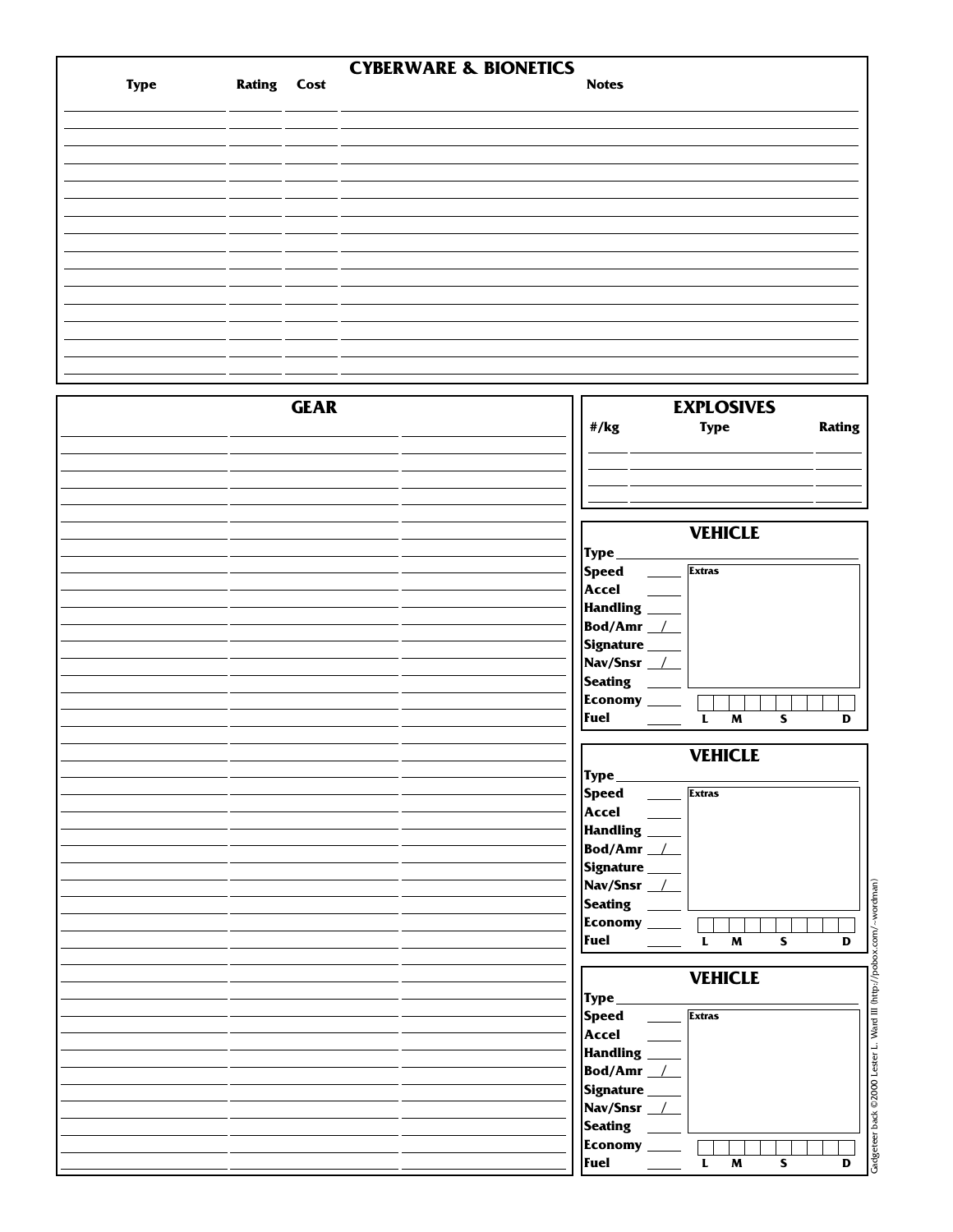## CYBERWARE & BIONETICS

| Type | Rating | Cost | Notes |
|---|---|---|---|
| | | | |
| | | | |
| | | | |
| | | | |
| | | | |
| | | | |
| | | | |
| | | | |
| | | | |
| | | | |
| | | | |
| | | | |
| | | | |
| | | | |
| | | | |
| | | | |

## GEAR

| | | |
|---|---|---|
| | | |
| | | |
| | | |
| | | |
| | | |
| | | |
| | | |
| | | |
| | | |
| | | |
| | | |
| | | |
| | | |
| | | |
| | | |
| | | |
| | | |
| | | |
| | | |
| | | |
| | | |
| | | |
| | | |
| | | |
| | | |
| | | |
| | | |
| | | |
| | | |
| | | |
| | | |
| | | |
| | | |
| | | |
| | | |
| | | |
| | | |
| | | |
| | | |
| | | |
| | | |
| | | |
| | | |
| | | |
| | | |

## EXPLOSIVES

| #/kg | Type | Rating |
|---|---|---|
| | | |
| | | |
| | | |
| | | |

## VEHICLE

**Type** ____________

**Speed** ____
**Accel** ____
**Handling** ____
**Bod/Amr** __/__
**Signature** ____
**Nav/Snsr** __/__
**Seating** ____
**Economy** ____
**Fuel** ____

**Extras**

L M S D

## VEHICLE

**Type** ____________

**Speed** ____
**Accel** ____
**Handling** ____
**Bod/Amr** __/__
**Signature** ____
**Nav/Snsr** __/__
**Seating** ____
**Economy** ____
**Fuel** ____

**Extras**

L M S D

## VEHICLE

**Type** ____________

**Speed** ____
**Accel** ____
**Handling** ____
**Bod/Amr** __/__
**Signature** ____
**Nav/Snsr** __/__
**Seating** ____
**Economy** ____
**Fuel** ____

**Extras**

L M S D

Gadgeteer back ©2000 Lester L. Ward III (http://pobox.com/~wordman)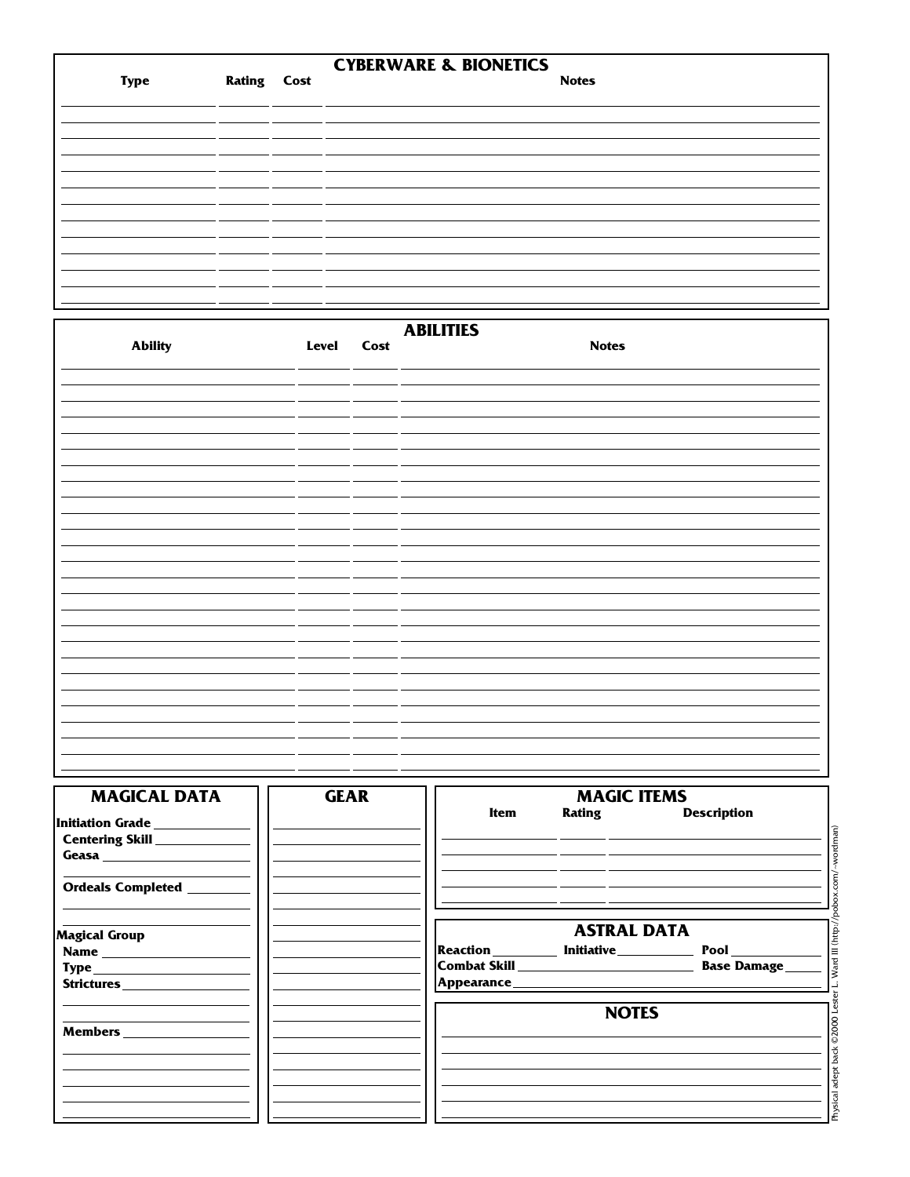## CYBERWARE & BIONETICS

| Type | Rating | Cost | Notes |
|---|---|---|---|
| | | | |
| | | | |
| | | | |
| | | | |
| | | | |
| | | | |
| | | | |
| | | | |
| | | | |
| | | | |
| | | | |
| | | | |
| | | | |

## ABILITIES

| Ability | Level | Cost | Notes |
|---|---|---|---|
| | | | |
| | | | |
| | | | |
| | | | |
| | | | |
| | | | |
| | | | |
| | | | |
| | | | |
| | | | |
| | | | |
| | | | |
| | | | |
| | | | |
| | | | |
| | | | |
| | | | |
| | | | |
| | | | |
| | | | |
| | | | |
| | | | |
| | | | |
| | | | |
| | | | |

## MAGICAL DATA

**Initiation Grade** ______________

**Centering Skill** ______________

**Geasa** ______________

______________

**Ordeals Completed** ______________

______________

**Magical Group**

**Name** ______________

**Type** ______________

**Strictures** ______________

______________

**Members** ______________

______________

______________

______________

## GEAR

______________

______________

______________

______________

______________

______________

______________

______________

______________

______________

______________

______________

______________

______________

______________

______________

______________

______________

## MAGIC ITEMS

| Item | Rating | Description |
|---|---|---|
| | | |
| | | |
| | | |
| | | |

## ASTRAL DATA

**Reaction** ________ **Initiative** ________ **Pool** ________

**Combat Skill** ______________ **Base Damage** ________

**Appearance** ______________

## NOTES

______________

______________

______________

______________

______________

______________

Physical adept back ©2000 Lester L. Ward III (http://pobox.com/~wordman)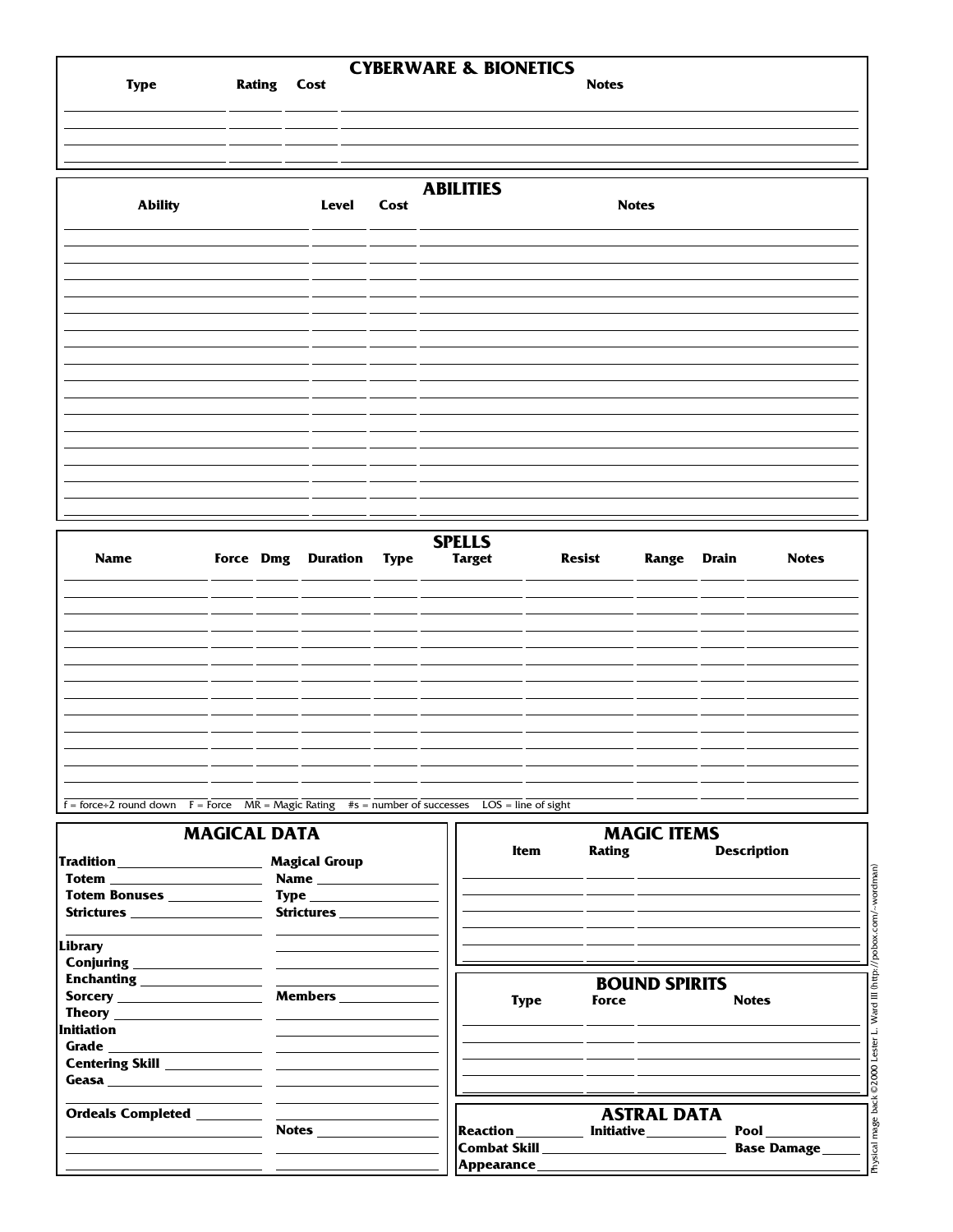## CYBERWARE & BIONETICS

| Type | Rating | Cost | Notes |
|---|---|---|---|
| | | | |
| | | | |
| | | | |
| | | | |

## ABILITIES

| Ability | Level | Cost | Notes |
|---|---|---|---|
| | | | |
| | | | |
| | | | |
| | | | |
| | | | |
| | | | |
| | | | |
| | | | |
| | | | |
| | | | |
| | | | |
| | | | |
| | | | |
| | | | |
| | | | |
| | | | |
| | | | |
| | | | |

## SPELLS

| Name | Force | Dmg | Duration | Type | Target | Resist | Range | Drain | Notes |
|---|---|---|---|---|---|---|---|---|---|
| | | | | | | | | | |
| | | | | | | | | | |
| | | | | | | | | | |
| | | | | | | | | | |
| | | | | | | | | | |
| | | | | | | | | | |
| | | | | | | | | | |
| | | | | | | | | | |
| | | | | | | | | | |
| | | | | | | | | | |
| | | | | | | | | | |
| | | | | | | | | | |
| | | | | | | | | | |

f = force÷2 round down F = Force MR = Magic Rating #s = number of successes LOS = line of sight

## MAGICAL DATA

**Tradition** ______________

**Totem** ______________

**Totem Bonuses** ______________

**Strictures** ______________

**Library**

**Conjuring** ______________

**Enchanting** ______________

**Sorcery** ______________

**Theory** ______________

**Initiation**

**Grade** ______________

**Centering Skill** ______________

**Geasa** ______________

**Ordeals Completed** ______________

**Magical Group**

**Name** ______________

**Type** ______________

**Strictures** ______________

**Members** ______________

**Notes** ______________

## MAGIC ITEMS

| Item | Rating | Description |
|---|---|---|
| | | |
| | | |
| | | |
| | | |
| | | |

## BOUND SPIRITS

| Type | Force | Notes |
|---|---|---|
| | | |
| | | |
| | | |
| | | |
| | | |

## ASTRAL DATA

**Reaction** ______ **Initiative** ______ **Pool** ______

**Combat Skill** ______________ **Base Damage** ______

**Appearance** ______________

Physical mage back ©2000 Lester L. Ward III (http://pobox.com/~wordman)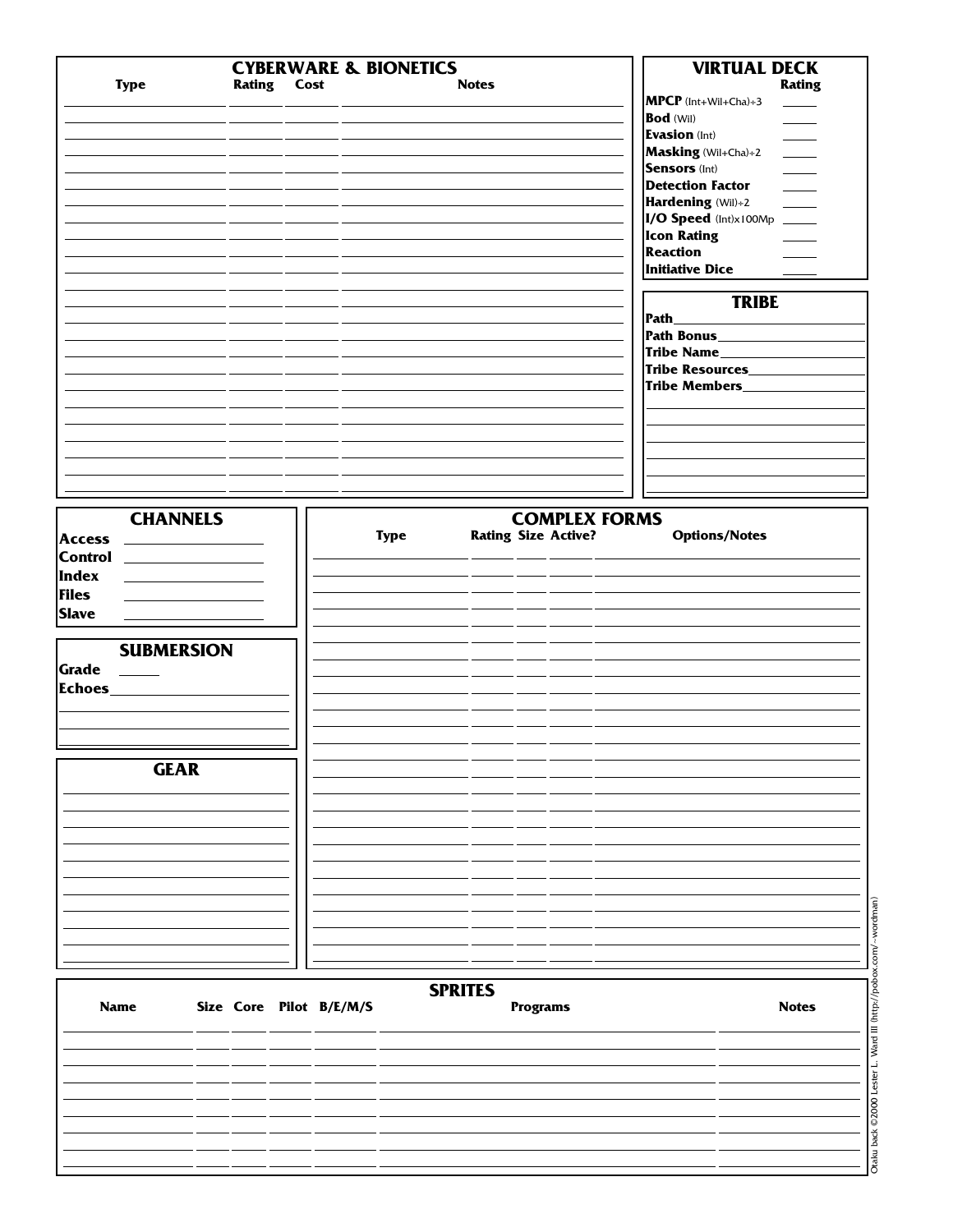## CYBERWARE & BIONETICS

| Type | Rating | Cost | Notes |
|---|---|---|---|
| | | | |
| | | | |
| | | | |
| | | | |
| | | | |
| | | | |
| | | | |
| | | | |
| | | | |
| | | | |
| | | | |
| | | | |
| | | | |
| | | | |
| | | | |
| | | | |
| | | | |
| | | | |
| | | | |
| | | | |
| | | | |
| | | | |
| | | | |
| | | | |

## VIRTUAL DECK

| | Rating |
|---|---|
| **MPCP** (Int+Wil+Cha)÷3 | |
| **Bod** (Wil) | |
| **Evasion** (Int) | |
| **Masking** (Wil+Cha)÷2 | |
| **Sensors** (Int) | |
| **Detection Factor** | |
| **Hardening** (Wil)÷2 | |
| **I/O Speed** (Int)x100Mp | |
| **Icon Rating** | |
| **Reaction** | |
| **Initiative Dice** | |

## TRIBE

**Path** \_\_\_\_\_\_\_\_\_\_

**Path Bonus** \_\_\_\_\_\_\_\_\_\_

**Tribe Name** \_\_\_\_\_\_\_\_\_\_

**Tribe Resources** \_\_\_\_\_\_\_\_\_\_

**Tribe Members** \_\_\_\_\_\_\_\_\_\_

## CHANNELS

**Access** \_\_\_\_\_\_\_\_\_\_

**Control** \_\_\_\_\_\_\_\_\_\_

**Index** \_\_\_\_\_\_\_\_\_\_

**Files** \_\_\_\_\_\_\_\_\_\_

**Slave** \_\_\_\_\_\_\_\_\_\_

## SUBMERSION

**Grade** \_\_\_\_\_

**Echoes** \_\_\_\_\_\_\_\_\_\_

## GEAR

## COMPLEX FORMS

| Type | Rating | Size | Active? | Options/Notes |
|---|---|---|---|---|
| | | | | |
| | | | | |
| | | | | |
| | | | | |
| | | | | |
| | | | | |
| | | | | |
| | | | | |
| | | | | |
| | | | | |
| | | | | |
| | | | | |
| | | | | |
| | | | | |
| | | | | |
| | | | | |
| | | | | |
| | | | | |
| | | | | |
| | | | | |
| | | | | |
| | | | | |
| | | | | |
| | | | | |
| | | | | |

## SPRITES

| Name | Size | Core | Pilot | B/E/M/S | Programs | Notes |
|---|---|---|---|---|---|---|
| | | | | | | |
| | | | | | | |
| | | | | | | |
| | | | | | | |
| | | | | | | |
| | | | | | | |
| | | | | | | |
| | | | | | | |

Otaku back ©2000 Lester L. Ward III (http://pobox.com/~wordman)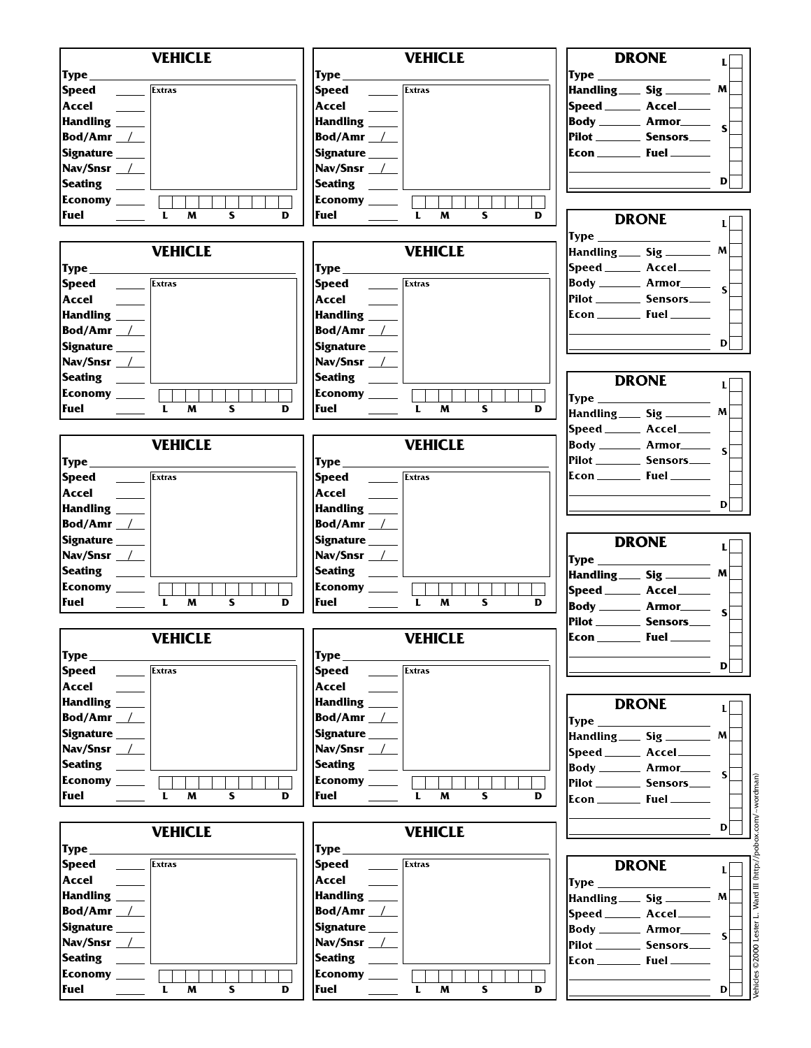## VEHICLE

| | | |
|---|---|---|
| Type | | |
| Speed | | Extras |
| Accel | | |
| Handling | | |
| Bod/Amr | / | |
| Signature | | |
| Nav/Snsr | / | |
| Seating | | |
| Economy | | |
| Fuel | | L M S D |

## VEHICLE

| | | |
|---|---|---|
| Type | | |
| Speed | | Extras |
| Accel | | |
| Handling | | |
| Bod/Amr | / | |
| Signature | | |
| Nav/Snsr | / | |
| Seating | | |
| Economy | | |
| Fuel | | L M S D |

## VEHICLE

| | | |
|---|---|---|
| Type | | |
| Speed | | Extras |
| Accel | | |
| Handling | | |
| Bod/Amr | / | |
| Signature | | |
| Nav/Snsr | / | |
| Seating | | |
| Economy | | |
| Fuel | | L M S D |

## VEHICLE

| | | |
|---|---|---|
| Type | | |
| Speed | | Extras |
| Accel | | |
| Handling | | |
| Bod/Amr | / | |
| Signature | | |
| Nav/Snsr | / | |
| Seating | | |
| Economy | | |
| Fuel | | L M S D |

## VEHICLE

| | | |
|---|---|---|
| Type | | |
| Speed | | Extras |
| Accel | | |
| Handling | | |
| Bod/Amr | / | |
| Signature | | |
| Nav/Snsr | / | |
| Seating | | |
| Economy | | |
| Fuel | | L M S D |

## VEHICLE

| | | |
|---|---|---|
| Type | | |
| Speed | | Extras |
| Accel | | |
| Handling | | |
| Bod/Amr | / | |
| Signature | | |
| Nav/Snsr | / | |
| Seating | | |
| Economy | | |
| Fuel | | L M S D |

## VEHICLE

| | | |
|---|---|---|
| Type | | |
| Speed | | Extras |
| Accel | | |
| Handling | | |
| Bod/Amr | / | |
| Signature | | |
| Nav/Snsr | / | |
| Seating | | |
| Economy | | |
| Fuel | | L M S D |

## VEHICLE

| | | |
|---|---|---|
| Type | | |
| Speed | | Extras |
| Accel | | |
| Handling | | |
| Bod/Amr | / | |
| Signature | | |
| Nav/Snsr | / | |
| Seating | | |
| Economy | | |
| Fuel | | L M S D |

## VEHICLE

| | | |
|---|---|---|
| Type | | |
| Speed | | Extras |
| Accel | | |
| Handling | | |
| Bod/Amr | / | |
| Signature | | |
| Nav/Snsr | / | |
| Seating | | |
| Economy | | |
| Fuel | | L M S D |

## VEHICLE

| | | |
|---|---|---|
| Type | | |
| Speed | | Extras |
| Accel | | |
| Handling | | |
| Bod/Amr | / | |
| Signature | | |
| Nav/Snsr | / | |
| Seating | | |
| Economy | | |
| Fuel | | L M S D |

## DRONE

| | | | |
|---|---|---|---|
| Type | | | |
| Handling | | Sig | |
| Speed | | Accel | |
| Body | | Armor | |
| Pilot | | Sensors | |
| Econ | | Fuel | |

L M S D

## DRONE

| | | | |
|---|---|---|---|
| Type | | | |
| Handling | | Sig | |
| Speed | | Accel | |
| Body | | Armor | |
| Pilot | | Sensors | |
| Econ | | Fuel | |

L M S D

## DRONE

| | | | |
|---|---|---|---|
| Type | | | |
| Handling | | Sig | |
| Speed | | Accel | |
| Body | | Armor | |
| Pilot | | Sensors | |
| Econ | | Fuel | |

L M S D

## DRONE

| | | | |
|---|---|---|---|
| Type | | | |
| Handling | | Sig | |
| Speed | | Accel | |
| Body | | Armor | |
| Pilot | | Sensors | |
| Econ | | Fuel | |

L M S D

## DRONE

| | | | |
|---|---|---|---|
| Type | | | |
| Handling | | Sig | |
| Speed | | Accel | |
| Body | | Armor | |
| Pilot | | Sensors | |
| Econ | | Fuel | |

L M S D

## DRONE

| | | | |
|---|---|---|---|
| Type | | | |
| Handling | | Sig | |
| Speed | | Accel | |
| Body | | Armor | |
| Pilot | | Sensors | |
| Econ | | Fuel | |

L M S D

Vehicles ©2000 Lester L. Ward III (http://pobox.com/~wordman)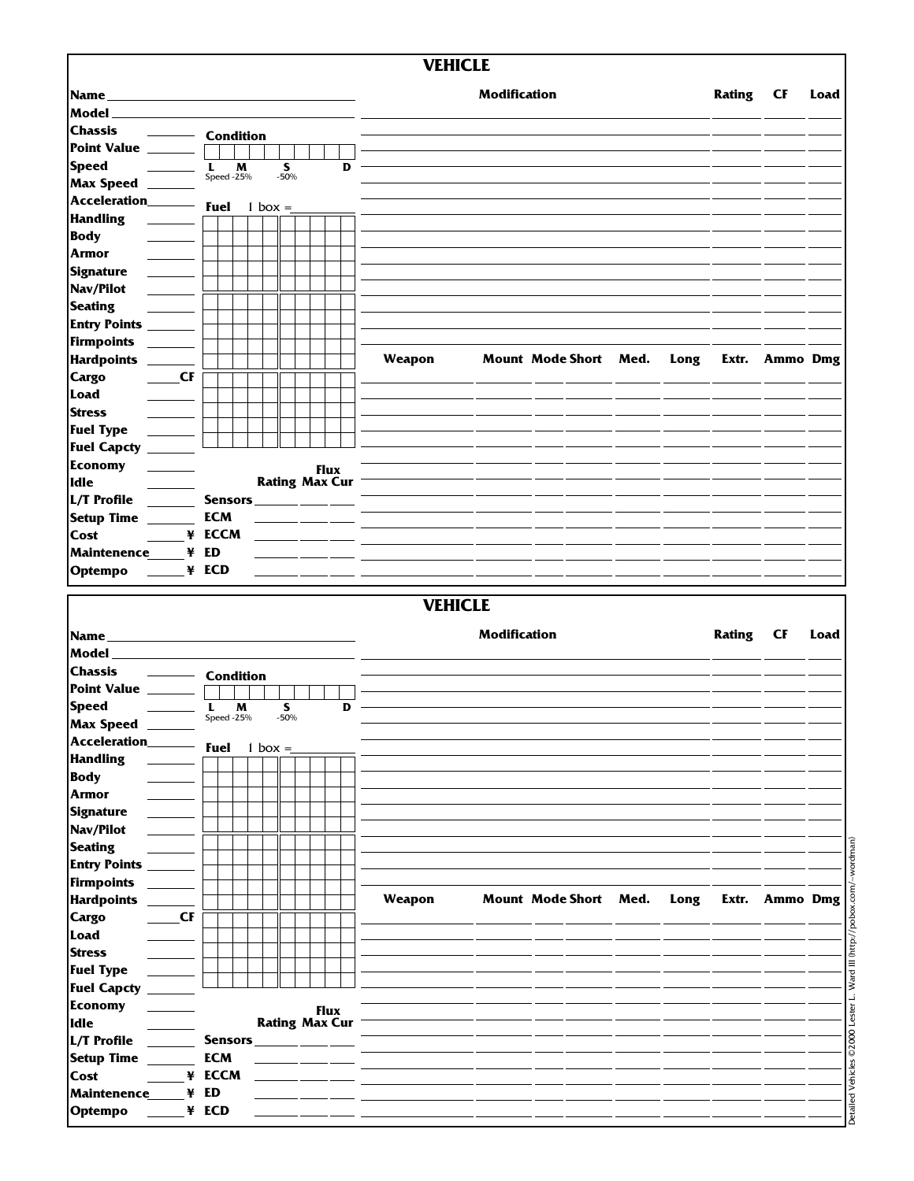## VEHICLE

**Name** ______________________________
**Model** ______________________________
**Chassis** ______
**Point Value** ______
**Speed** ______
**Max Speed** ______
**Acceleration** ______
**Handling** ______
**Body** ______
**Armor** ______
**Signature** ______
**Nav/Pilot** ______
**Seating** ______
**Entry Points** ______
**Firmpoints** ______
**Hardpoints** ______
**Cargo** ____ **CF**
**Load** ______
**Stress** ______
**Fuel Type** ______
**Fuel Capcty** ______
**Economy** ______
**Idle** ______
**L/T Profile** ______
**Setup Time** ______
**Cost** ______ **¥**
**Maintenence** ______ **¥**
**Optempo** ______ **¥**

**Condition**

L Speed -25% | M | S -50% | D

**Fuel** 1 box = ______

| | Rating | Flux Max | Flux Cur |
|---|---|---|---|
| **Sensors** | | | |
| **ECM** | | | |
| **ECCM** | | | |
| **ED** | | | |
| **ECD** | | | |

| Modification | Rating | CF | Load |
|---|---|---|---|
| | | | |

| Weapon | Mount | Mode | Short | Med. | Long | Extr. | Ammo | Dmg |
|---|---|---|---|---|---|---|---|---|
| | | | | | | | | |

## VEHICLE

**Name** ______________________________
**Model** ______________________________
**Chassis** ______
**Point Value** ______
**Speed** ______
**Max Speed** ______
**Acceleration** ______
**Handling** ______
**Body** ______
**Armor** ______
**Signature** ______
**Nav/Pilot** ______
**Seating** ______
**Entry Points** ______
**Firmpoints** ______
**Hardpoints** ______
**Cargo** ____ **CF**
**Load** ______
**Stress** ______
**Fuel Type** ______
**Fuel Capcty** ______
**Economy** ______
**Idle** ______
**L/T Profile** ______
**Setup Time** ______
**Cost** ______ **¥**
**Maintenence** ______ **¥**
**Optempo** ______ **¥**

**Condition**

L Speed -25% | M | S -50% | D

**Fuel** 1 box = ______

| | Rating | Flux Max | Flux Cur |
|---|---|---|---|
| **Sensors** | | | |
| **ECM** | | | |
| **ECCM** | | | |
| **ED** | | | |
| **ECD** | | | |

| Modification | Rating | CF | Load |
|---|---|---|---|
| | | | |

| Weapon | Mount | Mode | Short | Med. | Long | Extr. | Ammo | Dmg |
|---|---|---|---|---|---|---|---|---|
| | | | | | | | | |

Detailed Vehicles ©2000 Lester L. Ward III (http://pobox.com/~wordman)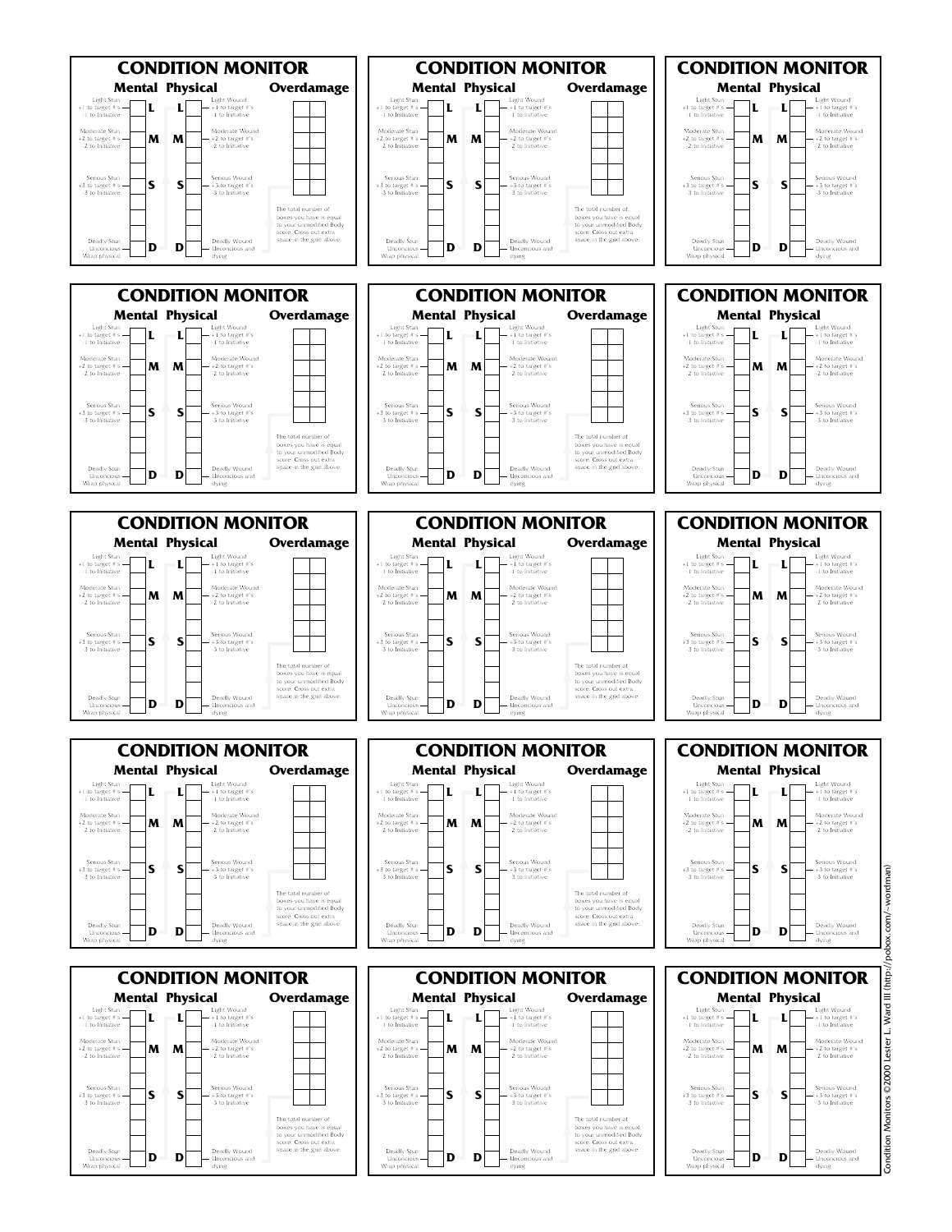## CONDITION MONITOR

| Mental | | Physical | |
|---|---|---|---|
| Light Stun +1 to target #'s -1 to Initiative | L | L | Light Wound +1 to target #'s -1 to Initiative |
| Moderate Stun +2 to target #'s -2 to Initiative | M | M | Moderate Wound +2 to target #'s -2 to Initiative |
| Serious Stun +3 to target #'s -3 to Initiative | S | S | Serious Wound +3 to target #'s -3 to Initiative |
| Deadly Stun Unconscious Wrap physical | D | D | Deadly Wound Unconscious and dying |

**Overdamage**

The total number of boxes you have is equal to your unmodified Body score. Cross out extra space in the grid above.

## CONDITION MONITOR

| Mental | | Physical | |
|---|---|---|---|
| Light Stun +1 to target #'s -1 to Initiative | L | L | Light Wound +1 to target #'s -1 to Initiative |
| Moderate Stun +2 to target #'s -2 to Initiative | M | M | Moderate Wound +2 to target #'s -2 to Initiative |
| Serious Stun +3 to target #'s -3 to Initiative | S | S | Serious Wound +3 to target #'s -3 to Initiative |
| Deadly Stun Unconscious Wrap physical | D | D | Deadly Wound Unconscious and dying |

**Overdamage**

The total number of boxes you have is equal to your unmodified Body score. Cross out extra space in the grid above.

## CONDITION MONITOR

| Mental | | Physical | |
|---|---|---|---|
| Light Stun +1 to target #'s -1 to Initiative | L | L | Light Wound +1 to target #'s -1 to Initiative |
| Moderate Stun +2 to target #'s -2 to Initiative | M | M | Moderate Wound +2 to target #'s -2 to Initiative |
| Serious Stun +3 to target #'s -3 to Initiative | S | S | Serious Wound +3 to target #'s -3 to Initiative |
| Deadly Stun Unconscious Wrap physical | D | D | Deadly Wound Unconscious and dying |

## CONDITION MONITOR

| Mental | | Physical | |
|---|---|---|---|
| Light Stun +1 to target #'s -1 to Initiative | L | L | Light Wound +1 to target #'s -1 to Initiative |
| Moderate Stun +2 to target #'s -2 to Initiative | M | M | Moderate Wound +2 to target #'s -2 to Initiative |
| Serious Stun +3 to target #'s -3 to Initiative | S | S | Serious Wound +3 to target #'s -3 to Initiative |
| Deadly Stun Unconscious Wrap physical | D | D | Deadly Wound Unconscious and dying |

**Overdamage**

The total number of boxes you have is equal to your unmodified Body score. Cross out extra space in the grid above.

## CONDITION MONITOR

| Mental | | Physical | |
|---|---|---|---|
| Light Stun +1 to target #'s -1 to Initiative | L | L | Light Wound +1 to target #'s -1 to Initiative |
| Moderate Stun +2 to target #'s -2 to Initiative | M | M | Moderate Wound +2 to target #'s -2 to Initiative |
| Serious Stun +3 to target #'s -3 to Initiative | S | S | Serious Wound +3 to target #'s -3 to Initiative |
| Deadly Stun Unconscious Wrap physical | D | D | Deadly Wound Unconscious and dying |

**Overdamage**

The total number of boxes you have is equal to your unmodified Body score. Cross out extra space in the grid above.

## CONDITION MONITOR

| Mental | | Physical | |
|---|---|---|---|
| Light Stun +1 to target #'s -1 to Initiative | L | L | Light Wound +1 to target #'s -1 to Initiative |
| Moderate Stun +2 to target #'s -2 to Initiative | M | M | Moderate Wound +2 to target #'s -2 to Initiative |
| Serious Stun +3 to target #'s -3 to Initiative | S | S | Serious Wound +3 to target #'s -3 to Initiative |
| Deadly Stun Unconscious Wrap physical | D | D | Deadly Wound Unconscious and dying |

## CONDITION MONITOR

| Mental | | Physical | |
|---|---|---|---|
| Light Stun +1 to target #'s -1 to Initiative | L | L | Light Wound +1 to target #'s -1 to Initiative |
| Moderate Stun +2 to target #'s -2 to Initiative | M | M | Moderate Wound +2 to target #'s -2 to Initiative |
| Serious Stun +3 to target #'s -3 to Initiative | S | S | Serious Wound +3 to target #'s -3 to Initiative |
| Deadly Stun Unconscious Wrap physical | D | D | Deadly Wound Unconscious and dying |

**Overdamage**

The total number of boxes you have is equal to your unmodified Body score. Cross out extra space in the grid above.

## CONDITION MONITOR

| Mental | | Physical | |
|---|---|---|---|
| Light Stun +1 to target #'s -1 to Initiative | L | L | Light Wound +1 to target #'s -1 to Initiative |
| Moderate Stun +2 to target #'s -2 to Initiative | M | M | Moderate Wound +2 to target #'s -2 to Initiative |
| Serious Stun +3 to target #'s -3 to Initiative | S | S | Serious Wound +3 to target #'s -3 to Initiative |
| Deadly Stun Unconscious Wrap physical | D | D | Deadly Wound Unconscious and dying |

**Overdamage**

The total number of boxes you have is equal to your unmodified Body score. Cross out extra space in the grid above.

## CONDITION MONITOR

| Mental | | Physical | |
|---|---|---|---|
| Light Stun +1 to target #'s -1 to Initiative | L | L | Light Wound +1 to target #'s -1 to Initiative |
| Moderate Stun +2 to target #'s -2 to Initiative | M | M | Moderate Wound +2 to target #'s -2 to Initiative |
| Serious Stun +3 to target #'s -3 to Initiative | S | S | Serious Wound +3 to target #'s -3 to Initiative |
| Deadly Stun Unconscious Wrap physical | D | D | Deadly Wound Unconscious and dying |

## CONDITION MONITOR

| Mental | | Physical | |
|---|---|---|---|
| Light Stun +1 to target #'s -1 to Initiative | L | L | Light Wound +1 to target #'s -1 to Initiative |
| Moderate Stun +2 to target #'s -2 to Initiative | M | M | Moderate Wound +2 to target #'s -2 to Initiative |
| Serious Stun +3 to target #'s -3 to Initiative | S | S | Serious Wound +3 to target #'s -3 to Initiative |
| Deadly Stun Unconscious Wrap physical | D | D | Deadly Wound Unconscious and dying |

**Overdamage**

The total number of boxes you have is equal to your unmodified Body score. Cross out extra space in the grid above.

## CONDITION MONITOR

| Mental | | Physical | |
|---|---|---|---|
| Light Stun +1 to target #'s -1 to Initiative | L | L | Light Wound +1 to target #'s -1 to Initiative |
| Moderate Stun +2 to target #'s -2 to Initiative | M | M | Moderate Wound +2 to target #'s -2 to Initiative |
| Serious Stun +3 to target #'s -3 to Initiative | S | S | Serious Wound +3 to target #'s -3 to Initiative |
| Deadly Stun Unconscious Wrap physical | D | D | Deadly Wound Unconscious and dying |

**Overdamage**

The total number of boxes you have is equal to your unmodified Body score. Cross out extra space in the grid above.

## CONDITION MONITOR

| Mental | | Physical | |
|---|---|---|---|
| Light Stun +1 to target #'s -1 to Initiative | L | L | Light Wound +1 to target #'s -1 to Initiative |
| Moderate Stun +2 to target #'s -2 to Initiative | M | M | Moderate Wound +2 to target #'s -2 to Initiative |
| Serious Stun +3 to target #'s -3 to Initiative | S | S | Serious Wound +3 to target #'s -3 to Initiative |
| Deadly Stun Unconscious Wrap physical | D | D | Deadly Wound Unconscious and dying |

## CONDITION MONITOR

| Mental | | Physical | |
|---|---|---|---|
| Light Stun +1 to target #'s -1 to Initiative | L | L | Light Wound +1 to target #'s -1 to Initiative |
| Moderate Stun +2 to target #'s -2 to Initiative | M | M | Moderate Wound +2 to target #'s -2 to Initiative |
| Serious Stun +3 to target #'s -3 to Initiative | S | S | Serious Wound +3 to target #'s -3 to Initiative |
| Deadly Stun Unconscious Wrap physical | D | D | Deadly Wound Unconscious and dying |

**Overdamage**

The total number of boxes you have is equal to your unmodified Body score. Cross out extra space in the grid above.

## CONDITION MONITOR

| Mental | | Physical | |
|---|---|---|---|
| Light Stun +1 to target #'s -1 to Initiative | L | L | Light Wound +1 to target #'s -1 to Initiative |
| Moderate Stun +2 to target #'s -2 to Initiative | M | M | Moderate Wound +2 to target #'s -2 to Initiative |
| Serious Stun +3 to target #'s -3 to Initiative | S | S | Serious Wound +3 to target #'s -3 to Initiative |
| Deadly Stun Unconscious Wrap physical | D | D | Deadly Wound Unconscious and dying |

**Overdamage**

The total number of boxes you have is equal to your unmodified Body score. Cross out extra space in the grid above.

## CONDITION MONITOR

| Mental | | Physical | |
|---|---|---|---|
| Light Stun +1 to target #'s -1 to Initiative | L | L | Light Wound +1 to target #'s -1 to Initiative |
| Moderate Stun +2 to target #'s -2 to Initiative | M | M | Moderate Wound +2 to target #'s -2 to Initiative |
| Serious Stun +3 to target #'s -3 to Initiative | S | S | Serious Wound +3 to target #'s -3 to Initiative |
| Deadly Stun Unconscious Wrap physical | D | D | Deadly Wound Unconscious and dying |

Condition Monitors ©2000 Lester L. Ward III (http://pobox.com/~wordman)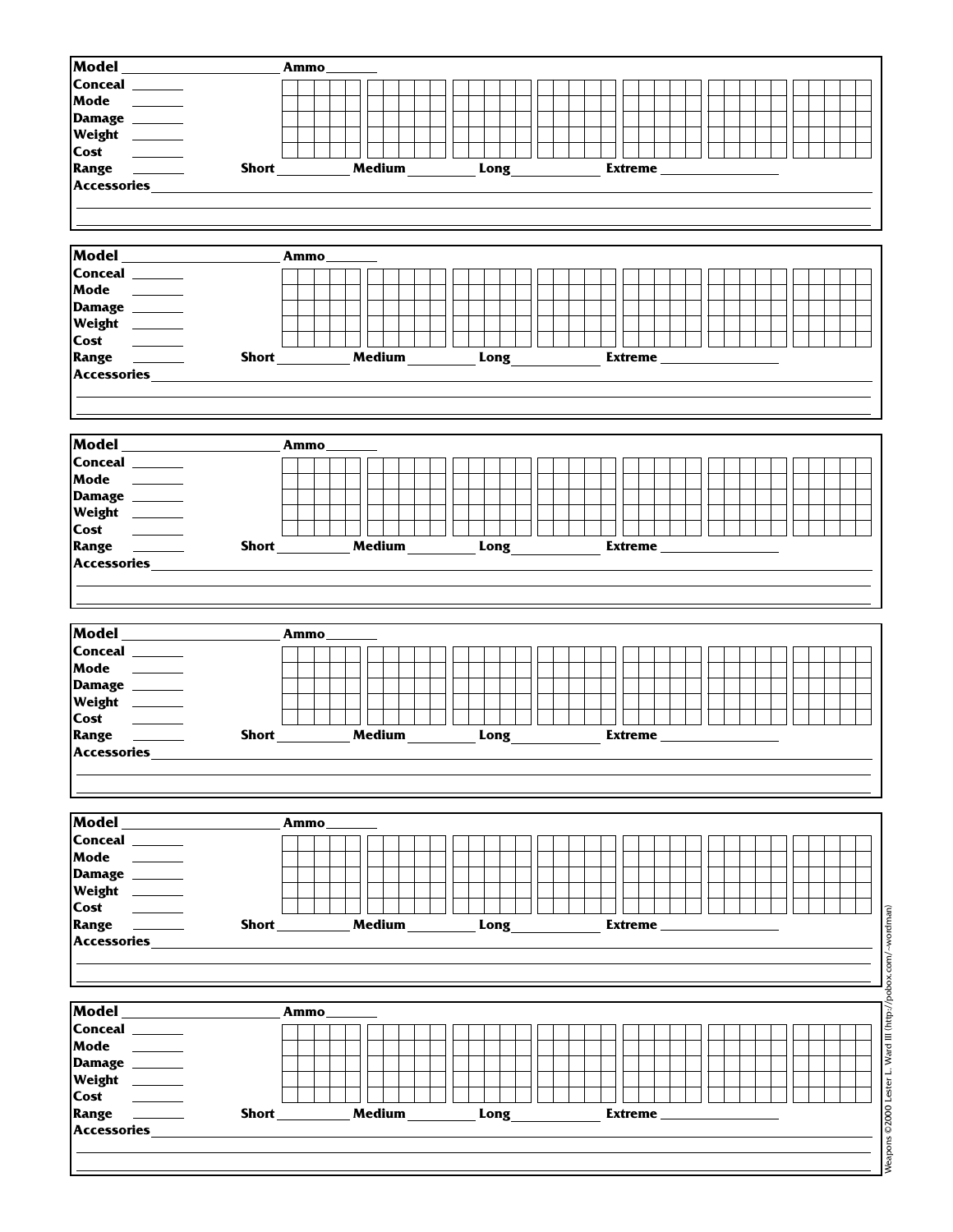**Model** ____________________ **Ammo** _______

**Conceal** _______

**Mode** _______

**Damage** _______

**Weight** _______

**Cost** _______

**Range** _______ **Short** __________ **Medium** _________ **Long** ____________ **Extreme** ________________

**Accessories** ________________________________________________

---

**Model** ____________________ **Ammo** _______

**Conceal** _______

**Mode** _______

**Damage** _______

**Weight** _______

**Cost** _______

**Range** _______ **Short** __________ **Medium** _________ **Long** ____________ **Extreme** ________________

**Accessories** ________________________________________________

---

**Model** ____________________ **Ammo** _______

**Conceal** _______

**Mode** _______

**Damage** _______

**Weight** _______

**Cost** _______

**Range** _______ **Short** __________ **Medium** _________ **Long** ____________ **Extreme** ________________

**Accessories** ________________________________________________

---

**Model** ____________________ **Ammo** _______

**Conceal** _______

**Mode** _______

**Damage** _______

**Weight** _______

**Cost** _______

**Range** _______ **Short** __________ **Medium** _________ **Long** ____________ **Extreme** ________________

**Accessories** ________________________________________________

---

**Model** ____________________ **Ammo** _______

**Conceal** _______

**Mode** _______

**Damage** _______

**Weight** _______

**Cost** _______

**Range** _______ **Short** __________ **Medium** _________ **Long** ____________ **Extreme** ________________

**Accessories** ________________________________________________

---

**Model** ____________________ **Ammo** _______

**Conceal** _______

**Mode** _______

**Damage** _______

**Weight** _______

**Cost** _______

**Range** _______ **Short** __________ **Medium** _________ **Long** ____________ **Extreme** ________________

**Accessories** ________________________________________________

Weapons ©2000 Lester L. Ward III (http://pobox.com/~wordman)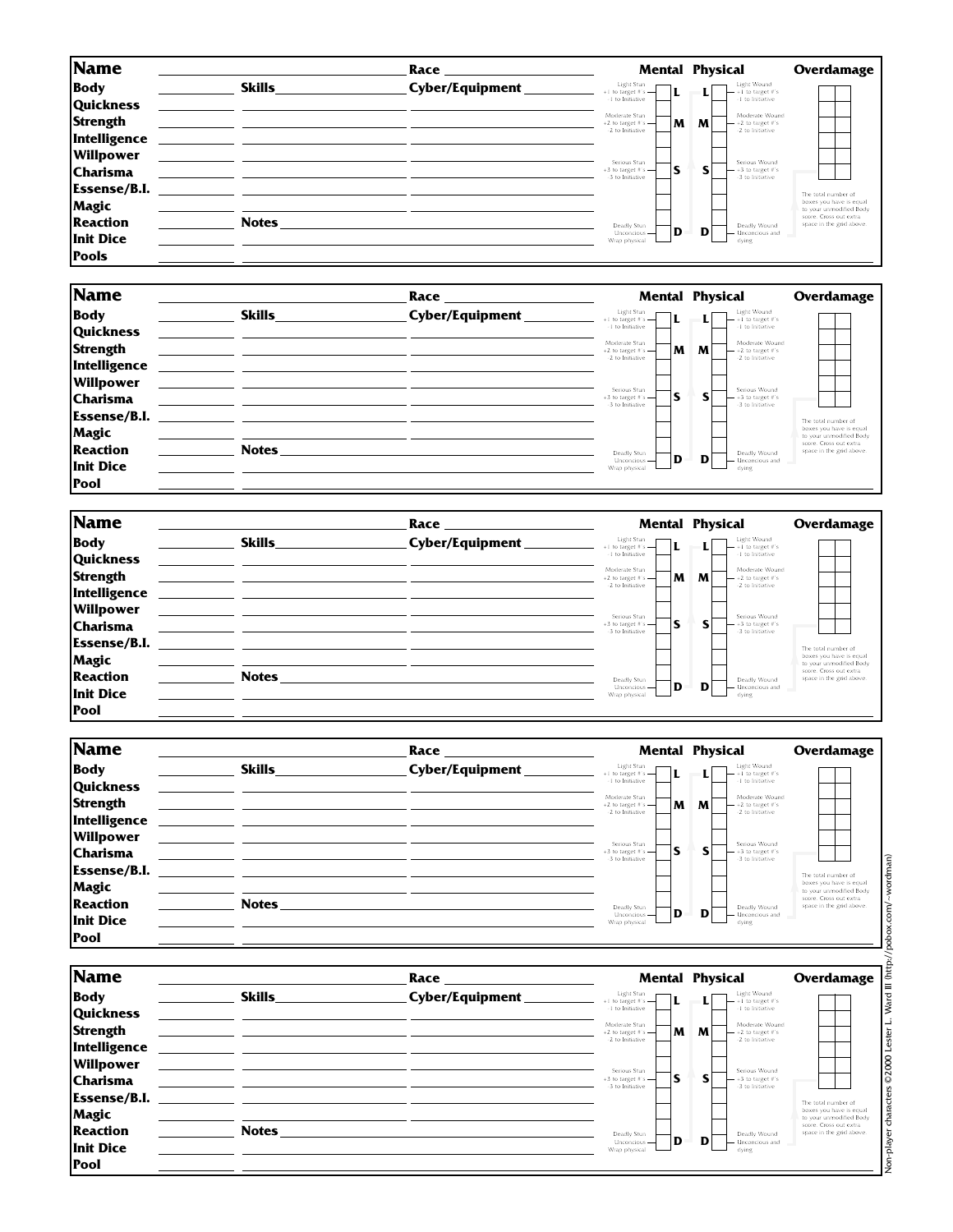**Name** | **Race** | **Mental** | **Physical** | **Overdamage**

| | | |
|---|---|---|
| **Body** | **Skills** | **Cyber/Equipment** |
| **Quickness** | | |
| **Strength** | | |
| **Intelligence** | | |
| **Willpower** | | |
| **Charisma** | | |
| **Essense/B.I.** | | |
| **Magic** | | |
| **Reaction** | **Notes** | |
| **Init Dice** | | |
| **Pools** | | |

| Mental | | Physical | |
|---|---|---|---|
| Light Stun +1 to target #'s -1 to Initiative | **L** | **L** | Light Wound +1 to target #'s -1 to Initiative |
| Moderate Stun +2 to target #'s -2 to Initiative | **M** | **M** | Moderate Wound +2 to target #'s -2 to Initiative |
| Serious Stun +3 to target #'s -3 to Initiative | **S** | **S** | Serious Wound +3 to target #'s -3 to Initiative |
| Deadly Stun Unconcious Wrap physical | **D** | **D** | Deadly Wound Unconcious and dying |

The total number of boxes you have is equal to your unmodified Body score. Cross out extra space in the grid above.

---

**Name** | **Race** | **Mental** | **Physical** | **Overdamage**

| | | |
|---|---|---|
| **Body** | **Skills** | **Cyber/Equipment** |
| **Quickness** | | |
| **Strength** | | |
| **Intelligence** | | |
| **Willpower** | | |
| **Charisma** | | |
| **Essense/B.I.** | | |
| **Magic** | | |
| **Reaction** | **Notes** | |
| **Init Dice** | | |
| **Pool** | | |

| Mental | | Physical | |
|---|---|---|---|
| Light Stun +1 to target #'s -1 to Initiative | **L** | **L** | Light Wound +1 to target #'s -1 to Initiative |
| Moderate Stun +2 to target #'s -2 to Initiative | **M** | **M** | Moderate Wound +2 to target #'s -2 to Initiative |
| Serious Stun +3 to target #'s -3 to Initiative | **S** | **S** | Serious Wound +3 to target #'s -3 to Initiative |
| Deadly Stun Unconcious Wrap physical | **D** | **D** | Deadly Wound Unconcious and dying |

The total number of boxes you have is equal to your unmodified Body score. Cross out extra space in the grid above.

---

**Name** | **Race** | **Mental** | **Physical** | **Overdamage**

| | | |
|---|---|---|
| **Body** | **Skills** | **Cyber/Equipment** |
| **Quickness** | | |
| **Strength** | | |
| **Intelligence** | | |
| **Willpower** | | |
| **Charisma** | | |
| **Essense/B.I.** | | |
| **Magic** | | |
| **Reaction** | **Notes** | |
| **Init Dice** | | |
| **Pool** | | |

| Mental | | Physical | |
|---|---|---|---|
| Light Stun +1 to target #'s -1 to Initiative | **L** | **L** | Light Wound +1 to target #'s -1 to Initiative |
| Moderate Stun +2 to target #'s -2 to Initiative | **M** | **M** | Moderate Wound +2 to target #'s -2 to Initiative |
| Serious Stun +3 to target #'s -3 to Initiative | **S** | **S** | Serious Wound +3 to target #'s -3 to Initiative |
| Deadly Stun Unconcious Wrap physical | **D** | **D** | Deadly Wound Unconcious and dying |

The total number of boxes you have is equal to your unmodified Body score. Cross out extra space in the grid above.

---

**Name** | **Race** | **Mental** | **Physical** | **Overdamage**

| | | |
|---|---|---|
| **Body** | **Skills** | **Cyber/Equipment** |
| **Quickness** | | |
| **Strength** | | |
| **Intelligence** | | |
| **Willpower** | | |
| **Charisma** | | |
| **Essense/B.I.** | | |
| **Magic** | | |
| **Reaction** | **Notes** | |
| **Init Dice** | | |
| **Pool** | | |

| Mental | | Physical | |
|---|---|---|---|
| Light Stun +1 to target #'s -1 to Initiative | **L** | **L** | Light Wound +1 to target #'s -1 to Initiative |
| Moderate Stun +2 to target #'s -2 to Initiative | **M** | **M** | Moderate Wound +2 to target #'s -2 to Initiative |
| Serious Stun +3 to target #'s -3 to Initiative | **S** | **S** | Serious Wound +3 to target #'s -3 to Initiative |
| Deadly Stun Unconcious Wrap physical | **D** | **D** | Deadly Wound Unconcious and dying |

The total number of boxes you have is equal to your unmodified Body score. Cross out extra space in the grid above.

---

**Name** | **Race** | **Mental** | **Physical** | **Overdamage**

| | | |
|---|---|---|
| **Body** | **Skills** | **Cyber/Equipment** |
| **Quickness** | | |
| **Strength** | | |
| **Intelligence** | | |
| **Willpower** | | |
| **Charisma** | | |
| **Essense/B.I.** | | |
| **Magic** | | |
| **Reaction** | **Notes** | |
| **Init Dice** | | |
| **Pool** | | |

| Mental | | Physical | |
|---|---|---|---|
| Light Stun +1 to target #'s -1 to Initiative | **L** | **L** | Light Wound +1 to target #'s -1 to Initiative |
| Moderate Stun +2 to target #'s -2 to Initiative | **M** | **M** | Moderate Wound +2 to target #'s -2 to Initiative |
| Serious Stun +3 to target #'s -3 to Initiative | **S** | **S** | Serious Wound +3 to target #'s -3 to Initiative |
| Deadly Stun Unconcious Wrap physical | **D** | **D** | Deadly Wound Unconcious and dying |

The total number of boxes you have is equal to your unmodified Body score. Cross out extra space in the grid above.

Non-player characters ©2000 Lester L. Ward III (http://pobox.com/~wordman)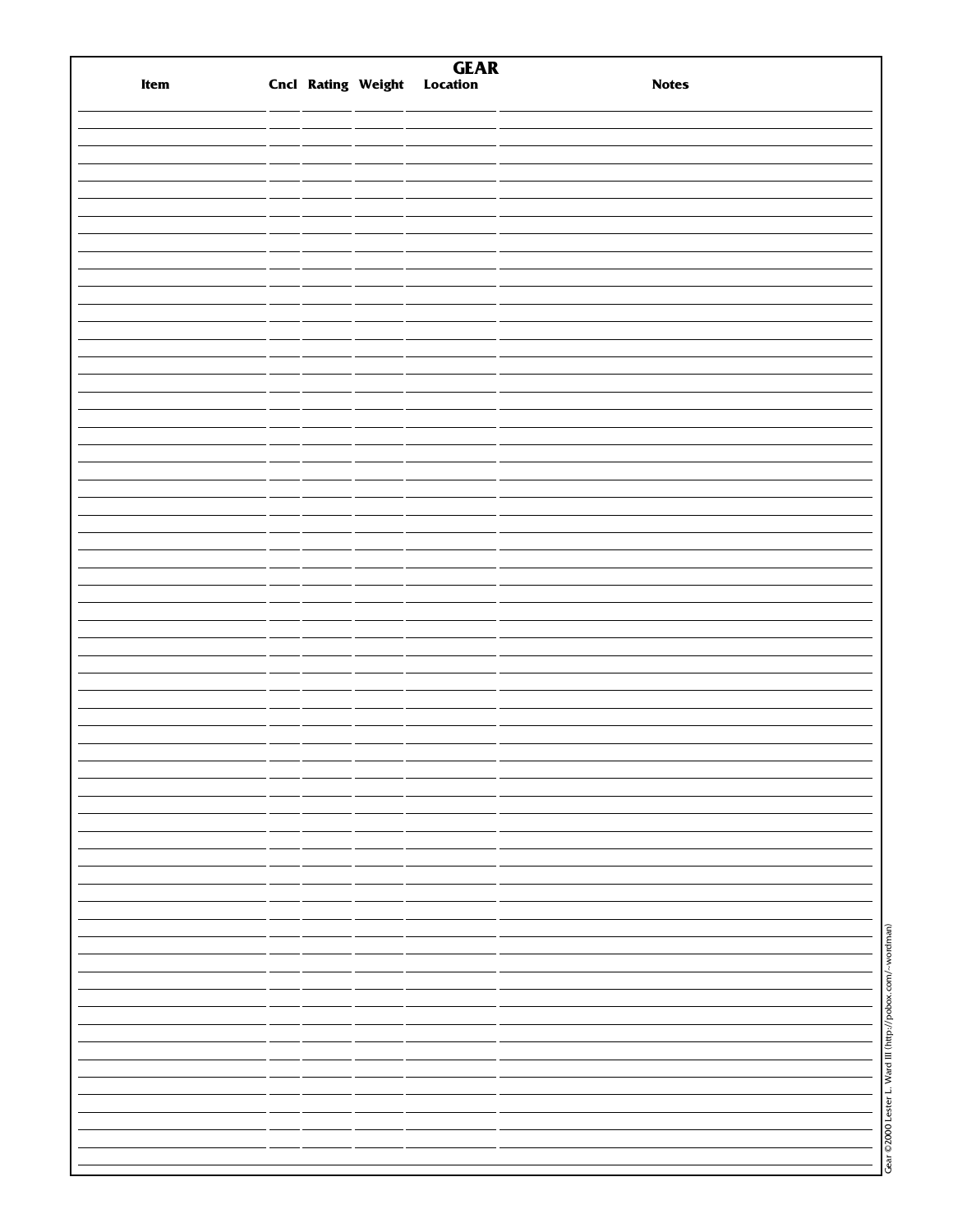# GEAR

| Item | Cncl | Rating | Weight | Location | Notes |
| --- | --- | --- | --- | --- | --- |
| | | | | | |
| | | | | | |
| | | | | | |
| | | | | | |
| | | | | | |
| | | | | | |
| | | | | | |
| | | | | | |
| | | | | | |
| | | | | | |
| | | | | | |
| | | | | | |
| | | | | | |
| | | | | | |
| | | | | | |
| | | | | | |
| | | | | | |
| | | | | | |
| | | | | | |
| | | | | | |
| | | | | | |
| | | | | | |
| | | | | | |
| | | | | | |
| | | | | | |
| | | | | | |
| | | | | | |
| | | | | | |
| | | | | | |
| | | | | | |
| | | | | | |
| | | | | | |
| | | | | | |
| | | | | | |
| | | | | | |
| | | | | | |
| | | | | | |
| | | | | | |
| | | | | | |
| | | | | | |
| | | | | | |
| | | | | | |
| | | | | | |
| | | | | | |
| | | | | | |
| | | | | | |
| | | | | | |
| | | | | | |
| | | | | | |
| | | | | | |
| | | | | | |
| | | | | | |
| | | | | | |
| | | | | | |
| | | | | | |
| | | | | | |
| | | | | | |
| | | | | | |
| | | | | | |
| | | | | | |
| | | | | | |
| | | | | | |
| | | | | | |
| | | | | | |

Gear ©2000 Lester L. Ward III (http://pobox.com/~wordman)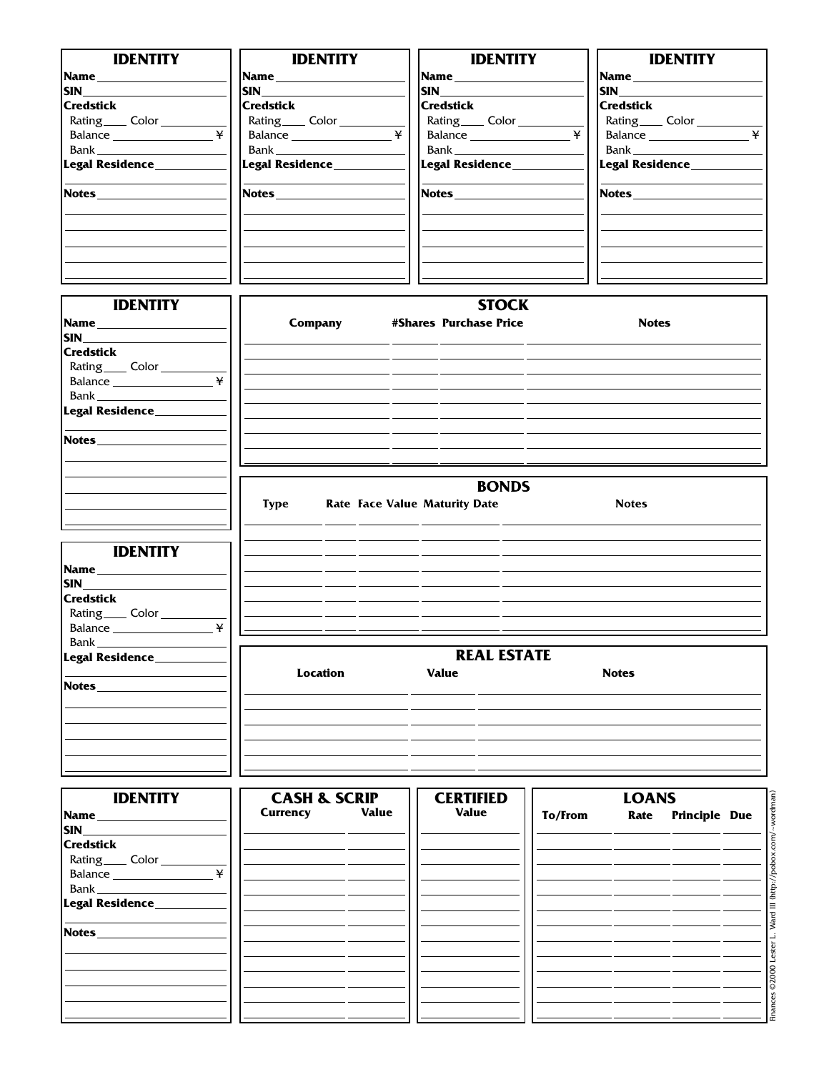## IDENTITY

**Name** ____________________
**SIN** ____________________
**Credstick**
Rating ____ Color __________
Balance ______________ ¥
Bank ____________________
**Legal Residence** __________

**Notes** ____________________

## IDENTITY

**Name** ____________________
**SIN** ____________________
**Credstick**
Rating ____ Color __________
Balance ______________ ¥
Bank ____________________
**Legal Residence** __________

**Notes** ____________________

## IDENTITY

**Name** ____________________
**SIN** ____________________
**Credstick**
Rating ____ Color __________
Balance ______________ ¥
Bank ____________________
**Legal Residence** __________

**Notes** ____________________

## IDENTITY

**Name** ____________________
**SIN** ____________________
**Credstick**
Rating ____ Color __________
Balance ______________ ¥
Bank ____________________
**Legal Residence** __________

**Notes** ____________________

## IDENTITY

**Name** ____________________
**SIN** ____________________
**Credstick**
Rating ____ Color __________
Balance ______________ ¥
Bank ____________________
**Legal Residence** __________

**Notes** ____________________

## STOCK

| Company | #Shares | Purchase Price | Notes |
|---|---|---|---|
| | | | |
| | | | |
| | | | |
| | | | |
| | | | |
| | | | |
| | | | |
| | | | |

## IDENTITY

**Name** ____________________
**SIN** ____________________
**Credstick**
Rating ____ Color __________
Balance ______________ ¥
Bank ____________________
**Legal Residence** __________

**Notes** ____________________

## BONDS

| Type | Rate | Face Value | Maturity Date | Notes |
|---|---|---|---|---|
| | | | | |
| | | | | |
| | | | | |
| | | | | |
| | | | | |
| | | | | |
| | | | | |
| | | | | |

## REAL ESTATE

| Location | Value | Notes |
|---|---|---|
| | | |
| | | |
| | | |
| | | |
| | | |
| | | |

## IDENTITY

**Name** ____________________
**SIN** ____________________
**Credstick**
Rating ____ Color __________
Balance ______________ ¥
Bank ____________________
**Legal Residence** __________

**Notes** ____________________

## CASH & SCRIP

| Currency | Value |
|---|---|
| | |
| | |
| | |
| | |
| | |
| | |
| | |
| | |
| | |
| | |
| | |
| | |

## CERTIFIED

| Value |
|---|
| |
| |
| |
| |
| |
| |
| |
| |
| |
| |
| |
| |

## LOANS

| To/From | Rate | Principle | Due |
|---|---|---|---|
| | | | |
| | | | |
| | | | |
| | | | |
| | | | |
| | | | |
| | | | |
| | | | |
| | | | |
| | | | |
| | | | |
| | | | |

Finances ©2000 Lester L. Ward III (http://pobox.com/~wordman)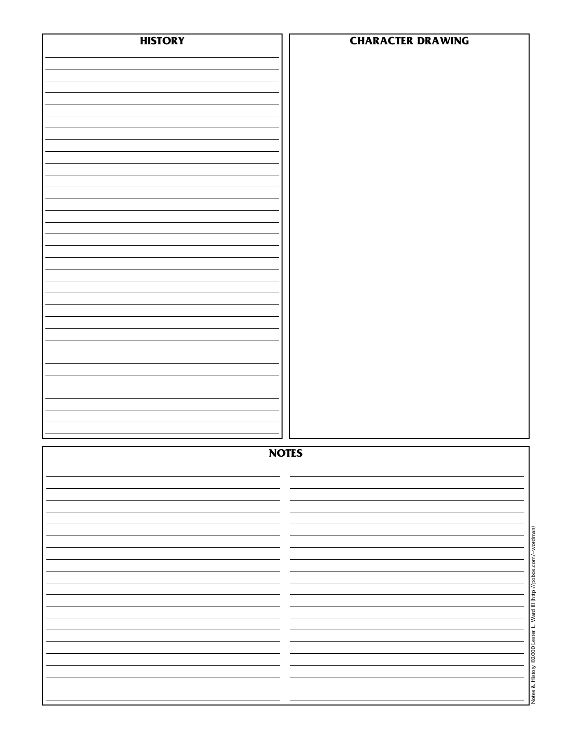## HISTORY

## CHARACTER DRAWING

## NOTES

Notes & History ©2000 Lester L. Ward III (http://pobox.com/~wordman)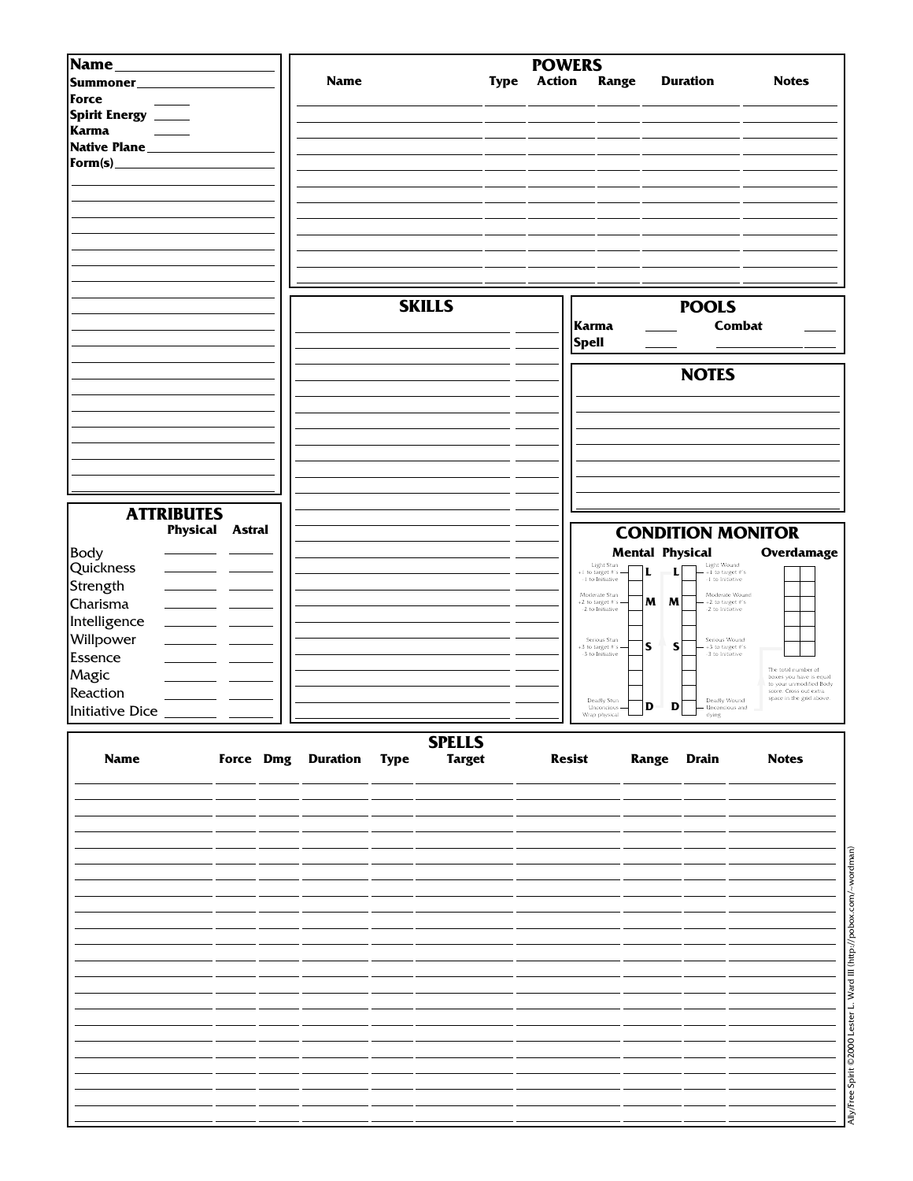**Name** ____________________

**Summoner** ____________________

**Force** _____

**Spirit Energy** _____

**Karma** _____

**Native Plane** ____________________

**Form(s)** ____________________

## POWERS

| Name | Type | Action | Range | Duration | Notes |
|---|---|---|---|---|---|
| | | | | | |
| | | | | | |
| | | | | | |
| | | | | | |
| | | | | | |
| | | | | | |
| | | | | | |
| | | | | | |
| | | | | | |
| | | | | | |
| | | | | | |
| | | | | | |

## ATTRIBUTES

| | Physical | Astral |
|---|---|---|
| Body | | |
| Quickness | | |
| Strength | | |
| Charisma | | |
| Intelligence | | |
| Willpower | | |
| Essence | | |
| Magic | | |
| Reaction | | |
| Initiative Dice | | |

## SKILLS

| | |
|---|---|
| | |
| | |
| | |
| | |
| | |
| | |
| | |
| | |
| | |
| | |
| | |
| | |
| | |
| | |
| | |
| | |
| | |
| | |
| | |
| | |
| | |
| | |
| | |
| | |
| | |

## POOLS

| | | | |
|---|---|---|---|
| **Karma** | | **Combat** | |
| **Spell** | | | |

## NOTES

## CONDITION MONITOR

**Mental** **Physical** **Overdamage**

| Mental | | Physical | |
|---|---|---|---|
| Light Stun +1 to target #'s -1 to Initiative | L | L | Light Wound +1 to target #'s -1 to Initiative |
| Moderate Stun +2 to target #'s -2 to Initiative | M | M | Moderate Wound +2 to target #'s -2 to Initiative |
| Serious Stun +3 to target #'s -3 to Initiative | S | S | Serious Wound +3 to target #'s -3 to Initiative |
| Deadly Stun Unconscious Wrap physical | D | D | Deadly Wound Unconscious and dying |

The total number of boxes you have is equal to your unmodified Body score. Cross out extra space in the grid above.

## SPELLS

| Name | Force | Dmg | Duration | Type | Target | Resist | Range | Drain | Notes |
|---|---|---|---|---|---|---|---|---|---|
| | | | | | | | | | |
| | | | | | | | | | |
| | | | | | | | | | |
| | | | | | | | | | |
| | | | | | | | | | |
| | | | | | | | | | |
| | | | | | | | | | |
| | | | | | | | | | |
| | | | | | | | | | |
| | | | | | | | | | |
| | | | | | | | | | |
| | | | | | | | | | |
| | | | | | | | | | |
| | | | | | | | | | |
| | | | | | | | | | |
| | | | | | | | | | |
| | | | | | | | | | |
| | | | | | | | | | |
| | | | | | | | | | |
| | | | | | | | | | |
| | | | | | | | | | |

Ally/Free Spirit ©2000 Lester L. Ward III (http://pobox.com/~wordman)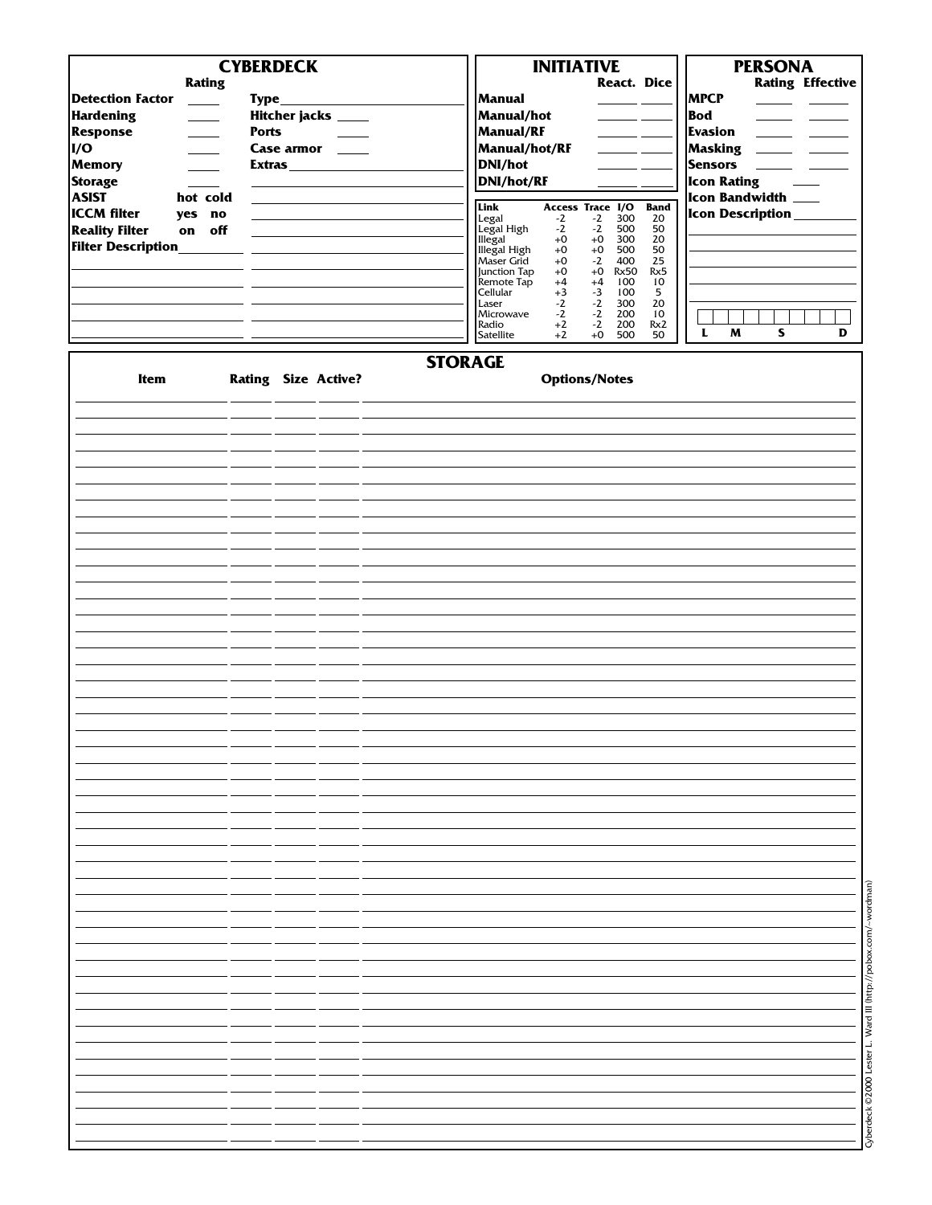## CYBERDECK

| | Rating | | |
|---|---|---|---|
| **Detection Factor** | ____ | **Type** | ____________ |
| **Hardening** | ____ | **Hitcher jacks** | ____ |
| **Response** | ____ | **Ports** | ____ |
| **I/O** | ____ | **Case armor** | ____ |
| **Memory** | ____ | **Extras** | ____________ |
| **Storage** | ____ | | |
| **ASIST** | hot cold | | |
| **ICCM filter** | yes no | | |
| **Reality Filter** | on off | | |
| **Filter Description** | ____________ | | |

## INITIATIVE

| | React. | Dice |
|---|---|---|
| **Manual** | ____ | ____ |
| **Manual/hot** | ____ | ____ |
| **Manual/RF** | ____ | ____ |
| **Manual/hot/RF** | ____ | ____ |
| **DNI/hot** | ____ | ____ |
| **DNI/hot/RF** | ____ | ____ |

| Link | Access | Trace | I/O | Band |
|---|---|---|---|---|
| Legal | -2 | -2 | 300 | 20 |
| Legal High | -2 | -2 | 500 | 50 |
| Illegal | +0 | +0 | 300 | 20 |
| Illegal High | +0 | +0 | 500 | 50 |
| Maser Grid | +0 | -2 | 400 | 25 |
| Junction Tap | +0 | +0 | Rx50 | Rx5 |
| Remote Tap | +4 | +4 | 100 | 10 |
| Cellular | +3 | -3 | 100 | 5 |
| Laser | -2 | -2 | 300 | 20 |
| Microwave | -2 | -2 | 200 | 10 |
| Radio | +2 | -2 | 200 | Rx2 |
| Satellite | +2 | +0 | 500 | 50 |

## PERSONA

| | Rating | Effective |
|---|---|---|
| **MPCP** | ____ | ____ |
| **Bod** | ____ | ____ |
| **Evasion** | ____ | ____ |
| **Masking** | ____ | ____ |
| **Sensors** | ____ | ____ |

**Icon Rating** ____

**Icon Bandwidth** ____

**Icon Description** ____________

L M S D

## STORAGE

| Item | Rating | Size | Active? | Options/Notes |
|---|---|---|---|---|
| | | | | |
| | | | | |
| | | | | |
| | | | | |
| | | | | |
| | | | | |
| | | | | |
| | | | | |
| | | | | |
| | | | | |

Cyberdeck ©2000 Lester L. Ward III (http://pobox.com/~wordman)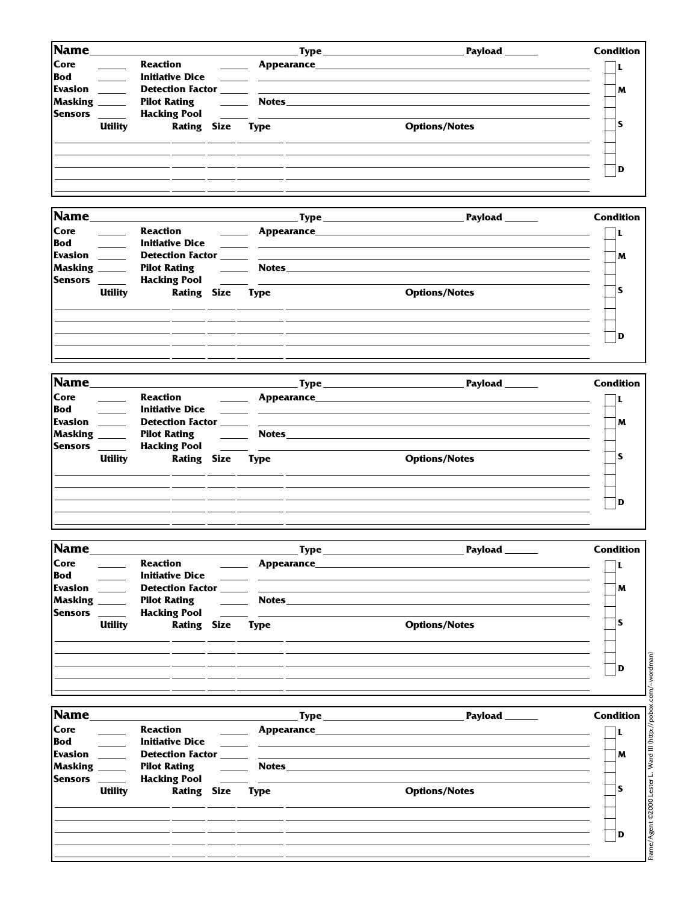**Name** ______________________ **Type** ______________________ **Payload** ______ **Condition**

| | | | | |
|---|---|---|---|---|
| **Core** | ____ | **Reaction** | ____ | **Appearance** ______________________ |
| **Bod** | ____ | **Initiative Dice** | ____ | ______________________ |
| **Evasion** | ____ | **Detection Factor** | ____ | ______________________ |
| **Masking** | ____ | **Pilot Rating** | ____ | **Notes** ______________________ |
| **Sensors** | ____ | **Hacking Pool** | ____ | ______________________ |

| Utility | Rating | Size | Type | Options/Notes |
|---|---|---|---|---|
| | | | | |
| | | | | |
| | | | | |
| | | | | |
| | | | | |

Condition: ☐ L ☐ ☐ M ☐ ☐ ☐ S ☐ ☐ ☐ ☐ D

---

**Name** ______________________ **Type** ______________________ **Payload** ______ **Condition**

| | | | | |
|---|---|---|---|---|
| **Core** | ____ | **Reaction** | ____ | **Appearance** ______________________ |
| **Bod** | ____ | **Initiative Dice** | ____ | ______________________ |
| **Evasion** | ____ | **Detection Factor** | ____ | ______________________ |
| **Masking** | ____ | **Pilot Rating** | ____ | **Notes** ______________________ |
| **Sensors** | ____ | **Hacking Pool** | ____ | ______________________ |

| Utility | Rating | Size | Type | Options/Notes |
|---|---|---|---|---|
| | | | | |
| | | | | |
| | | | | |
| | | | | |
| | | | | |

Condition: ☐ L ☐ ☐ M ☐ ☐ ☐ S ☐ ☐ ☐ ☐ D

---

**Name** ______________________ **Type** ______________________ **Payload** ______ **Condition**

| | | | | |
|---|---|---|---|---|
| **Core** | ____ | **Reaction** | ____ | **Appearance** ______________________ |
| **Bod** | ____ | **Initiative Dice** | ____ | ______________________ |
| **Evasion** | ____ | **Detection Factor** | ____ | ______________________ |
| **Masking** | ____ | **Pilot Rating** | ____ | **Notes** ______________________ |
| **Sensors** | ____ | **Hacking Pool** | ____ | ______________________ |

| Utility | Rating | Size | Type | Options/Notes |
|---|---|---|---|---|
| | | | | |
| | | | | |
| | | | | |
| | | | | |
| | | | | |

Condition: ☐ L ☐ ☐ M ☐ ☐ ☐ S ☐ ☐ ☐ ☐ D

---

**Name** ______________________ **Type** ______________________ **Payload** ______ **Condition**

| | | | | |
|---|---|---|---|---|
| **Core** | ____ | **Reaction** | ____ | **Appearance** ______________________ |
| **Bod** | ____ | **Initiative Dice** | ____ | ______________________ |
| **Evasion** | ____ | **Detection Factor** | ____ | ______________________ |
| **Masking** | ____ | **Pilot Rating** | ____ | **Notes** ______________________ |
| **Sensors** | ____ | **Hacking Pool** | ____ | ______________________ |

| Utility | Rating | Size | Type | Options/Notes |
|---|---|---|---|---|
| | | | | |
| | | | | |
| | | | | |
| | | | | |
| | | | | |

Condition: ☐ L ☐ ☐ M ☐ ☐ ☐ S ☐ ☐ ☐ ☐ D

---

**Name** ______________________ **Type** ______________________ **Payload** ______ **Condition**

| | | | | |
|---|---|---|---|---|
| **Core** | ____ | **Reaction** | ____ | **Appearance** ______________________ |
| **Bod** | ____ | **Initiative Dice** | ____ | ______________________ |
| **Evasion** | ____ | **Detection Factor** | ____ | ______________________ |
| **Masking** | ____ | **Pilot Rating** | ____ | **Notes** ______________________ |
| **Sensors** | ____ | **Hacking Pool** | ____ | ______________________ |

| Utility | Rating | Size | Type | Options/Notes |
|---|---|---|---|---|
| | | | | |
| | | | | |
| | | | | |
| | | | | |
| | | | | |

Condition: ☐ L ☐ ☐ M ☐ ☐ ☐ S ☐ ☐ ☐ ☐ D

Frame/Agent ©2000 Lester L. Ward III (http://pobox.com/~wordman)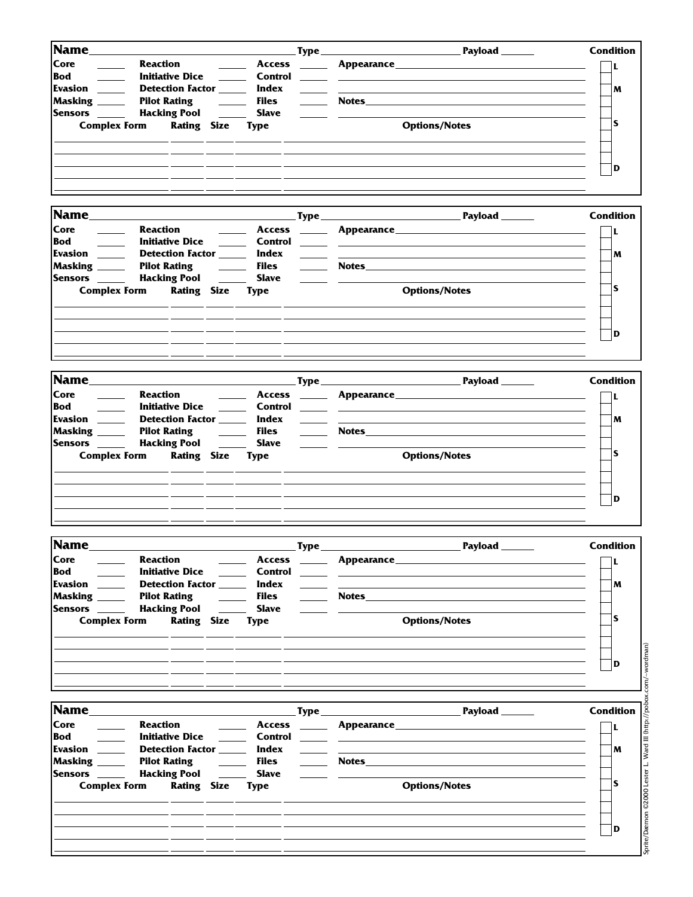**Name** ______________________ **Type** ______________________ **Payload** ______ **Condition**

| | | | | | |
|---|---|---|---|---|---|
| **Core** | ____ | **Reaction** | ____ | **Access** | ____ |
| **Bod** | ____ | **Initiative Dice** | ____ | **Control** | ____ |
| **Evasion** | ____ | **Detection Factor** | ____ | **Index** | ____ |
| **Masking** | ____ | **Pilot Rating** | ____ | **Files** | ____ |
| **Sensors** | ____ | **Hacking Pool** | ____ | **Slave** | ____ |

**Appearance** ______________________

**Notes** ______________________

| Complex Form | Rating | Size | Type | Options/Notes |
|---|---|---|---|---|
| | | | | |
| | | | | |
| | | | | |
| | | | | |
| | | | | |

Condition: L ☐ ☐ M ☐ ☐ ☐ S ☐ ☐ ☐ ☐ D ☐

---

**Name** ______________________ **Type** ______________________ **Payload** ______ **Condition**

| | | | | | |
|---|---|---|---|---|---|
| **Core** | ____ | **Reaction** | ____ | **Access** | ____ |
| **Bod** | ____ | **Initiative Dice** | ____ | **Control** | ____ |
| **Evasion** | ____ | **Detection Factor** | ____ | **Index** | ____ |
| **Masking** | ____ | **Pilot Rating** | ____ | **Files** | ____ |
| **Sensors** | ____ | **Hacking Pool** | ____ | **Slave** | ____ |

**Appearance** ______________________

**Notes** ______________________

| Complex Form | Rating | Size | Type | Options/Notes |
|---|---|---|---|---|
| | | | | |
| | | | | |
| | | | | |
| | | | | |
| | | | | |

Condition: L ☐ ☐ M ☐ ☐ ☐ S ☐ ☐ ☐ ☐ D ☐

---

**Name** ______________________ **Type** ______________________ **Payload** ______ **Condition**

| | | | | | |
|---|---|---|---|---|---|
| **Core** | ____ | **Reaction** | ____ | **Access** | ____ |
| **Bod** | ____ | **Initiative Dice** | ____ | **Control** | ____ |
| **Evasion** | ____ | **Detection Factor** | ____ | **Index** | ____ |
| **Masking** | ____ | **Pilot Rating** | ____ | **Files** | ____ |
| **Sensors** | ____ | **Hacking Pool** | ____ | **Slave** | ____ |

**Appearance** ______________________

**Notes** ______________________

| Complex Form | Rating | Size | Type | Options/Notes |
|---|---|---|---|---|
| | | | | |
| | | | | |
| | | | | |
| | | | | |
| | | | | |

Condition: L ☐ ☐ M ☐ ☐ ☐ S ☐ ☐ ☐ ☐ D ☐

---

**Name** ______________________ **Type** ______________________ **Payload** ______ **Condition**

| | | | | | |
|---|---|---|---|---|---|
| **Core** | ____ | **Reaction** | ____ | **Access** | ____ |
| **Bod** | ____ | **Initiative Dice** | ____ | **Control** | ____ |
| **Evasion** | ____ | **Detection Factor** | ____ | **Index** | ____ |
| **Masking** | ____ | **Pilot Rating** | ____ | **Files** | ____ |
| **Sensors** | ____ | **Hacking Pool** | ____ | **Slave** | ____ |

**Appearance** ______________________

**Notes** ______________________

| Complex Form | Rating | Size | Type | Options/Notes |
|---|---|---|---|---|
| | | | | |
| | | | | |
| | | | | |
| | | | | |
| | | | | |

Condition: L ☐ ☐ M ☐ ☐ ☐ S ☐ ☐ ☐ ☐ D ☐

---

**Name** ______________________ **Type** ______________________ **Payload** ______ **Condition**

| | | | | | |
|---|---|---|---|---|---|
| **Core** | ____ | **Reaction** | ____ | **Access** | ____ |
| **Bod** | ____ | **Initiative Dice** | ____ | **Control** | ____ |
| **Evasion** | ____ | **Detection Factor** | ____ | **Index** | ____ |
| **Masking** | ____ | **Pilot Rating** | ____ | **Files** | ____ |
| **Sensors** | ____ | **Hacking Pool** | ____ | **Slave** | ____ |

**Appearance** ______________________

**Notes** ______________________

| Complex Form | Rating | Size | Type | Options/Notes |
|---|---|---|---|---|
| | | | | |
| | | | | |
| | | | | |
| | | | | |
| | | | | |

Condition: L ☐ ☐ M ☐ ☐ ☐ S ☐ ☐ ☐ ☐ D ☐

Sprite/Daemon ©2000 Lester L. Ward III (http://pobox.com/~wordman)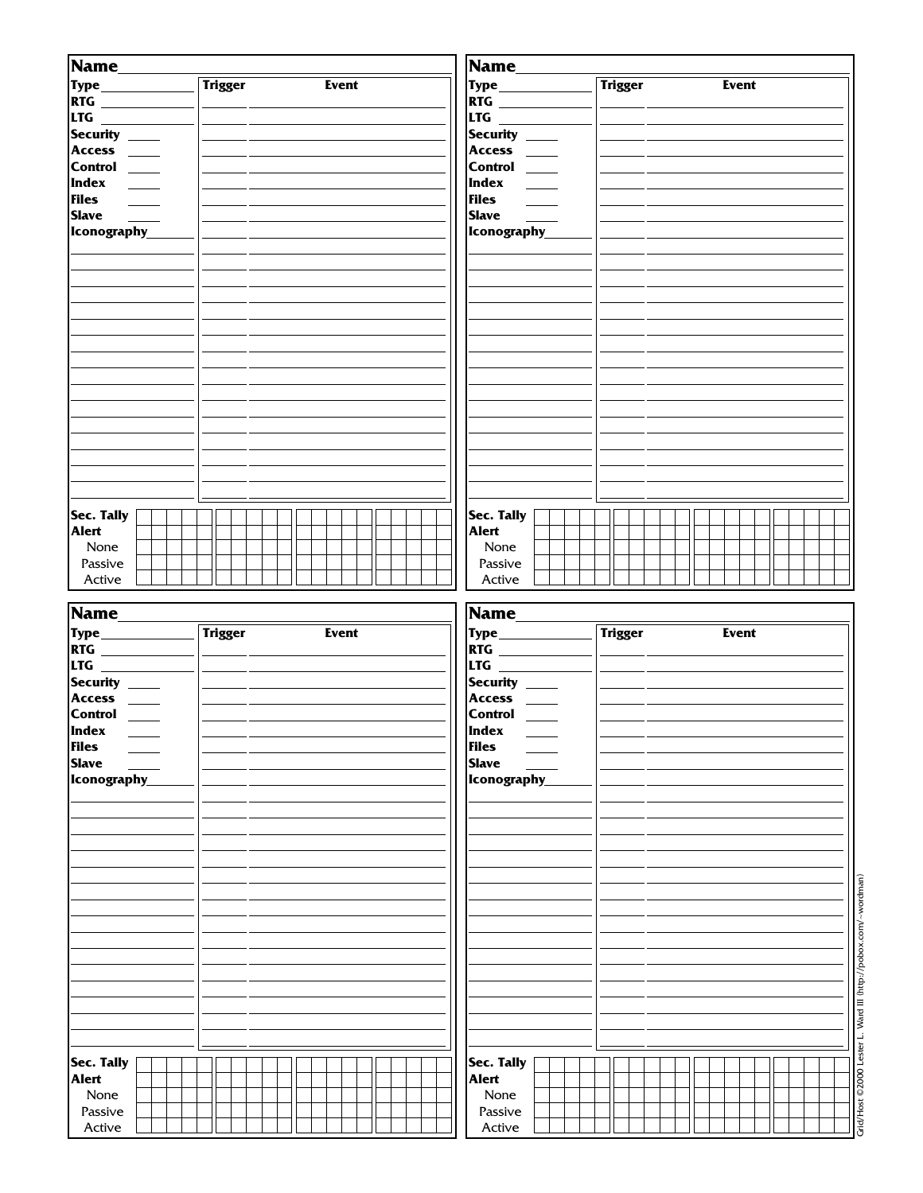**Name**

| | |
|---|---|
| **Type** | |
| **RTG** | |
| **LTG** | |
| **Security** | |
| **Access** | |
| **Control** | |
| **Index** | |
| **Files** | |
| **Slave** | |
| **Iconography** | |

| Trigger | Event |
|---|---|
| | |

**Sec. Tally**

**Alert**

None

Passive

Active

**Name**

| | |
|---|---|
| **Type** | |
| **RTG** | |
| **LTG** | |
| **Security** | |
| **Access** | |
| **Control** | |
| **Index** | |
| **Files** | |
| **Slave** | |
| **Iconography** | |

| Trigger | Event |
|---|---|
| | |

**Sec. Tally**

**Alert**

None

Passive

Active

**Name**

| | |
|---|---|
| **Type** | |
| **RTG** | |
| **LTG** | |
| **Security** | |
| **Access** | |
| **Control** | |
| **Index** | |
| **Files** | |
| **Slave** | |
| **Iconography** | |

| Trigger | Event |
|---|---|
| | |

**Sec. Tally**

**Alert**

None

Passive

Active

**Name**

| | |
|---|---|
| **Type** | |
| **RTG** | |
| **LTG** | |
| **Security** | |
| **Access** | |
| **Control** | |
| **Index** | |
| **Files** | |
| **Slave** | |
| **Iconography** | |

| Trigger | Event |
|---|---|
| | |

**Sec. Tally**

**Alert**

None

Passive

Active

Grid/Host ©2000 Lester L. Ward III (http://pobox.com/~wordman)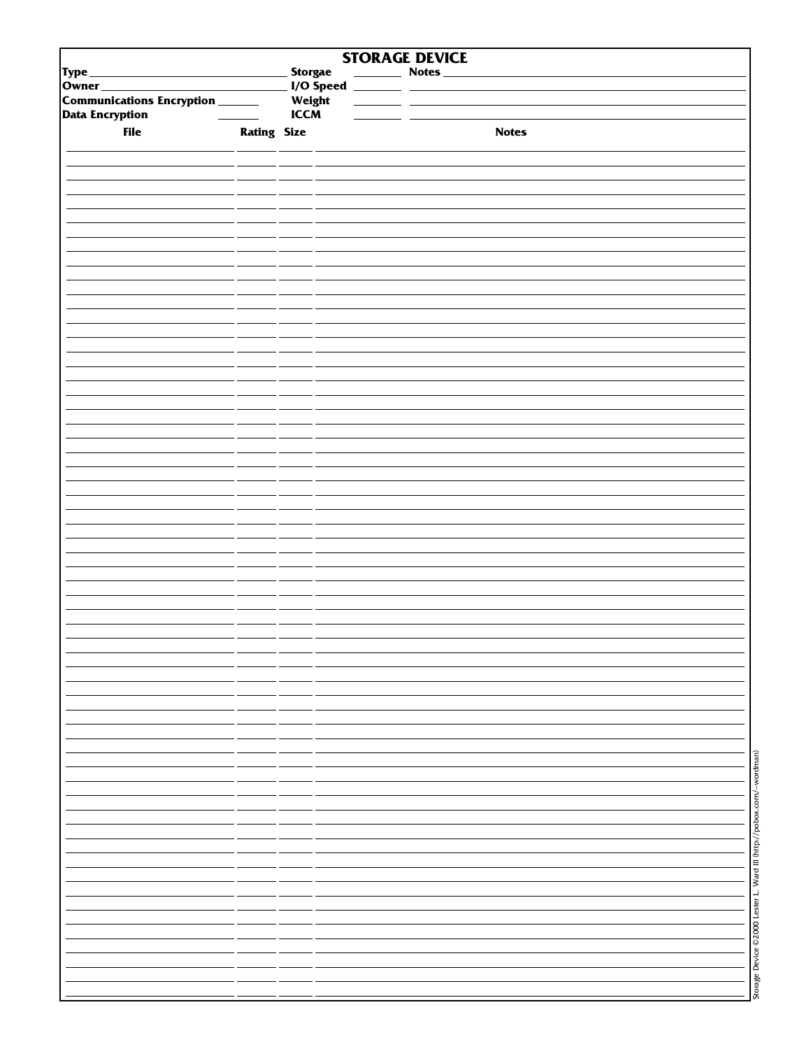# STORAGE DEVICE

**Type** ______________________ **Storgae** ________ **Notes** ______________________

**Owner** ______________________ **I/O Speed** ________

**Communications Encryption** ______ **Weight** ________

**Data Encryption** ______ **ICCM** ________

| File | Rating | Size | Notes |
|---|---|---|---|
| | | | |
| | | | |
| | | | |
| | | | |
| | | | |
| | | | |
| | | | |
| | | | |
| | | | |
| | | | |
| | | | |
| | | | |
| | | | |
| | | | |
| | | | |
| | | | |
| | | | |
| | | | |
| | | | |
| | | | |

Storage Device ©2000 Lester L. Ward III (http://pobox.com/~wordman)